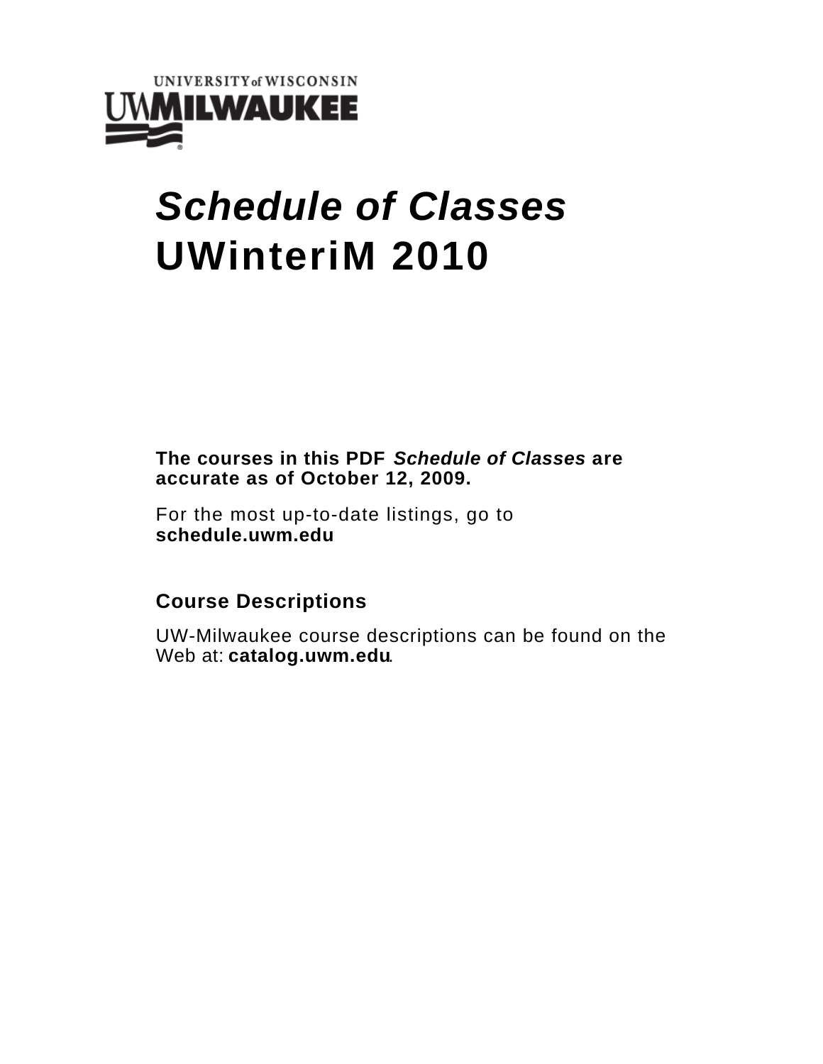UNIVERSITY of WISCONSIN

UWMILWAUKEE

# *Schedule of Classes*
# UWinteriM 2010

**The courses in this PDF *Schedule of Classes* are accurate as of October 12, 2009.**

For the most up-to-date listings, go to **schedule.uwm.edu**

## Course Descriptions

UW-Milwaukee course descriptions can be found on the Web at: **catalog.uwm.edu**.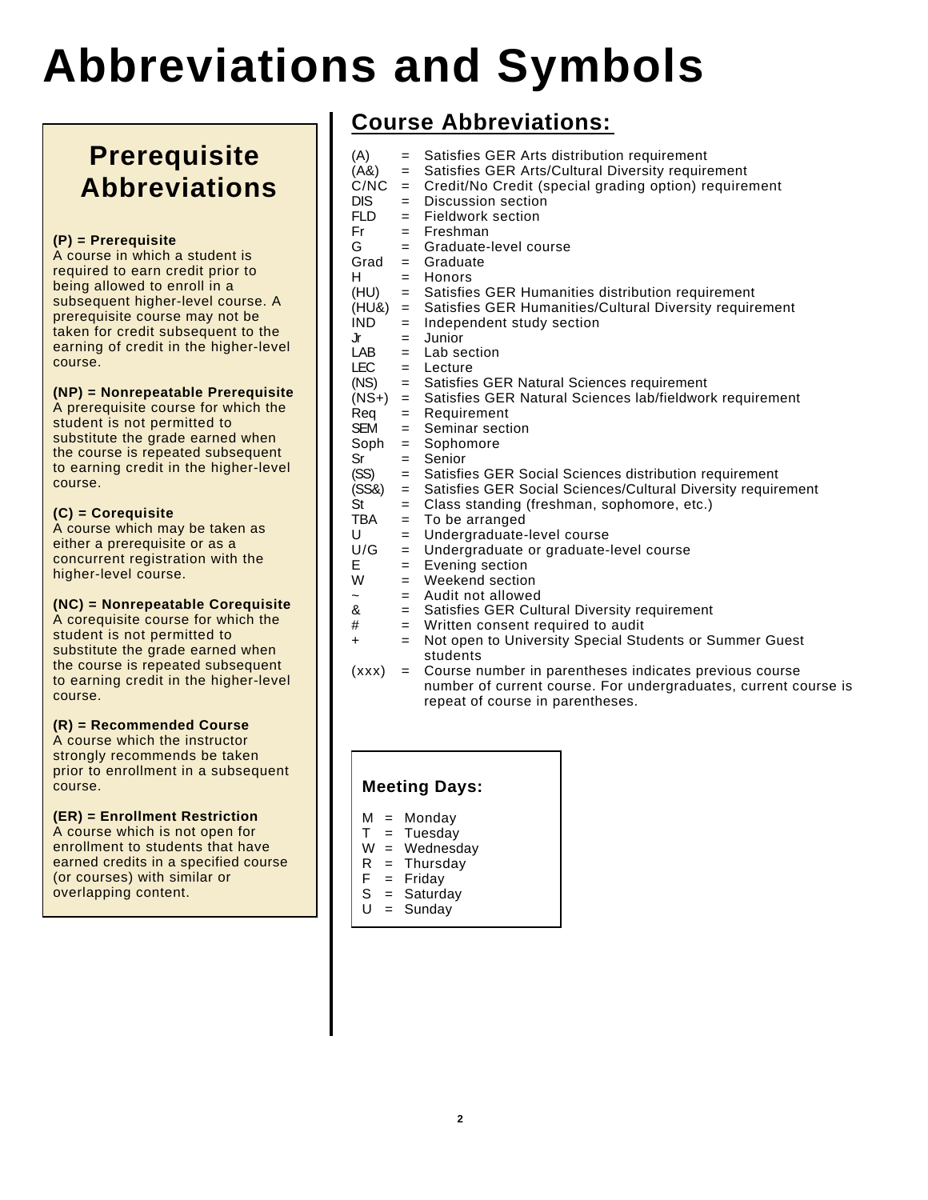# Abbreviations and Symbols

## Prerequisite Abbreviations

**(P) = Prerequisite**
A course in which a student is required to earn credit prior to being allowed to enroll in a subsequent higher-level course. A prerequisite course may not be taken for credit subsequent to the earning of credit in the higher-level course.

**(NP) = Nonrepeatable Prerequisite**
A prerequisite course for which the student is not permitted to substitute the grade earned when the course is repeated subsequent to earning credit in the higher-level course.

**(C) = Corequisite**
A course which may be taken as either a prerequisite or as a concurrent registration with the higher-level course.

**(NC) = Nonrepeatable Corequisite**
A corequisite course for which the student is not permitted to substitute the grade earned when the course is repeated subsequent to earning credit in the higher-level course.

**(R) = Recommended Course**
A course which the instructor strongly recommends be taken prior to enrollment in a subsequent course.

**(ER) = Enrollment Restriction**
A course which is not open for enrollment to students that have earned credits in a specified course (or courses) with similar or overlapping content.

## Course Abbreviations:

| | | |
|---|---|---|
| (A) | = | Satisfies GER Arts distribution requirement |
| (A&) | = | Satisfies GER Arts/Cultural Diversity requirement |
| C/NC | = | Credit/No Credit (special grading option) requirement |
| DIS | = | Discussion section |
| FLD | = | Fieldwork section |
| Fr | = | Freshman |
| G | = | Graduate-level course |
| Grad | = | Graduate |
| H | = | Honors |
| (HU) | = | Satisfies GER Humanities distribution requirement |
| (HU&) | = | Satisfies GER Humanities/Cultural Diversity requirement |
| IND | = | Independent study section |
| Jr | = | Junior |
| LAB | = | Lab section |
| LEC | = | Lecture |
| (NS) | = | Satisfies GER Natural Sciences requirement |
| (NS+) | = | Satisfies GER Natural Sciences lab/fieldwork requirement |
| Req | = | Requirement |
| SEM | = | Seminar section |
| Soph | = | Sophomore |
| Sr | = | Senior |
| (SS) | = | Satisfies GER Social Sciences distribution requirement |
| (SS&) | = | Satisfies GER Social Sciences/Cultural Diversity requirement |
| St | = | Class standing (freshman, sophomore, etc.) |
| TBA | = | To be arranged |
| U | = | Undergraduate-level course |
| U/G | = | Undergraduate or graduate-level course |
| E | = | Evening section |
| W | = | Weekend section |
| ~ | = | Audit not allowed |
| & | = | Satisfies GER Cultural Diversity requirement |
| # | = | Written consent required to audit |
| + | = | Not open to University Special Students or Summer Guest students |
| (xxx) | = | Course number in parentheses indicates previous course number of current course. For undergraduates, current course is repeat of course in parentheses. |

### Meeting Days:

| | | |
|---|---|---|
| M | = | Monday |
| T | = | Tuesday |
| W | = | Wednesday |
| R | = | Thursday |
| F | = | Friday |
| S | = | Saturday |
| U | = | Sunday |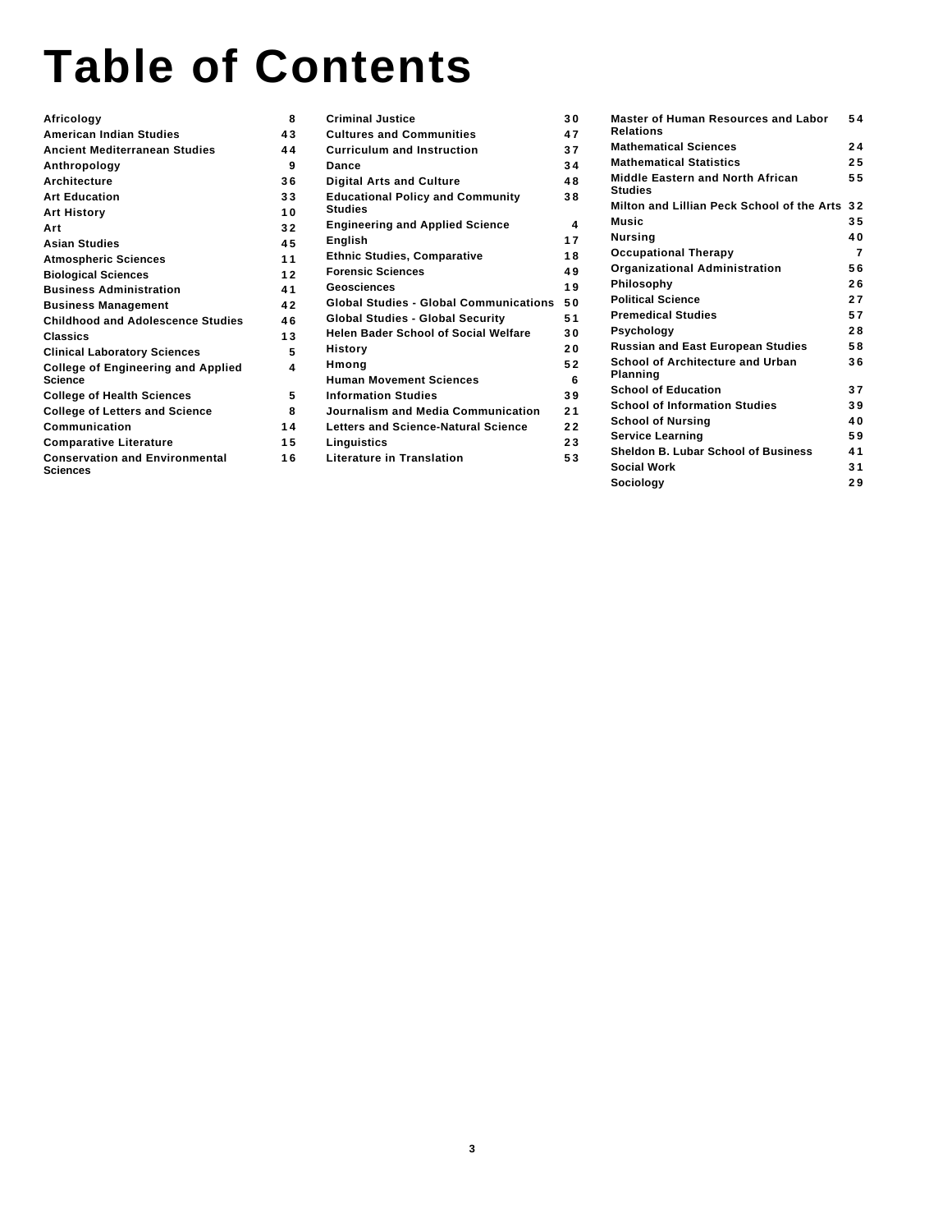# Table of Contents

| | |
|---|---|
| Africology | 8 |
| American Indian Studies | 43 |
| Ancient Mediterranean Studies | 44 |
| Anthropology | 9 |
| Architecture | 36 |
| Art Education | 33 |
| Art History | 10 |
| Art | 32 |
| Asian Studies | 45 |
| Atmospheric Sciences | 11 |
| Biological Sciences | 12 |
| Business Administration | 41 |
| Business Management | 42 |
| Childhood and Adolescence Studies | 46 |
| Classics | 13 |
| Clinical Laboratory Sciences | 5 |
| College of Engineering and Applied Science | 4 |
| College of Health Sciences | 5 |
| College of Letters and Science | 8 |
| Communication | 14 |
| Comparative Literature | 15 |
| Conservation and Environmental Sciences | 16 |
| Criminal Justice | 30 |
| Cultures and Communities | 47 |
| Curriculum and Instruction | 37 |
| Dance | 34 |
| Digital Arts and Culture | 48 |
| Educational Policy and Community Studies | 38 |
| Engineering and Applied Science | 4 |
| English | 17 |
| Ethnic Studies, Comparative | 18 |
| Forensic Sciences | 49 |
| Geosciences | 19 |
| Global Studies - Global Communications | 50 |
| Global Studies - Global Security | 51 |
| Helen Bader School of Social Welfare | 30 |
| History | 20 |
| Hmong | 52 |
| Human Movement Sciences | 6 |
| Information Studies | 39 |
| Journalism and Media Communication | 21 |
| Letters and Science-Natural Science | 22 |
| Linguistics | 23 |
| Literature in Translation | 53 |
| Master of Human Resources and Labor Relations | 54 |
| Mathematical Sciences | 24 |
| Mathematical Statistics | 25 |
| Middle Eastern and North African Studies | 55 |
| Milton and Lillian Peck School of the Arts | 32 |
| Music | 35 |
| Nursing | 40 |
| Occupational Therapy | 7 |
| Organizational Administration | 56 |
| Philosophy | 26 |
| Political Science | 27 |
| Premedical Studies | 57 |
| Psychology | 28 |
| Russian and East European Studies | 58 |
| School of Architecture and Urban Planning | 36 |
| School of Education | 37 |
| School of Information Studies | 39 |
| School of Nursing | 40 |
| Service Learning | 59 |
| Sheldon B. Lubar School of Business | 41 |
| Social Work | 31 |
| Sociology | 29 |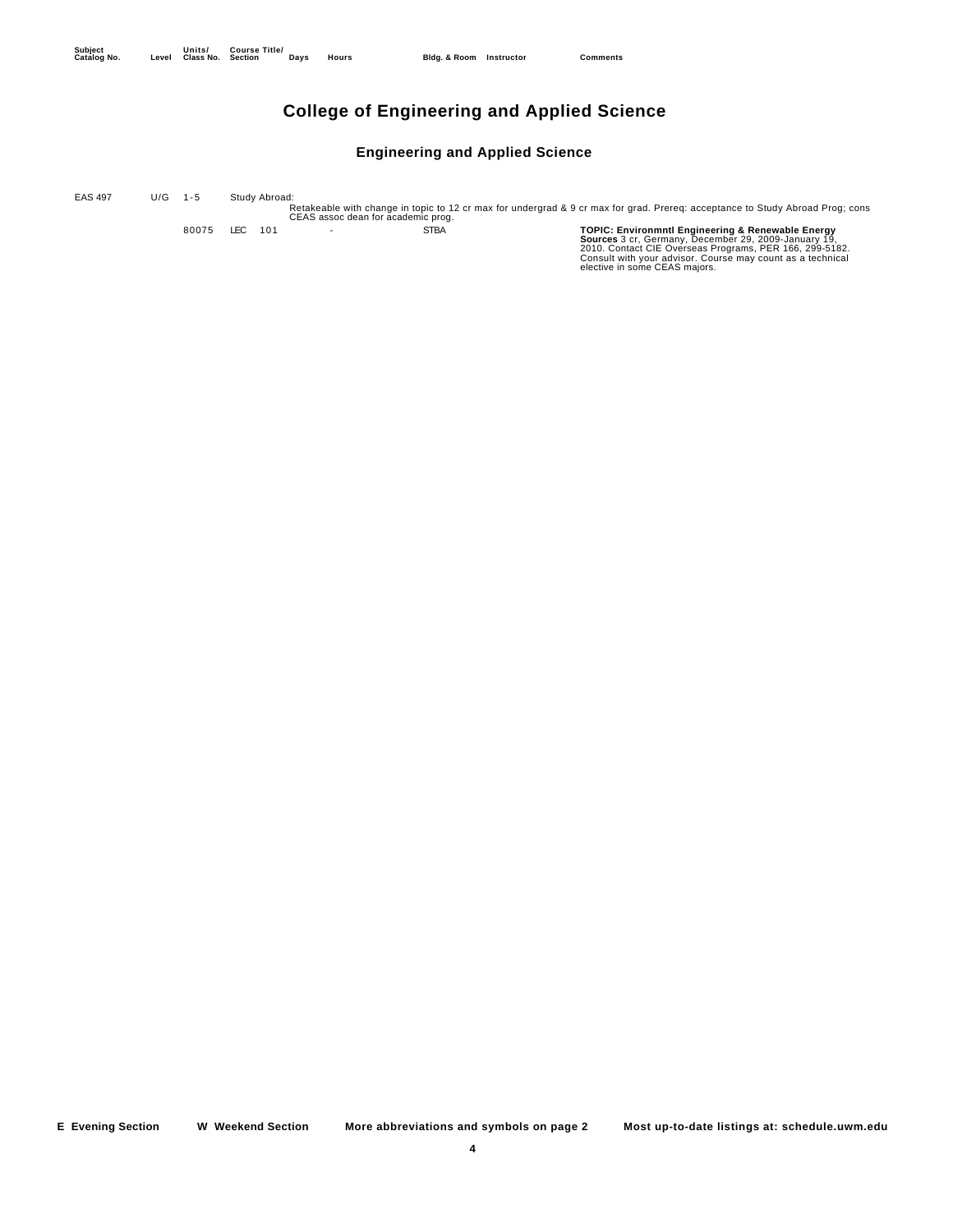| Subject Catalog No. | Level | Units/ Class No. | Course Title/ Section | | Days | Hours | Bldg. & Room | Instructor | Comments |
|---|---|---|---|---|---|---|---|---|---|

# College of Engineering and Applied Science

## Engineering and Applied Science

| Subject Catalog No. | Level | Units/ Class No. | Course Title/ Section | | Days | Hours | Bldg. & Room | Instructor | Comments |
|---|---|---|---|---|---|---|---|---|---|
| EAS 497 | U/G | 1-5 | Study Abroad: | | | | | | |
| | | | Retakeable with change in topic to 12 cr max for undergrad & 9 cr max for grad. Prereq: acceptance to Study Abroad Prog; cons CEAS assoc dean for academic prog. | | | | | | |
| | | 80075 | LEC | 101 | | - | STBA | | **TOPIC: Environmntl Engineering & Renewable Energy Sources** 3 cr, Germany, December 29, 2009-January 19, 2010. Contact CIE Overseas Programs, PER 166, 299-5182. Consult with your advisor. Course may count as a technical elective in some CEAS majors. |

**E** Evening Section **W** Weekend Section More abbreviations and symbols on page 2 Most up-to-date listings at: schedule.uwm.edu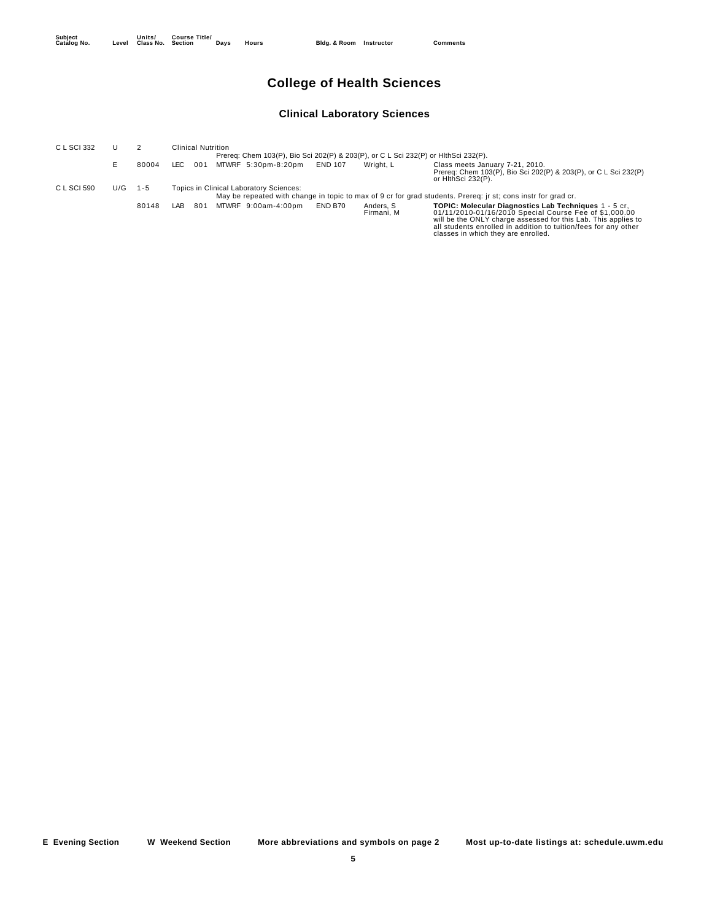| Subject Catalog No. | Level | Units/ Class No. | Course Title/ Section | | Days | Hours | Bldg. & Room | Instructor | Comments |
|---|---|---|---|---|---|---|---|---|---|

# College of Health Sciences

## Clinical Laboratory Sciences

| Subject Catalog No. | Level | Units/ Class No. | Course Title/ Section | | Days | Hours | Bldg. & Room | Instructor | Comments |
|---|---|---|---|---|---|---|---|---|---|
| C L SCI 332 | U | 2 | Clinical Nutrition | | | | | | |
| | | | Prereq: Chem 103(P), Bio Sci 202(P) & 203(P), or C L Sci 232(P) or HlthSci 232(P). | | | | | | |
| | E | 80004 | LEC | 001 | MTWRF | 5:30pm-8:20pm | END 107 | Wright, L | Class meets January 7-21, 2010. Prereq: Chem 103(P), Bio Sci 202(P) & 203(P), or C L Sci 232(P) or HlthSci 232(P). |
| C L SCI 590 | U/G | 1-5 | Topics in Clinical Laboratory Sciences: | | | | | | |
| | | | May be repeated with change in topic to max of 9 cr for grad students. Prereq: jr st; cons instr for grad cr. | | | | | | |
| | | 80148 | LAB | 801 | MTWRF | 9:00am-4:00pm | END B70 | Anders, S Firmani, M | **TOPIC: Molecular Diagnostics Lab Techniques** 1 - 5 cr, 01/11/2010-01/16/2010 Special Course Fee of $1,000.00 will be the ONLY charge assessed for this Lab. This applies to all students enrolled in addition to tuition/fees for any other classes in which they are enrolled. |

**E** Evening Section **W** Weekend Section More abbreviations and symbols on page 2 Most up-to-date listings at: schedule.uwm.edu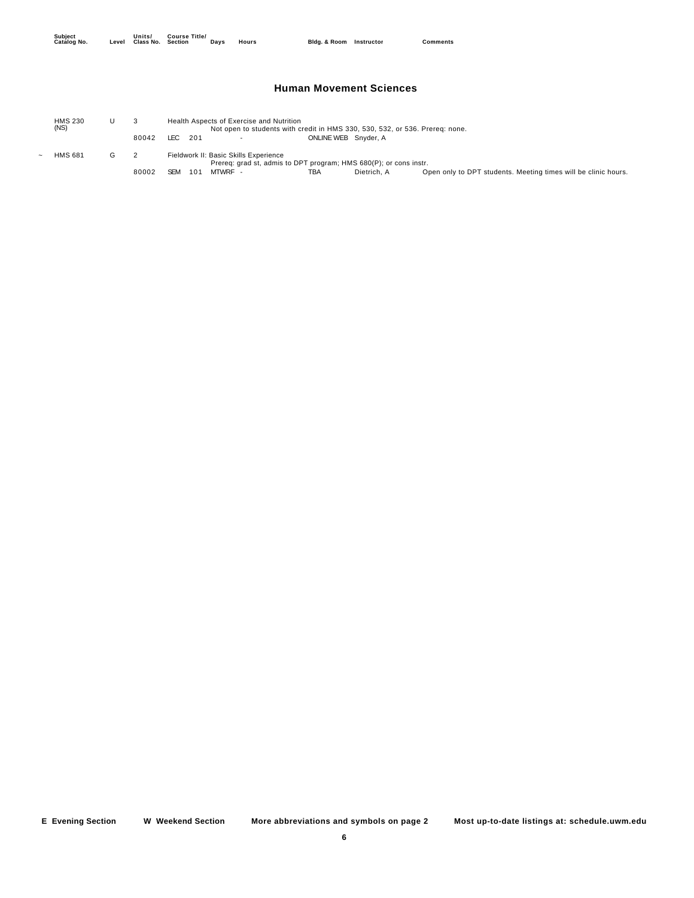| | Subject Catalog No. | Level | Units/ Class No. | Course Title/ Section | | Days | Hours | Bldg. & Room | Instructor | Comments |
|---|---|---|---|---|---|---|---|---|---|---|

## Human Movement Sciences

| | Subject Catalog No. | Level | Units/ Class No. | Course Title/ Section | | Days | Hours | Bldg. & Room | Instructor | Comments |
|---|---|---|---|---|---|---|---|---|---|---|
| | HMS 230 (NS) | U | 3 | Health Aspects of Exercise and Nutrition | | | | | | |
| | | | | Not open to students with credit in HMS 330, 530, 532, or 536. Prereq: none. | | | | | | |
| | | | 80042 | LEC | 201 | | - | ONLINE WEB | Snyder, A | |
| ~ | HMS 681 | G | 2 | Fieldwork II: Basic Skills Experience | | | | | | |
| | | | | Prereq: grad st, admis to DPT program; HMS 680(P); or cons instr. | | | | | | |
| | | | 80002 | SEM | 101 | MTWRF | - | TBA | Dietrich, A | Open only to DPT students. Meeting times will be clinic hours. |

**E** Evening Section **W** Weekend Section **More abbreviations and symbols on page 2** **Most up-to-date listings at: schedule.uwm.edu**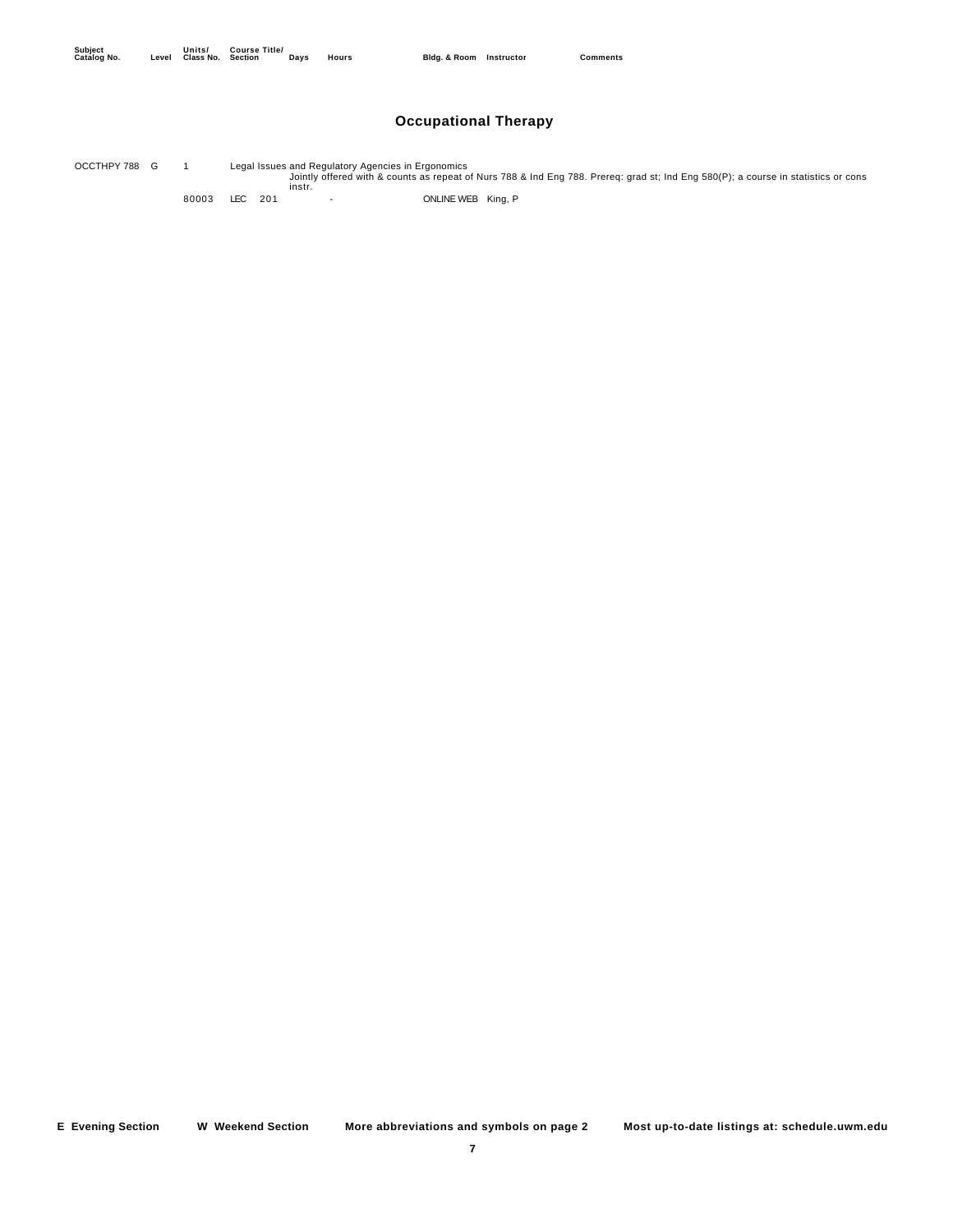| Subject Catalog No. | Level | Units/ Class No. | Course Title/ Section | Days | Hours | Bldg. & Room | Instructor | Comments |
|---|---|---|---|---|---|---|---|---|

## Occupational Therapy

| Subject Catalog No. | Level | Units/ Class No. | Course Title/ Section | Days | Hours | Bldg. & Room | Instructor | Comments |
|---|---|---|---|---|---|---|---|---|
| OCCTHPY 788 | G | 1 | Legal Issues and Regulatory Agencies in Ergonomics | | | | | |
| | | | Jointly offered with & counts as repeat of Nurs 788 & Ind Eng 788. Prereq: grad st; Ind Eng 580(P); a course in statistics or cons instr. | | | | | |
| | | 80003 | LEC 201 | | - | ONLINE WEB | King, P | |

**E** Evening Section **W** Weekend Section More abbreviations and symbols on page 2 Most up-to-date listings at: schedule.uwm.edu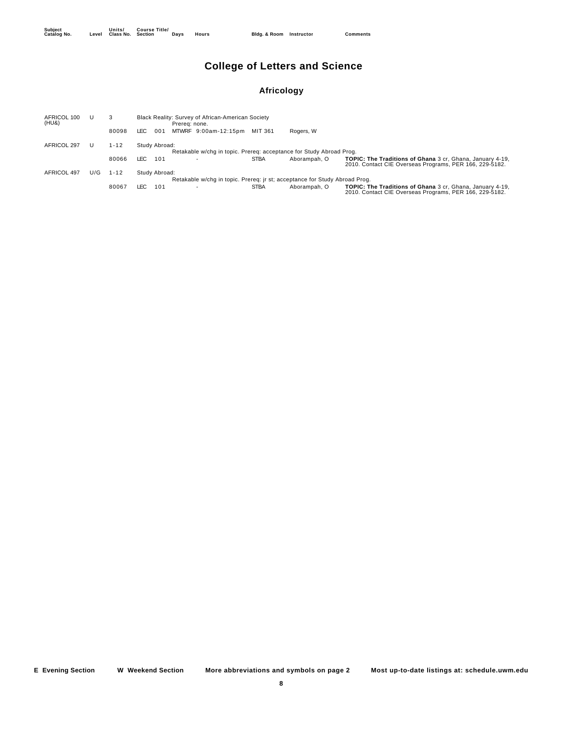| Subject Catalog No. | Level | Units/ Class No. | Course Title/ Section | | Days | Hours | Bldg. & Room | Instructor | Comments |
|---|---|---|---|---|---|---|---|---|---|

# College of Letters and Science

## Africology

| Subject Catalog No. | Level | Units/ Class No. | Course Title/ Section | | Days | Hours | Bldg. & Room | Instructor | Comments |
|---|---|---|---|---|---|---|---|---|---|
| AFRICOL 100 (HU&) | U | 3 | Black Reality: Survey of African-American Society<br>Prereq: none. | | | | | | |
| | | 80098 | LEC | 001 | MTWRF | 9:00am-12:15pm | MIT 361 | Rogers, W | |
| AFRICOL 297 | U | 1-12 | Study Abroad:<br>Retakable w/chg in topic. Prereq: acceptance for Study Abroad Prog. | | | | | | |
| | | 80066 | LEC | 101 | | - | STBA | Aborampah, O | **TOPIC: The Traditions of Ghana** 3 cr, Ghana, January 4-19, 2010. Contact CIE Overseas Programs, PER 166, 229-5182. |
| AFRICOL 497 | U/G | 1-12 | Study Abroad:<br>Retakable w/chg in topic. Prereq: jr st; acceptance for Study Abroad Prog. | | | | | | |
| | | 80067 | LEC | 101 | | - | STBA | Aborampah, O | **TOPIC: The Traditions of Ghana** 3 cr, Ghana, January 4-19, 2010. Contact CIE Overseas Programs, PER 166, 229-5182. |

**E** Evening Section **W** Weekend Section More abbreviations and symbols on page 2 Most up-to-date listings at: schedule.uwm.edu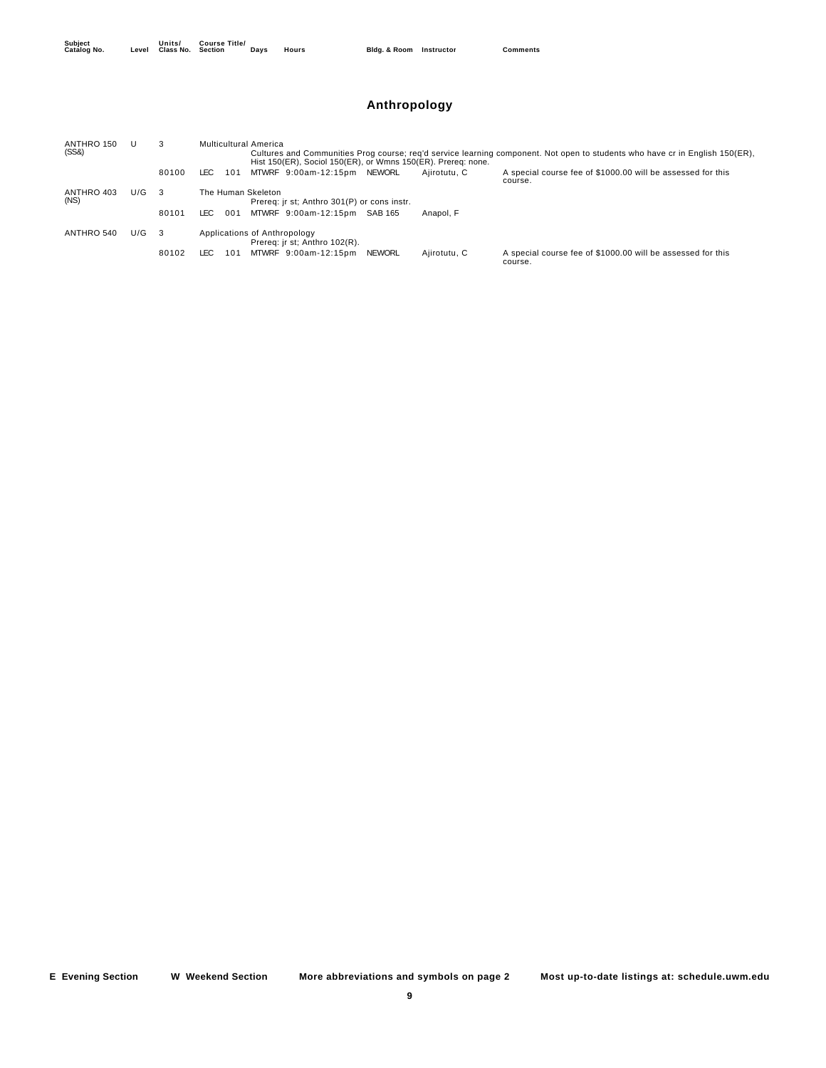| Subject Catalog No. | Level | Units/ Class No. | Course Title/ Section | | Days | Hours | Bldg. & Room | Instructor | Comments |
|---|---|---|---|---|---|---|---|---|---|

## Anthropology

| Subject Catalog No. | Level | Units/ Class No. | Course Title/ Section | | Days | Hours | Bldg. & Room | Instructor | Comments |
|---|---|---|---|---|---|---|---|---|---|
| ANTHRO 150 (SS&) | U | 3 | Multicultural America<br>Cultures and Communities Prog course; req'd service learning component. Not open to students who have cr in English 150(ER), Hist 150(ER), Sociol 150(ER), or Wmns 150(ER). Prereq: none. | | | | | | |
| | | 80100 | LEC | 101 | MTWRF | 9:00am-12:15pm | NEWORL | Ajirotutu, C | A special course fee of $1000.00 will be assessed for this course. |
| ANTHRO 403 (NS) | U/G | 3 | The Human Skeleton<br>Prereq: jr st; Anthro 301(P) or cons instr. | | | | | | |
| | | 80101 | LEC | 001 | MTWRF | 9:00am-12:15pm | SAB 165 | Anapol, F | |
| ANTHRO 540 | U/G | 3 | Applications of Anthropology<br>Prereq: jr st; Anthro 102(R). | | | | | | |
| | | 80102 | LEC | 101 | MTWRF | 9:00am-12:15pm | NEWORL | Ajirotutu, C | A special course fee of $1000.00 will be assessed for this course. |

**E Evening Section** **W Weekend Section** **More abbreviations and symbols on page 2** **Most up-to-date listings at: schedule.uwm.edu**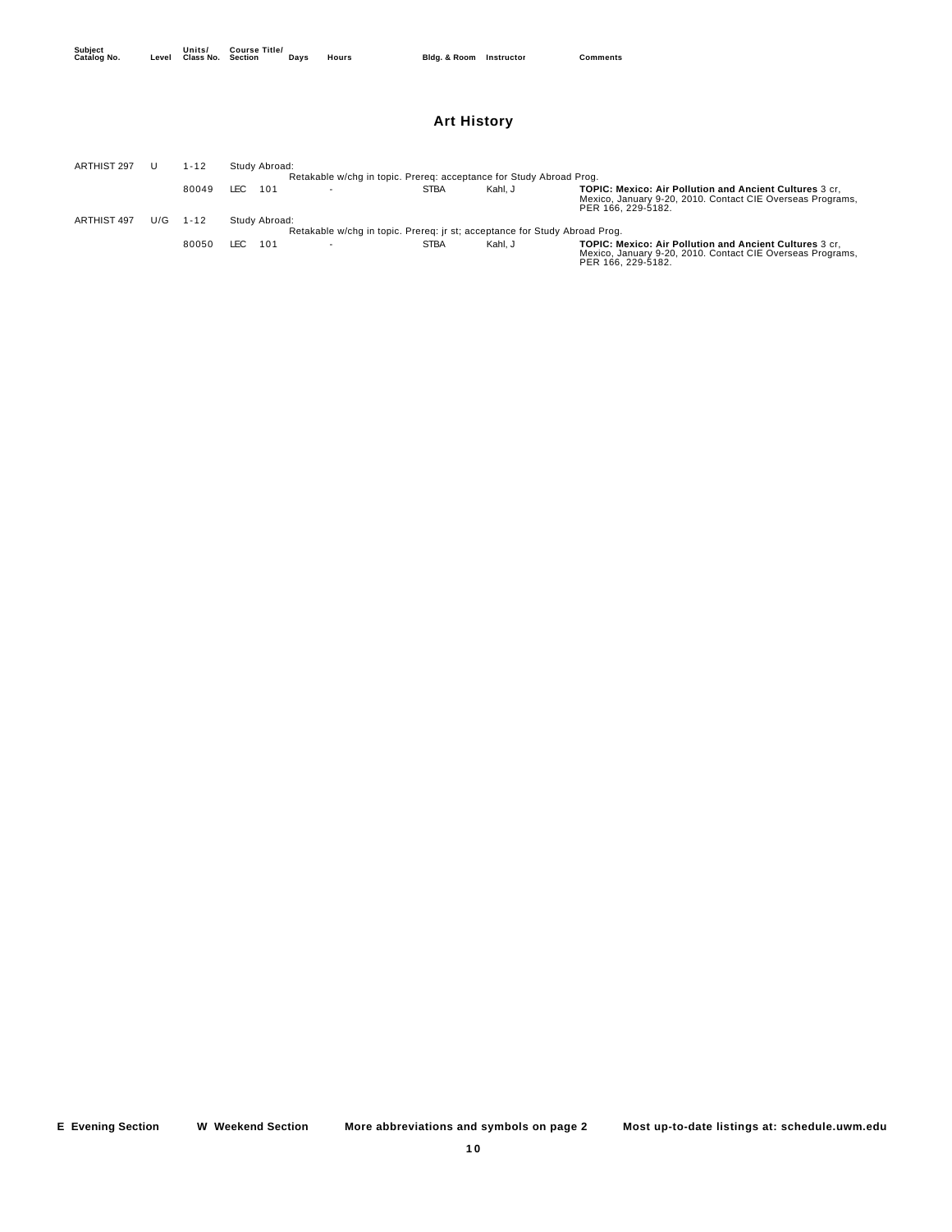| Subject Catalog No. | Level | Units/ Class No. | Course Title/ Section | Days | Hours | Bldg. & Room | Instructor | Comments |
|---|---|---|---|---|---|---|---|---|

## Art History

| Subject Catalog No. | Level | Units/ Class No. | Course Title/ Section | Days | Hours | Bldg. & Room | Instructor | Comments |
|---|---|---|---|---|---|---|---|---|
| ARTHIST 297 | U | 1-12 | Study Abroad: | | | | | |
| | | | Retakable w/chg in topic. Prereq: acceptance for Study Abroad Prog. | | | | | |
| | | 80049 | LEC 101 | | - | STBA | Kahl, J | **TOPIC: Mexico: Air Pollution and Ancient Cultures** 3 cr, Mexico, January 9-20, 2010. Contact CIE Overseas Programs, PER 166, 229-5182. |
| ARTHIST 497 | U/G | 1-12 | Study Abroad: | | | | | |
| | | | Retakable w/chg in topic. Prereq: jr st; acceptance for Study Abroad Prog. | | | | | |
| | | 80050 | LEC 101 | | - | STBA | Kahl, J | **TOPIC: Mexico: Air Pollution and Ancient Cultures** 3 cr, Mexico, January 9-20, 2010. Contact CIE Overseas Programs, PER 166, 229-5182. |

**E Evening Section** **W Weekend Section** **More abbreviations and symbols on page 2** **Most up-to-date listings at: schedule.uwm.edu**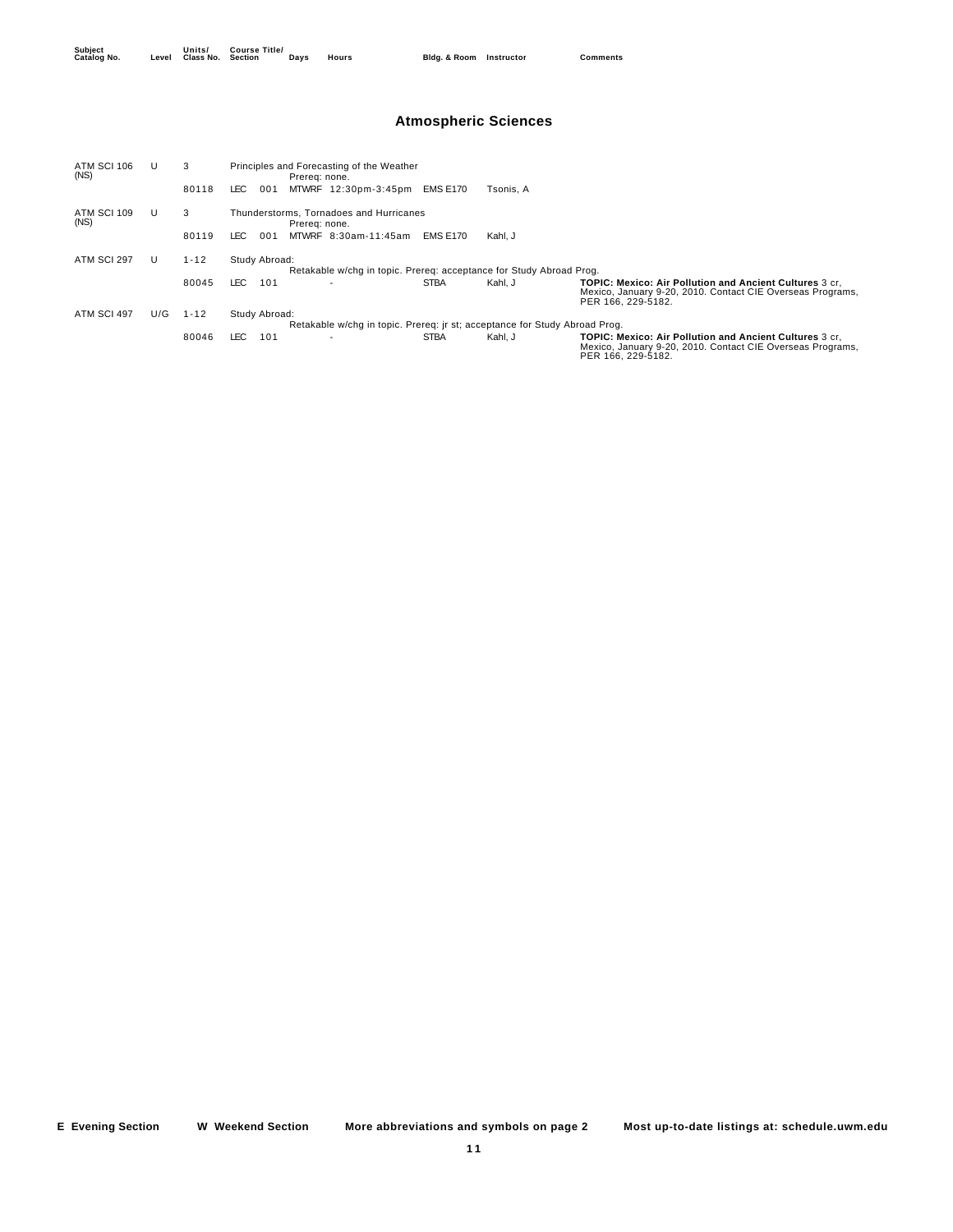## Atmospheric Sciences

| Subject Catalog No. | Level | Units/ Class No. | Course Title/ Section | | Days | Hours | Bldg. & Room | Instructor | Comments |
|---|---|---|---|---|---|---|---|---|---|
| ATM SCI 106 (NS) | U | 3 | Principles and Forecasting of the Weather Prereq: none. | | | | | | |
| | | 80118 | LEC | 001 | MTWRF | 12:30pm-3:45pm | EMS E170 | Tsonis, A | |
| ATM SCI 109 (NS) | U | 3 | Thunderstorms, Tornadoes and Hurricanes Prereq: none. | | | | | | |
| | | 80119 | LEC | 001 | MTWRF | 8:30am-11:45am | EMS E170 | Kahl, J | |
| ATM SCI 297 | U | 1-12 | Study Abroad: Retakable w/chg in topic. Prereq: acceptance for Study Abroad Prog. | | | | | | |
| | | 80045 | LEC | 101 | | - | STBA | Kahl, J | **TOPIC: Mexico: Air Pollution and Ancient Cultures** 3 cr, Mexico, January 9-20, 2010. Contact CIE Overseas Programs, PER 166, 229-5182. |
| ATM SCI 497 | U/G | 1-12 | Study Abroad: Retakable w/chg in topic. Prereq: jr st; acceptance for Study Abroad Prog. | | | | | | |
| | | 80046 | LEC | 101 | | - | STBA | Kahl, J | **TOPIC: Mexico: Air Pollution and Ancient Cultures** 3 cr, Mexico, January 9-20, 2010. Contact CIE Overseas Programs, PER 166, 229-5182. |

**E** Evening Section **W** Weekend Section More abbreviations and symbols on page 2 Most up-to-date listings at: schedule.uwm.edu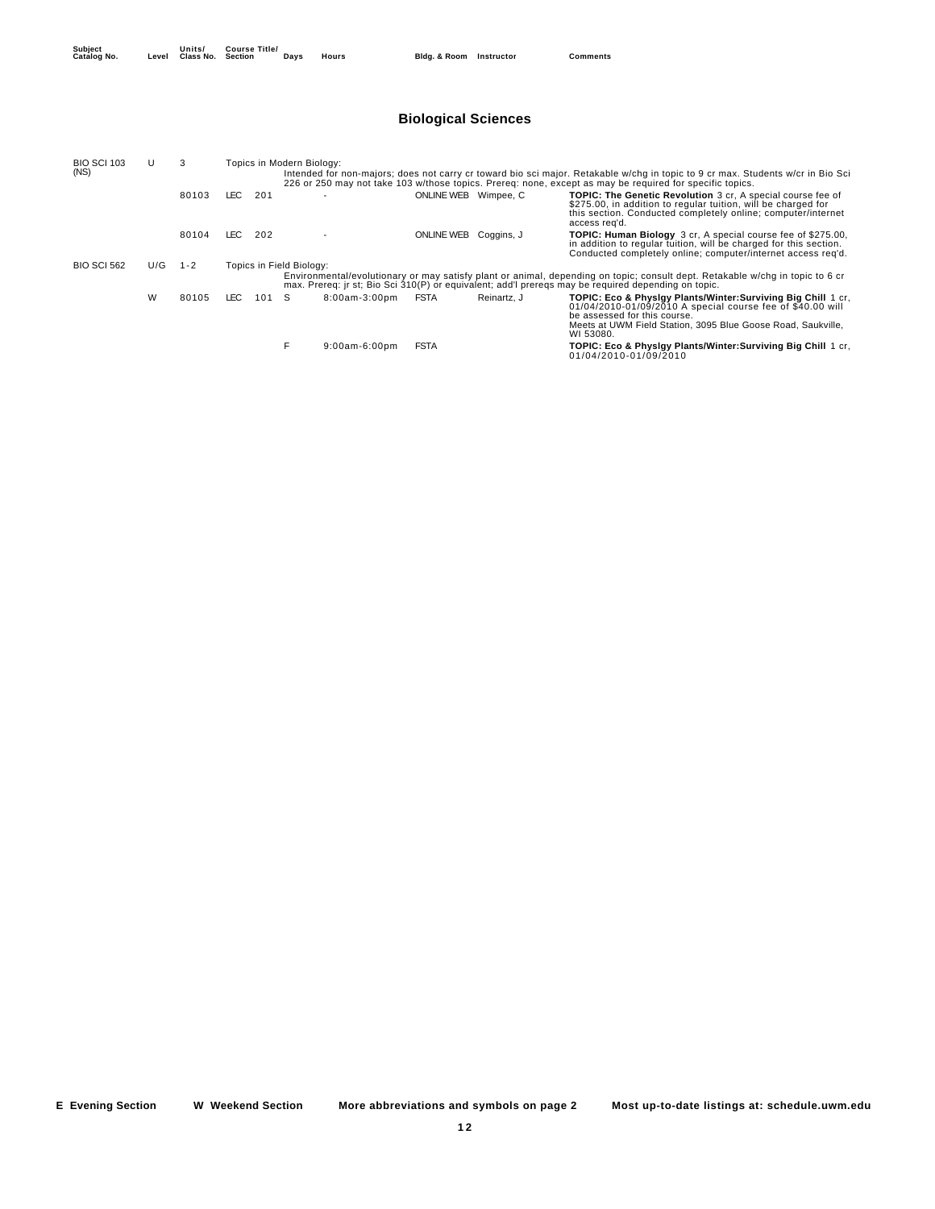| Subject Catalog No. | Level | Units/ Class No. | Course Title/ Section | | Days | Hours | Bldg. & Room | Instructor | Comments |
|---|---|---|---|---|---|---|---|---|---|

## Biological Sciences

| Subject Catalog No. | Level | Units/ Class No. | Course Title/ Section | | Days | Hours | Bldg. & Room | Instructor | Comments |
|---|---|---|---|---|---|---|---|---|---|
| BIO SCI 103 (NS) | U | 3 | Topics in Modern Biology: | | | | | | |
| | | | Intended for non-majors; does not carry cr toward bio sci major. Retakable w/chg in topic to 9 cr max. Students w/cr in Bio Sci 226 or 250 may not take 103 w/those topics. Prereq: none, except as may be required for specific topics. | | | | | | |
| | | 80103 | LEC | 201 | | - | ONLINE WEB | Wimpee, C | **TOPIC: The Genetic Revolution** 3 cr, A special course fee of $275.00, in addition to regular tuition, will be charged for this section. Conducted completely online; computer/internet access req'd. |
| | | 80104 | LEC | 202 | | - | ONLINE WEB | Coggins, J | **TOPIC: Human Biology** 3 cr, A special course fee of $275.00, in addition to regular tuition, will be charged for this section. Conducted completely online; computer/internet access req'd. |
| BIO SCI 562 | U/G | 1 - 2 | Topics in Field Biology: | | | | | | |
| | | | Environmental/evolutionary or may satisfy plant or animal, depending on topic; consult dept. Retakable w/chg in topic to 6 cr max. Prereq: jr st; Bio Sci 310(P) or equivalent; add'l prereqs may be required depending on topic. | | | | | | |
| | W | 80105 | LEC | 101 | S | 8:00am-3:00pm | FSTA | Reinartz, J | **TOPIC: Eco & Physlgy Plants/Winter:Surviving Big Chill** 1 cr, 01/04/2010-01/09/2010 A special course fee of $40.00 will be assessed for this course. Meets at UWM Field Station, 3095 Blue Goose Road, Saukville, WI 53080. |
| | | | | | F | 9:00am-6:00pm | FSTA | | **TOPIC: Eco & Physlgy Plants/Winter:Surviving Big Chill** 1 cr, 01/04/2010-01/09/2010 |

**E Evening Section** **W Weekend Section** **More abbreviations and symbols on page 2** **Most up-to-date listings at: schedule.uwm.edu**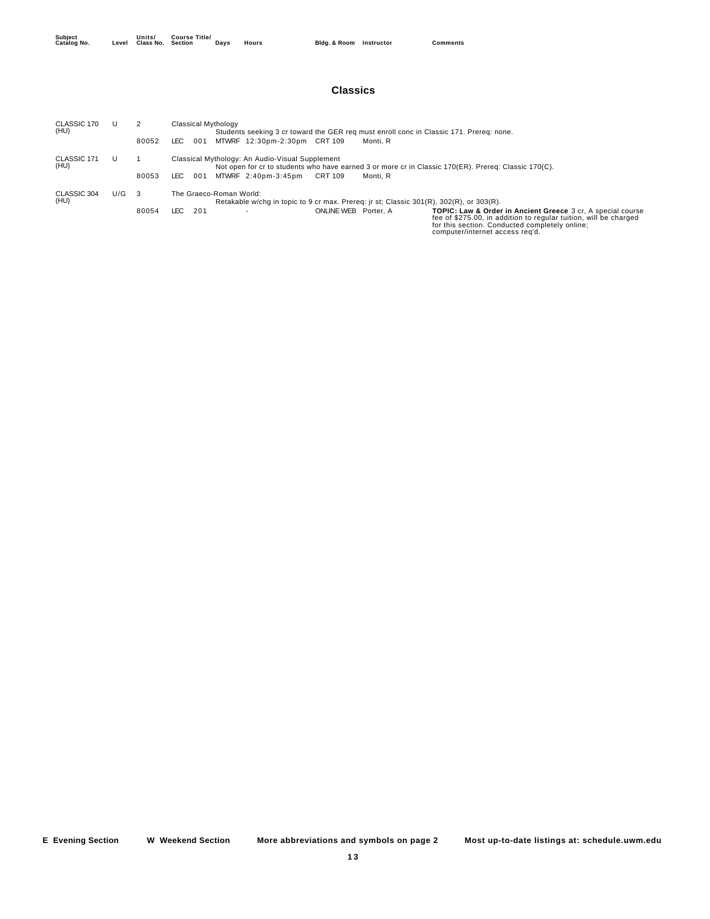| Subject Catalog No. | Level | Units/ Class No. | Course Title/ Section | Days | Hours | Bldg. & Room | Instructor | Comments |
|---|---|---|---|---|---|---|---|---|

## Classics

| Subject Catalog No. | Level | Units/ Class No. | Course Title/ Section | Days | Hours | Bldg. & Room | Instructor | Comments |
|---|---|---|---|---|---|---|---|---|
| CLASSIC 170 (HU) | U | 2 | Classical Mythology | | | | | |
| | | | Students seeking 3 cr toward the GER req must enroll conc in Classic 171. Prereq: none. | | | | | |
| | | 80052 | LEC 001 | MTWRF | 12:30pm-2:30pm | CRT 109 | Monti, R | |
| CLASSIC 171 (HU) | U | 1 | Classical Mythology: An Audio-Visual Supplement | | | | | |
| | | | Not open for cr to students who have earned 3 or more cr in Classic 170(ER). Prereq: Classic 170(C). | | | | | |
| | | 80053 | LEC 001 | MTWRF | 2:40pm-3:45pm | CRT 109 | Monti, R | |
| CLASSIC 304 (HU) | U/G | 3 | The Graeco-Roman World: | | | | | |
| | | | Retakable w/chg in topic to 9 cr max. Prereq: jr st; Classic 301(R), 302(R), or 303(R). | | | | | |
| | | 80054 | LEC 201 | | - | ONLINE WEB | Porter, A | **TOPIC: Law & Order in Ancient Greece** 3 cr, A special course fee of $275.00, in addition to regular tuition, will be charged for this section. Conducted completely online; computer/internet access req'd. |

**E** Evening Section **W** Weekend Section **More abbreviations and symbols on page 2** **Most up-to-date listings at: schedule.uwm.edu**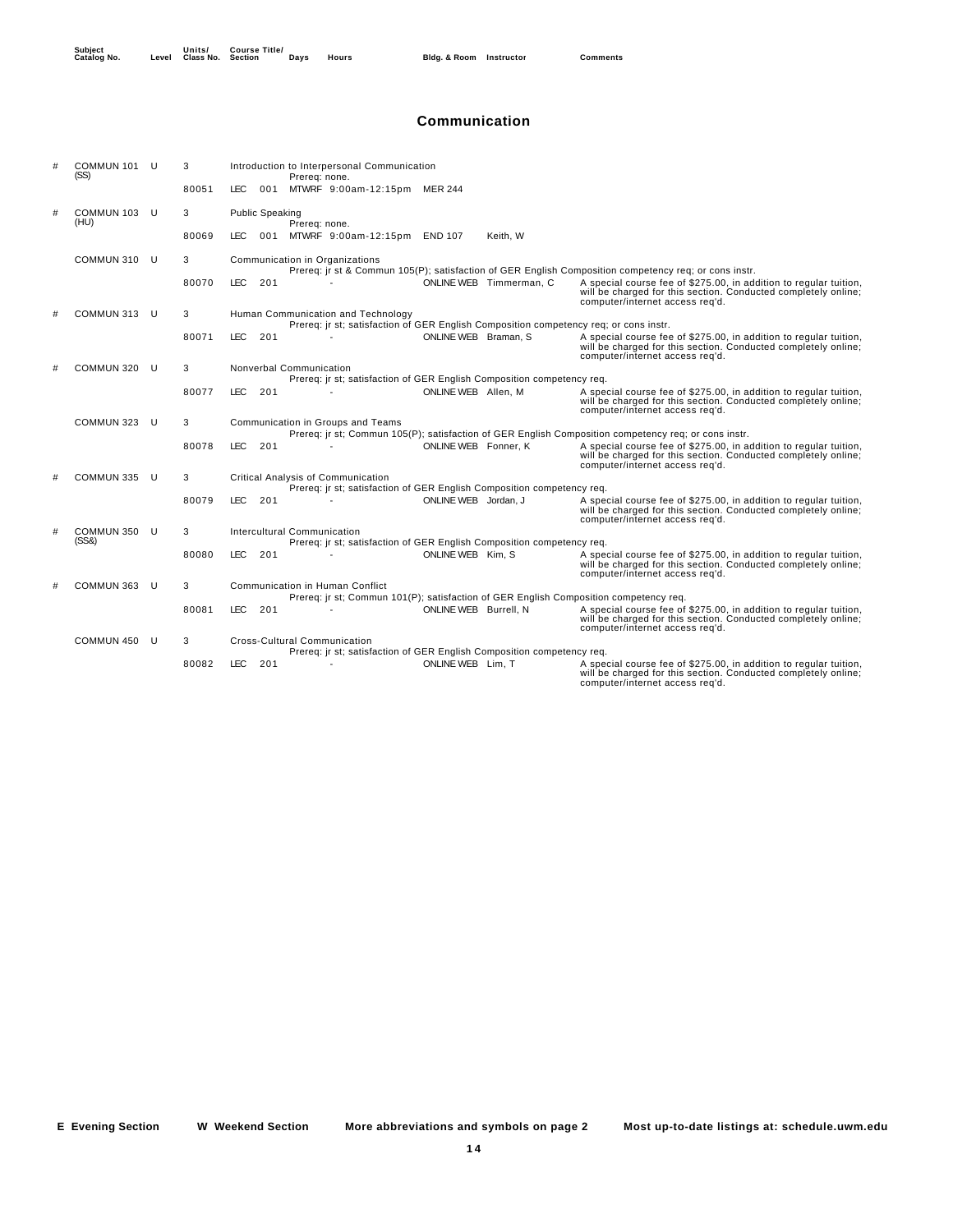| | Subject Catalog No. | Level | Units/ Class No. | Course Title/ Section | | Days | Hours | Bldg. & Room | Instructor | Comments |
|---|---|---|---|---|---|---|---|---|---|---|

## Communication

| | Subject Catalog No. | Level | Units/ Class No. | Course Title/ Section | | Days | Hours | Bldg. & Room | Instructor | Comments |
|---|---|---|---|---|---|---|---|---|---|---|
| # | COMMUN 101 (SS) | U | 3 | Introduction to Interpersonal Communication | | | | | | |
| | | | | Prereq: none. | | | | | | |
| | | | 80051 | LEC | 001 | MTWRF | 9:00am-12:15pm | MER 244 | | |
| # | COMMUN 103 (HU) | U | 3 | Public Speaking | | | | | | |
| | | | | Prereq: none. | | | | | | |
| | | | 80069 | LEC | 001 | MTWRF | 9:00am-12:15pm | END 107 | Keith, W | |
| | COMMUN 310 | U | 3 | Communication in Organizations | | | | | | |
| | | | | Prereq: jr st & Commun 105(P); satisfaction of GER English Composition competency req; or cons instr. | | | | | | |
| | | | 80070 | LEC | 201 | | - | ONLINE WEB | Timmerman, C | A special course fee of $275.00, in addition to regular tuition, will be charged for this section. Conducted completely online; computer/internet access req'd. |
| # | COMMUN 313 | U | 3 | Human Communication and Technology | | | | | | |
| | | | | Prereq: jr st; satisfaction of GER English Composition competency req; or cons instr. | | | | | | |
| | | | 80071 | LEC | 201 | | - | ONLINE WEB | Braman, S | A special course fee of $275.00, in addition to regular tuition, will be charged for this section. Conducted completely online; computer/internet access req'd. |
| # | COMMUN 320 | U | 3 | Nonverbal Communication | | | | | | |
| | | | | Prereq: jr st; satisfaction of GER English Composition competency req. | | | | | | |
| | | | 80077 | LEC | 201 | | - | ONLINE WEB | Allen, M | A special course fee of $275.00, in addition to regular tuition, will be charged for this section. Conducted completely online; computer/internet access req'd. |
| | COMMUN 323 | U | 3 | Communication in Groups and Teams | | | | | | |
| | | | | Prereq: jr st; Commun 105(P); satisfaction of GER English Composition competency req; or cons instr. | | | | | | |
| | | | 80078 | LEC | 201 | | - | ONLINE WEB | Fonner, K | A special course fee of $275.00, in addition to regular tuition, will be charged for this section. Conducted completely online; computer/internet access req'd. |
| # | COMMUN 335 | U | 3 | Critical Analysis of Communication | | | | | | |
| | | | | Prereq: jr st; satisfaction of GER English Composition competency req. | | | | | | |
| | | | 80079 | LEC | 201 | | - | ONLINE WEB | Jordan, J | A special course fee of $275.00, in addition to regular tuition, will be charged for this section. Conducted completely online; computer/internet access req'd. |
| # | COMMUN 350 (SS&) | U | 3 | Intercultural Communication | | | | | | |
| | | | | Prereq: jr st; satisfaction of GER English Composition competency req. | | | | | | |
| | | | 80080 | LEC | 201 | | - | ONLINE WEB | Kim, S | A special course fee of $275.00, in addition to regular tuition, will be charged for this section. Conducted completely online; computer/internet access req'd. |
| # | COMMUN 363 | U | 3 | Communication in Human Conflict | | | | | | |
| | | | | Prereq: jr st; Commun 101(P); satisfaction of GER English Composition competency req. | | | | | | |
| | | | 80081 | LEC | 201 | | - | ONLINE WEB | Burrell, N | A special course fee of $275.00, in addition to regular tuition, will be charged for this section. Conducted completely online; computer/internet access req'd. |
| | COMMUN 450 | U | 3 | Cross-Cultural Communication | | | | | | |
| | | | | Prereq: jr st; satisfaction of GER English Composition competency req. | | | | | | |
| | | | 80082 | LEC | 201 | | - | ONLINE WEB | Lim, T | A special course fee of $275.00, in addition to regular tuition, will be charged for this section. Conducted completely online; computer/internet access req'd. |

**E** Evening Section **W** Weekend Section More abbreviations and symbols on page 2 Most up-to-date listings at: schedule.uwm.edu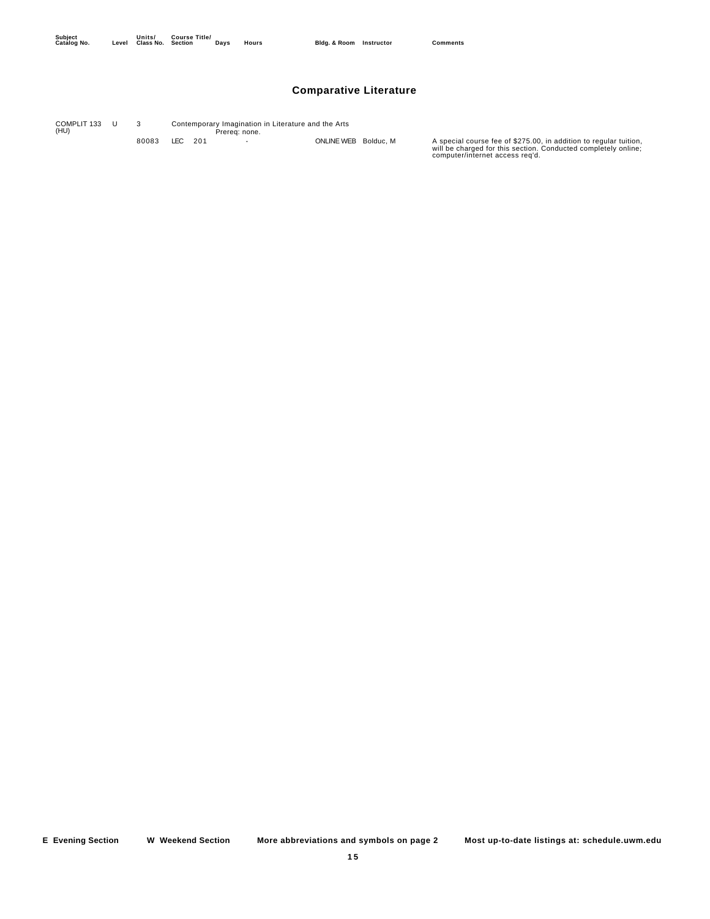| Subject Catalog No. | Level | Units/ Class No. | Course Title/ Section | Days | Hours | Bldg. & Room | Instructor | Comments |
|---|---|---|---|---|---|---|---|---|

## Comparative Literature

| Subject Catalog No. | Level | Units/ Class No. | Course Title/ Section | Days | Hours | Bldg. & Room | Instructor | Comments |
|---|---|---|---|---|---|---|---|---|
| COMPLIT 133 (HU) | U | 3 | Contemporary Imagination in Literature and the Arts<br>Prereq: none. | | | | | |
| | | 80083 | LEC 201 | | - | ONLINE WEB | Bolduc, M | A special course fee of $275.00, in addition to regular tuition, will be charged for this section. Conducted completely online; computer/internet access req'd. |

E Evening Section W Weekend Section More abbreviations and symbols on page 2 Most up-to-date listings at: schedule.uwm.edu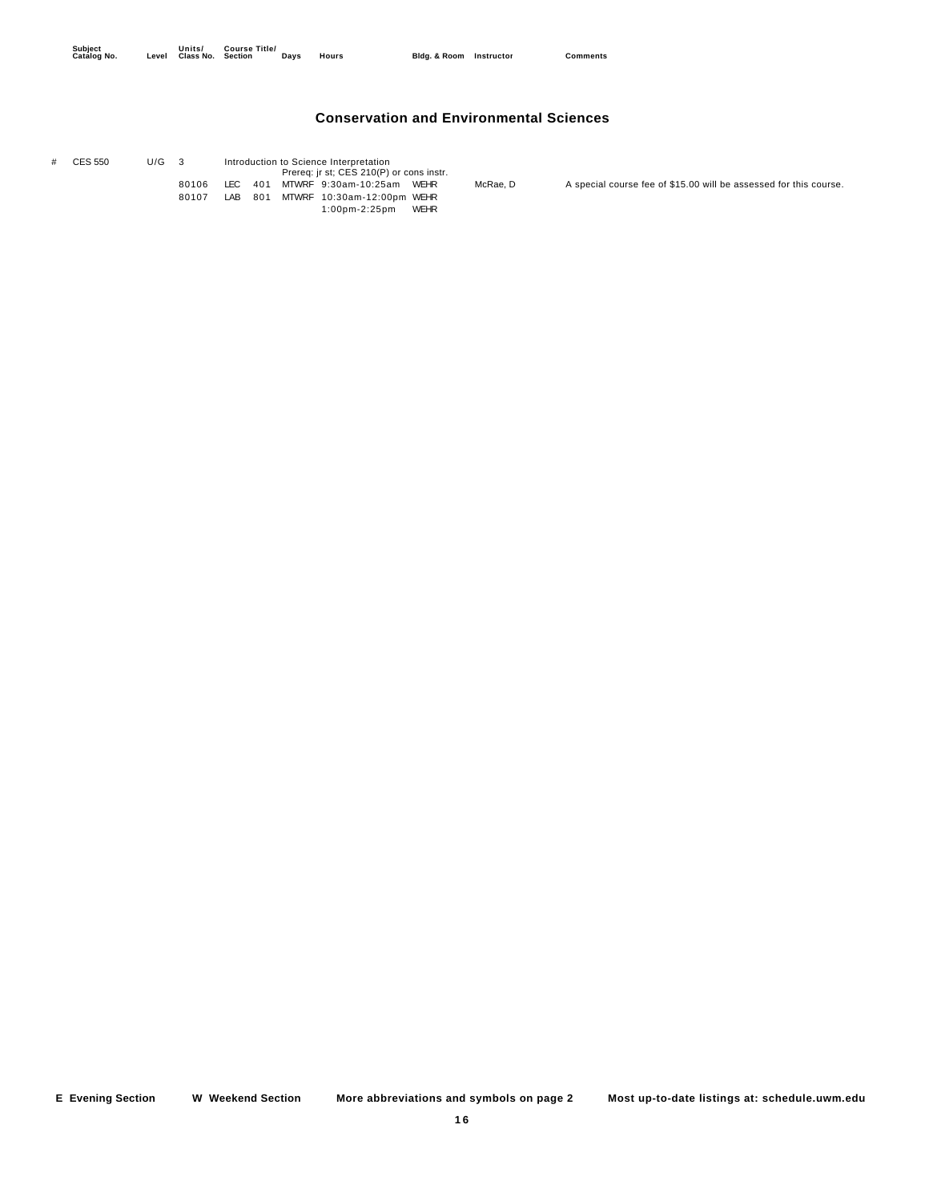| | Subject Catalog No. | Level | Units/ Class No. | Course Title/ Section | | Days | Hours | Bldg. & Room | Instructor | Comments |
|---|---|---|---|---|---|---|---|---|---|---|

## Conservation and Environmental Sciences

| | Subject Catalog No. | Level | Units/ Class No. | Course Title/ Section | | Days | Hours | Bldg. & Room | Instructor | Comments |
|---|---|---|---|---|---|---|---|---|---|---|
| # | CES 550 | U/G | 3 | Introduction to Science Interpretation | | | | | | |
| | | | | Prereq: jr st; CES 210(P) or cons instr. | | | | | | |
| | | | 80106 | LEC | 401 | MTWRF | 9:30am-10:25am | WEHR | McRae, D | A special course fee of $15.00 will be assessed for this course. |
| | | | 80107 | LAB | 801 | MTWRF | 10:30am-12:00pm | WEHR | | |
| | | | | | | | 1:00pm-2:25pm | WEHR | | |

**E** Evening Section **W** Weekend Section More abbreviations and symbols on page 2 Most up-to-date listings at: schedule.uwm.edu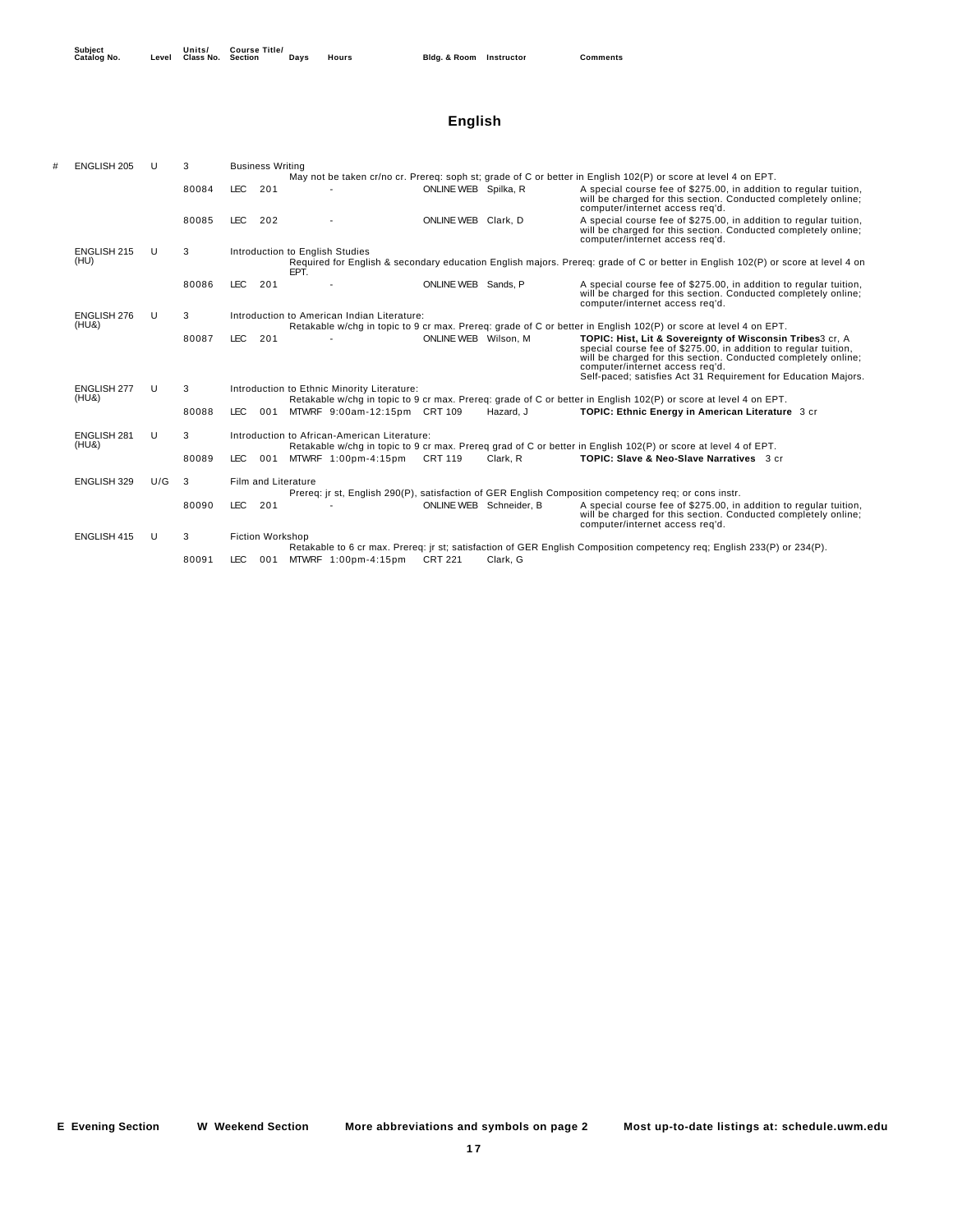## English

| | Subject Catalog No. | Level | Units/ Class No. | Course Title/ Section | | Days | Hours | Bldg. & Room | Instructor | Comments |
|---|---|---|---|---|---|---|---|---|---|---|
| # | ENGLISH 205 | U | 3 | Business Writing | | | | | | |
| | | | | May not be taken cr/no cr. Prereq: soph st; grade of C or better in English 102(P) or score at level 4 on EPT. | | | | | | |
| | | | 80084 | LEC | 201 | | - | ONLINE WEB | Spilka, R | A special course fee of $275.00, in addition to regular tuition, will be charged for this section. Conducted completely online; computer/internet access req'd. |
| | | | 80085 | LEC | 202 | | - | ONLINE WEB | Clark, D | A special course fee of $275.00, in addition to regular tuition, will be charged for this section. Conducted completely online; computer/internet access req'd. |
| | ENGLISH 215 (HU) | U | 3 | Introduction to English Studies | | | | | | |
| | | | | Required for English & secondary education English majors. Prereq: grade of C or better in English 102(P) or score at level 4 on EPT. | | | | | | |
| | | | 80086 | LEC | 201 | | - | ONLINE WEB | Sands, P | A special course fee of $275.00, in addition to regular tuition, will be charged for this section. Conducted completely online; computer/internet access req'd. |
| | ENGLISH 276 (HU&) | U | 3 | Introduction to American Indian Literature: | | | | | | |
| | | | | Retakable w/chg in topic to 9 cr max. Prereq: grade of C or better in English 102(P) or score at level 4 on EPT. | | | | | | |
| | | | 80087 | LEC | 201 | | - | ONLINE WEB | Wilson, M | **TOPIC: Hist, Lit & Sovereignty of Wisconsin Tribes** 3 cr, A special course fee of $275.00, in addition to regular tuition, will be charged for this section. Conducted completely online; computer/internet access req'd. Self-paced; satisfies Act 31 Requirement for Education Majors. |
| | ENGLISH 277 (HU&) | U | 3 | Introduction to Ethnic Minority Literature: | | | | | | |
| | | | | Retakable w/chg in topic to 9 cr max. Prereq: grade of C or better in English 102(P) or score at level 4 on EPT. | | | | | | |
| | | | 80088 | LEC | 001 | MTWRF | 9:00am-12:15pm | CRT 109 | Hazard, J | **TOPIC: Ethnic Energy in American Literature** 3 cr |
| | ENGLISH 281 (HU&) | U | 3 | Introduction to African-American Literature: | | | | | | |
| | | | | Retakable w/chg in topic to 9 cr max. Prereq grad of C or better in English 102(P) or score at level 4 of EPT. | | | | | | |
| | | | 80089 | LEC | 001 | MTWRF | 1:00pm-4:15pm | CRT 119 | Clark, R | **TOPIC: Slave & Neo-Slave Narratives** 3 cr |
| | ENGLISH 329 | U/G | 3 | Film and Literature | | | | | | |
| | | | | Prereq: jr st, English 290(P), satisfaction of GER English Composition competency req; or cons instr. | | | | | | |
| | | | 80090 | LEC | 201 | | - | ONLINE WEB | Schneider, B | A special course fee of $275.00, in addition to regular tuition, will be charged for this section. Conducted completely online; computer/internet access req'd. |
| | ENGLISH 415 | U | 3 | Fiction Workshop | | | | | | |
| | | | | Retakable to 6 cr max. Prereq: jr st; satisfaction of GER English Composition competency req; English 233(P) or 234(P). | | | | | | |
| | | | 80091 | LEC | 001 | MTWRF | 1:00pm-4:15pm | CRT 221 | Clark, G | |

**E** Evening Section **W** Weekend Section More abbreviations and symbols on page 2 Most up-to-date listings at: schedule.uwm.edu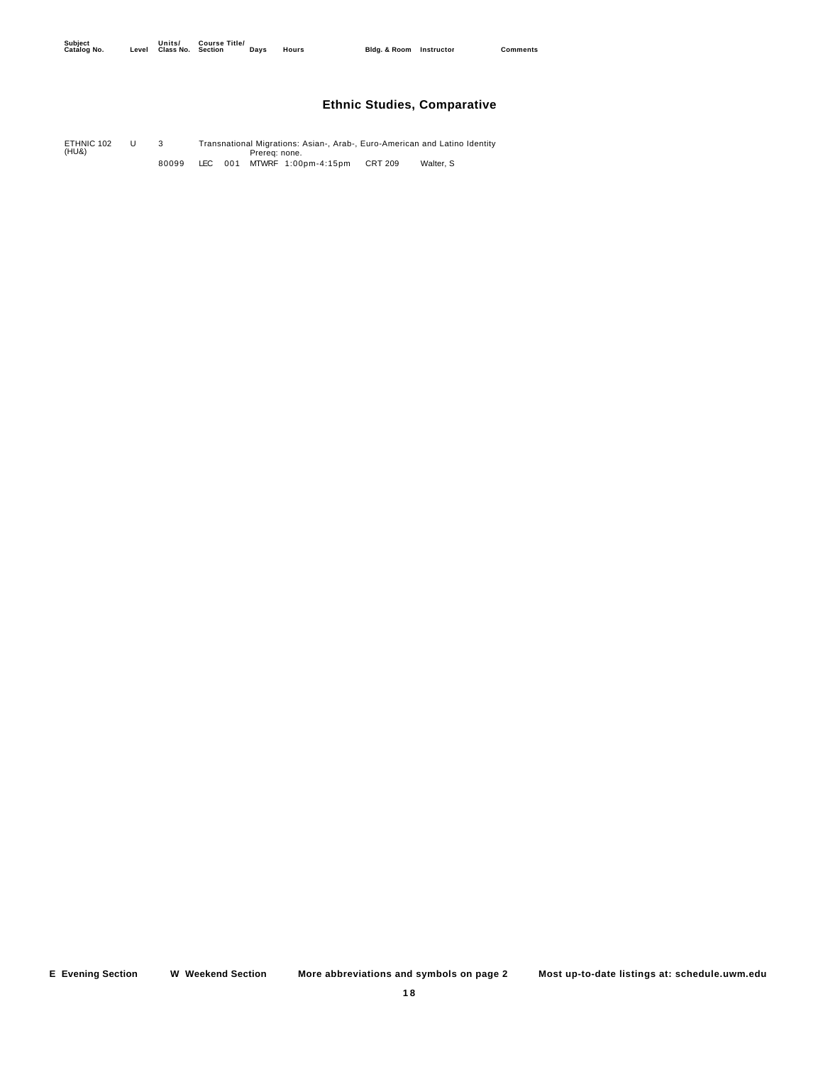| Subject Catalog No. | Level | Units/ Class No. | Course Title/ Section | Days | Hours | Bldg. & Room | Instructor | Comments |
|---|---|---|---|---|---|---|---|---|

## Ethnic Studies, Comparative

| Subject Catalog No. | Level | Units/ Class No. | Course Title/ Section | Days | Hours | Bldg. & Room | Instructor | Comments |
|---|---|---|---|---|---|---|---|---|
| ETHNIC 102 (HU&) | U | 3 | Transnational Migrations: Asian-, Arab-, Euro-American and Latino Identity | | | | | |
| | | | Prereq: none. | | | | | |
| | | 80099 | LEC 001 | MTWRF | 1:00pm-4:15pm | CRT 209 | Walter, S | |

**E** Evening Section **W** Weekend Section More abbreviations and symbols on page 2 Most up-to-date listings at: schedule.uwm.edu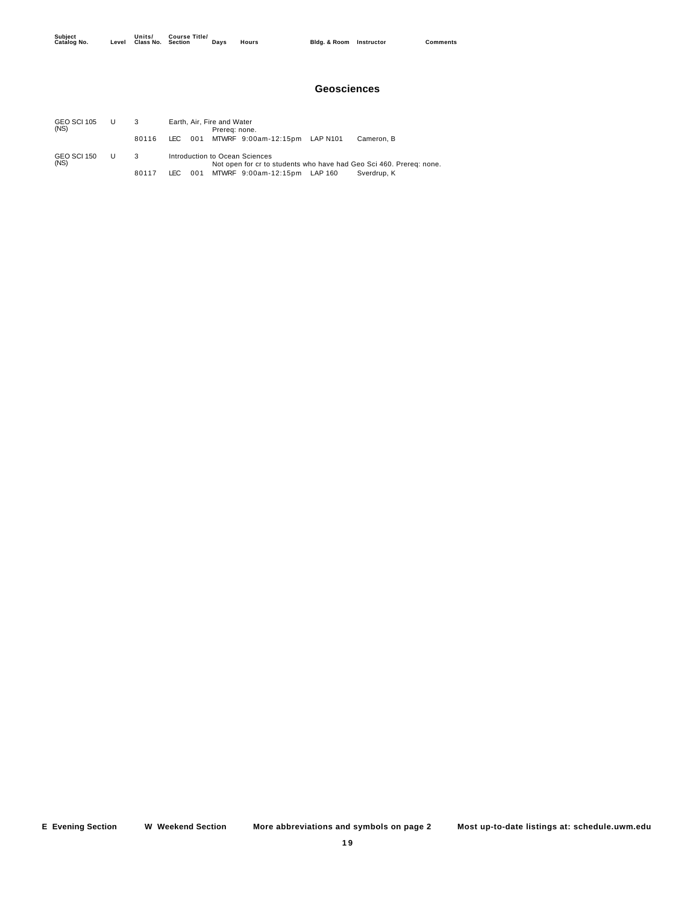| Subject Catalog No. | Level | Units/ Class No. | Course Title/ Section | | Days | Hours | Bldg. & Room | Instructor | Comments |
|---|---|---|---|---|---|---|---|---|---|

## Geosciences

| Subject Catalog No. | Level | Units/ Class No. | Course Title/ Section | | Days | Hours | Bldg. & Room | Instructor | Comments |
|---|---|---|---|---|---|---|---|---|---|
| GEO SCI 105 (NS) | U | 3 | Earth, Air, Fire and Water | | | | | | |
| | | | | | Prereq: none. | | | | |
| | | 80116 | LEC | 001 | MTWRF | 9:00am-12:15pm | LAP N101 | Cameron, B | |
| GEO SCI 150 (NS) | U | 3 | Introduction to Ocean Sciences | | | | | | |
| | | | | | Not open for cr to students who have had Geo Sci 460. Prereq: none. | | | | |
| | | 80117 | LEC | 001 | MTWRF | 9:00am-12:15pm | LAP 160 | Sverdrup, K | |

**E** Evening Section **W** Weekend Section **More abbreviations and symbols on page 2** **Most up-to-date listings at: schedule.uwm.edu**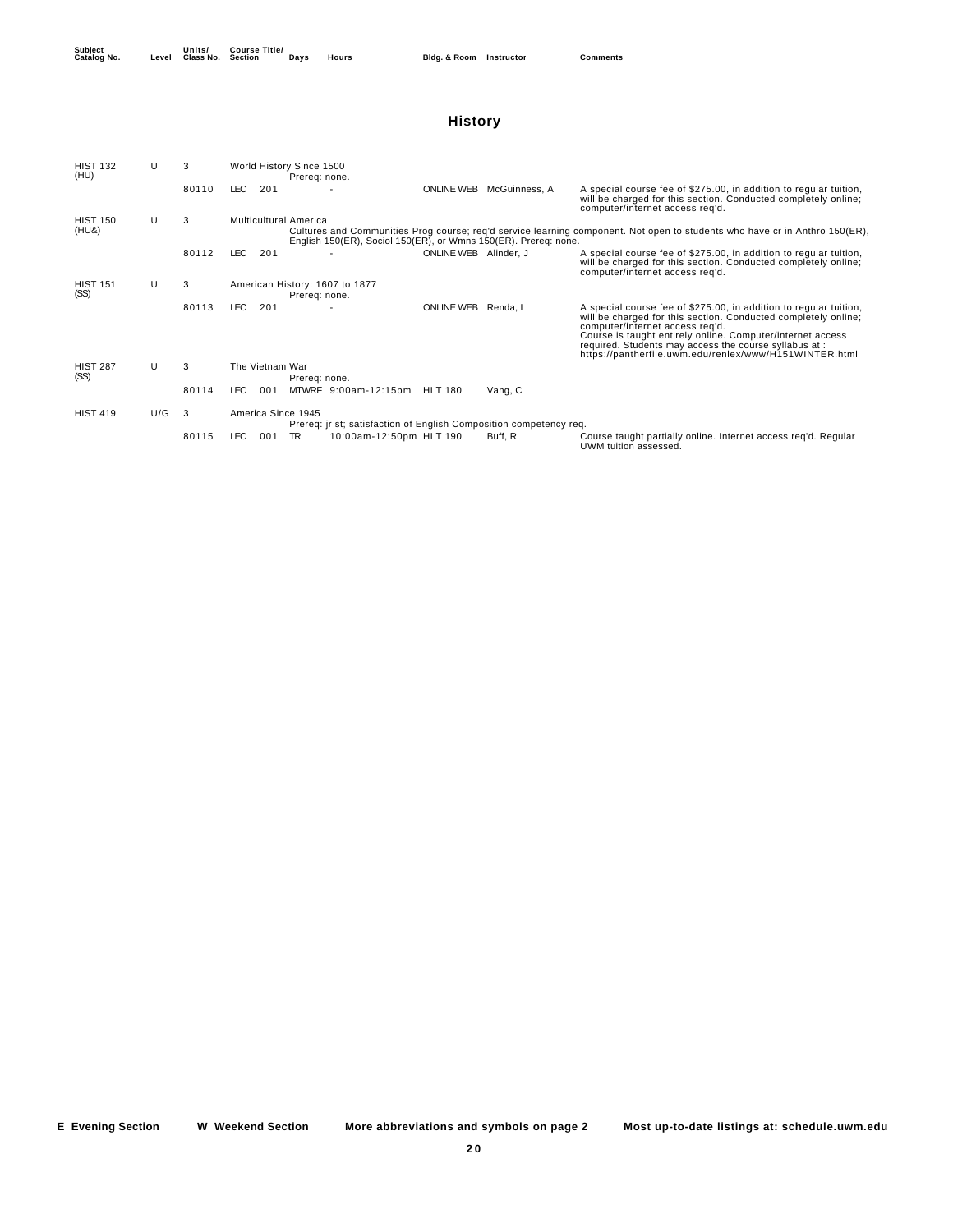| Subject Catalog No. | Level | Units/ Class No. | Course Title/ Section | Days | Hours | Bldg. & Room | Instructor | Comments |
|---|---|---|---|---|---|---|---|---|

## History

| Subject Catalog No. | Level | Units/ Class No. | Course Title/ Section | Days | Hours | Bldg. & Room | Instructor | Comments |
|---|---|---|---|---|---|---|---|---|
| HIST 132 (HU) | U | 3 | World History Since 1500 Prereq: none. | | | | | |
| | | 80110 | LEC 201 | | - | ONLINE WEB | McGuinness, A | A special course fee of $275.00, in addition to regular tuition, will be charged for this section. Conducted completely online; computer/internet access req'd. |
| HIST 150 (HU&) | U | 3 | Multicultural America Cultures and Communities Prog course; req'd service learning component. Not open to students who have cr in Anthro 150(ER), English 150(ER), Sociol 150(ER), or Wmns 150(ER). Prereq: none. | | | | | |
| | | 80112 | LEC 201 | | - | ONLINE WEB | Alinder, J | A special course fee of $275.00, in addition to regular tuition, will be charged for this section. Conducted completely online; computer/internet access req'd. |
| HIST 151 (SS) | U | 3 | American History: 1607 to 1877 Prereq: none. | | | | | |
| | | 80113 | LEC 201 | | - | ONLINE WEB | Renda, L | A special course fee of $275.00, in addition to regular tuition, will be charged for this section. Conducted completely online; computer/internet access req'd. Course is taught entirely online. Computer/internet access required. Students may access the course syllabus at : https://pantherfile.uwm.edu/renlex/www/H151WINTER.html |
| HIST 287 (SS) | U | 3 | The Vietnam War Prereq: none. | | | | | |
| | | 80114 | LEC 001 | MTWRF | 9:00am-12:15pm | HLT 180 | Vang, C | |
| HIST 419 | U/G | 3 | America Since 1945 Prereq: jr st; satisfaction of English Composition competency req. | | | | | |
| | | 80115 | LEC 001 | TR | 10:00am-12:50pm | HLT 190 | Buff, R | Course taught partially online. Internet access req'd. Regular UWM tuition assessed. |

**E** Evening Section **W** Weekend Section **More abbreviations and symbols on page 2** **Most up-to-date listings at: schedule.uwm.edu**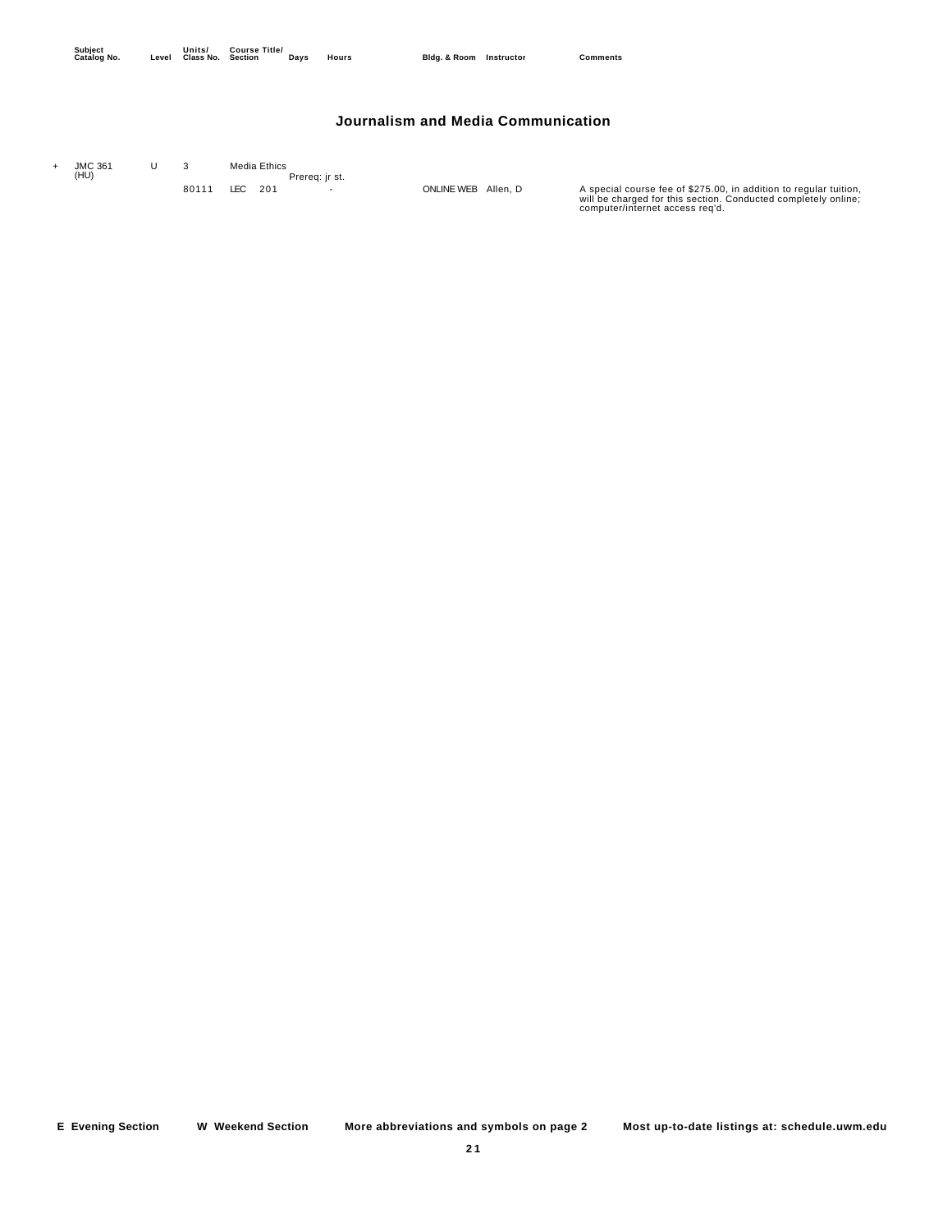| | Subject Catalog No. | Level | Units/ Class No. | Course Title/ Section | Days | Hours | Bldg. & Room | Instructor | Comments |
|---|---|---|---|---|---|---|---|---|---|

## Journalism and Media Communication

| | Subject Catalog No. | Level | Units/ Class No. | Course Title/ Section | Days | Hours | Bldg. & Room | Instructor | Comments |
|---|---|---|---|---|---|---|---|---|---|
| + | JMC 361 (HU) | U | 3 | Media Ethics | Prereq: jr st. | | | | |
| | | | 80111 | LEC 201 | | - | ONLINE WEB | Allen, D | A special course fee of $275.00, in addition to regular tuition, will be charged for this section. Conducted completely online; computer/internet access req'd. |

**E** Evening Section **W** Weekend Section **More abbreviations and symbols on page 2** **Most up-to-date listings at: schedule.uwm.edu**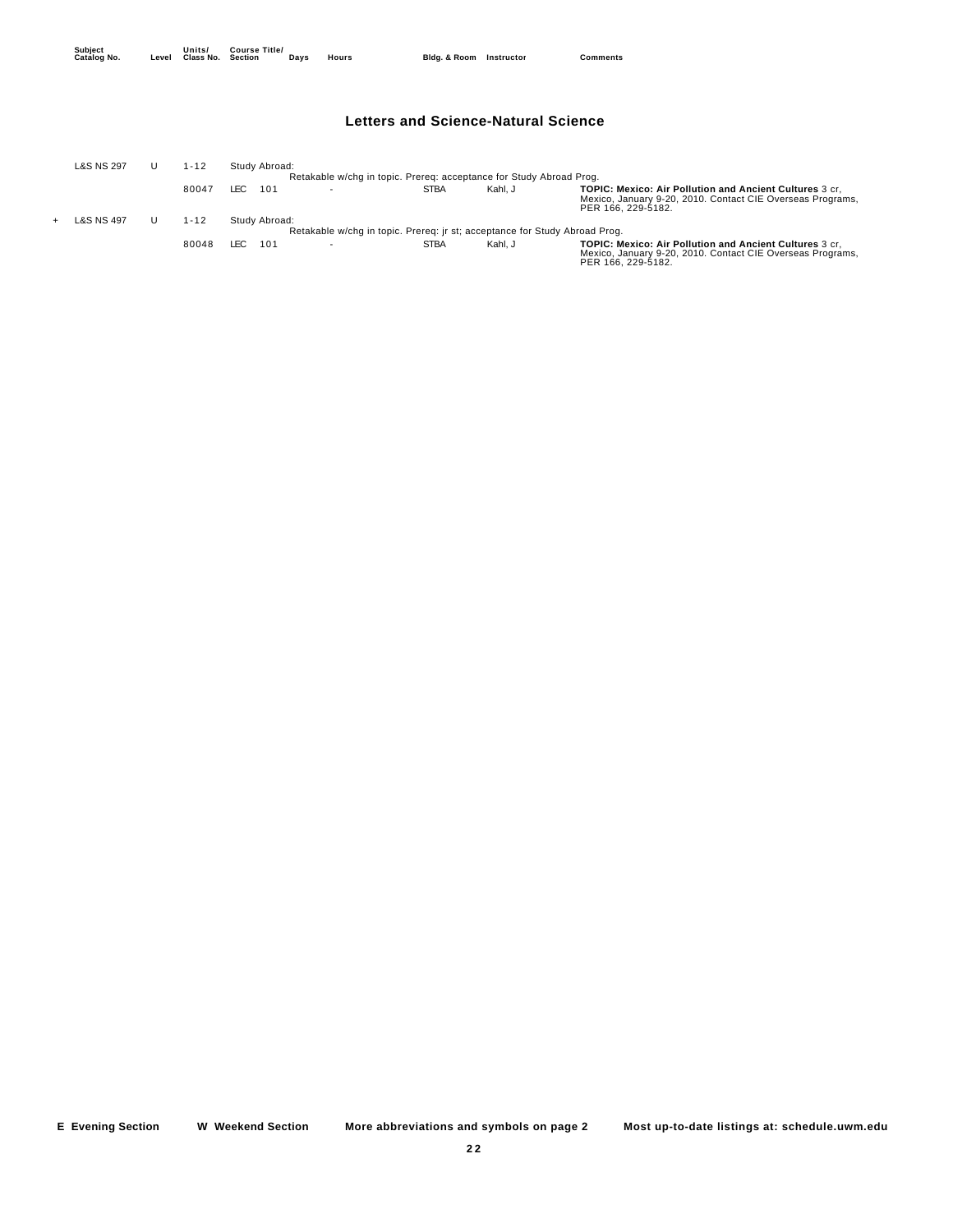| | Subject Catalog No. | Level | Units/ Class No. | Course Title/ Section | | Days | Hours | Bldg. & Room | Instructor | Comments |
|---|---|---|---|---|---|---|---|---|---|---|

## Letters and Science-Natural Science

| | Subject Catalog No. | Level | Units/ Class No. | Course Title/ Section | | Days | Hours | Bldg. & Room | Instructor | Comments |
|---|---|---|---|---|---|---|---|---|---|---|
| | L&S NS 297 | U | 1-12 | Study Abroad: | | | | | | |
| | | | | Retakable w/chg in topic. Prereq: acceptance for Study Abroad Prog. | | | | | | |
| | | | 80047 | LEC | 101 | | - | STBA | Kahl, J | **TOPIC: Mexico: Air Pollution and Ancient Cultures** 3 cr, Mexico, January 9-20, 2010. Contact CIE Overseas Programs, PER 166, 229-5182. |
| + | L&S NS 497 | U | 1-12 | Study Abroad: | | | | | | |
| | | | | Retakable w/chg in topic. Prereq: jr st; acceptance for Study Abroad Prog. | | | | | | |
| | | | 80048 | LEC | 101 | | - | STBA | Kahl, J | **TOPIC: Mexico: Air Pollution and Ancient Cultures** 3 cr, Mexico, January 9-20, 2010. Contact CIE Overseas Programs, PER 166, 229-5182. |

**E Evening Section** **W Weekend Section** **More abbreviations and symbols on page 2** **Most up-to-date listings at: schedule.uwm.edu**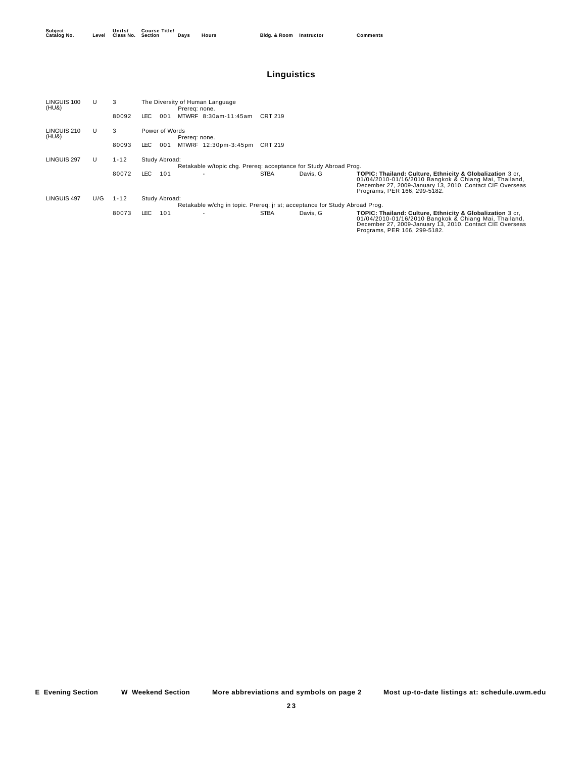| Subject Catalog No. | Level | Units/ Class No. | Course Title/ Section | | Days | Hours | Bldg. & Room | Instructor | Comments |
|---|---|---|---|---|---|---|---|---|---|

## Linguistics

| Subject Catalog No. | Level | Units/ Class No. | Course Title/ Section | | Days | Hours | Bldg. & Room | Instructor | Comments |
|---|---|---|---|---|---|---|---|---|---|
| LINGUIS 100 (HU&) | U | 3 | The Diversity of Human Language | | | | | | |
| | | | | | Prereq: none. | | | | |
| | | 80092 | LEC | 001 | MTWRF | 8:30am-11:45am | CRT 219 | | |
| LINGUIS 210 (HU&) | U | 3 | Power of Words | | | | | | |
| | | | | | Prereq: none. | | | | |
| | | 80093 | LEC | 001 | MTWRF | 12:30pm-3:45pm | CRT 219 | | |
| LINGUIS 297 | U | 1-12 | Study Abroad: | | | | | | |
| | | | | | Retakable w/topic chg. Prereq: acceptance for Study Abroad Prog. | | | | |
| | | 80072 | LEC | 101 | | - | STBA | Davis, G | **TOPIC: Thailand: Culture, Ethnicity & Globalization** 3 cr, 01/04/2010-01/16/2010 Bangkok & Chiang Mai, Thailand, December 27, 2009-January 13, 2010. Contact CIE Overseas Programs, PER 166, 299-5182. |
| LINGUIS 497 | U/G | 1-12 | Study Abroad: | | | | | | |
| | | | | | Retakable w/chg in topic. Prereq: jr st; acceptance for Study Abroad Prog. | | | | |
| | | 80073 | LEC | 101 | | - | STBA | Davis, G | **TOPIC: Thailand: Culture, Ethnicity & Globalization** 3 cr, 01/04/2010-01/16/2010 Bangkok & Chiang Mai, Thailand, December 27, 2009-January 13, 2010. Contact CIE Overseas Programs, PER 166, 299-5182. |

**E Evening Section W Weekend Section More abbreviations and symbols on page 2 Most up-to-date listings at: schedule.uwm.edu**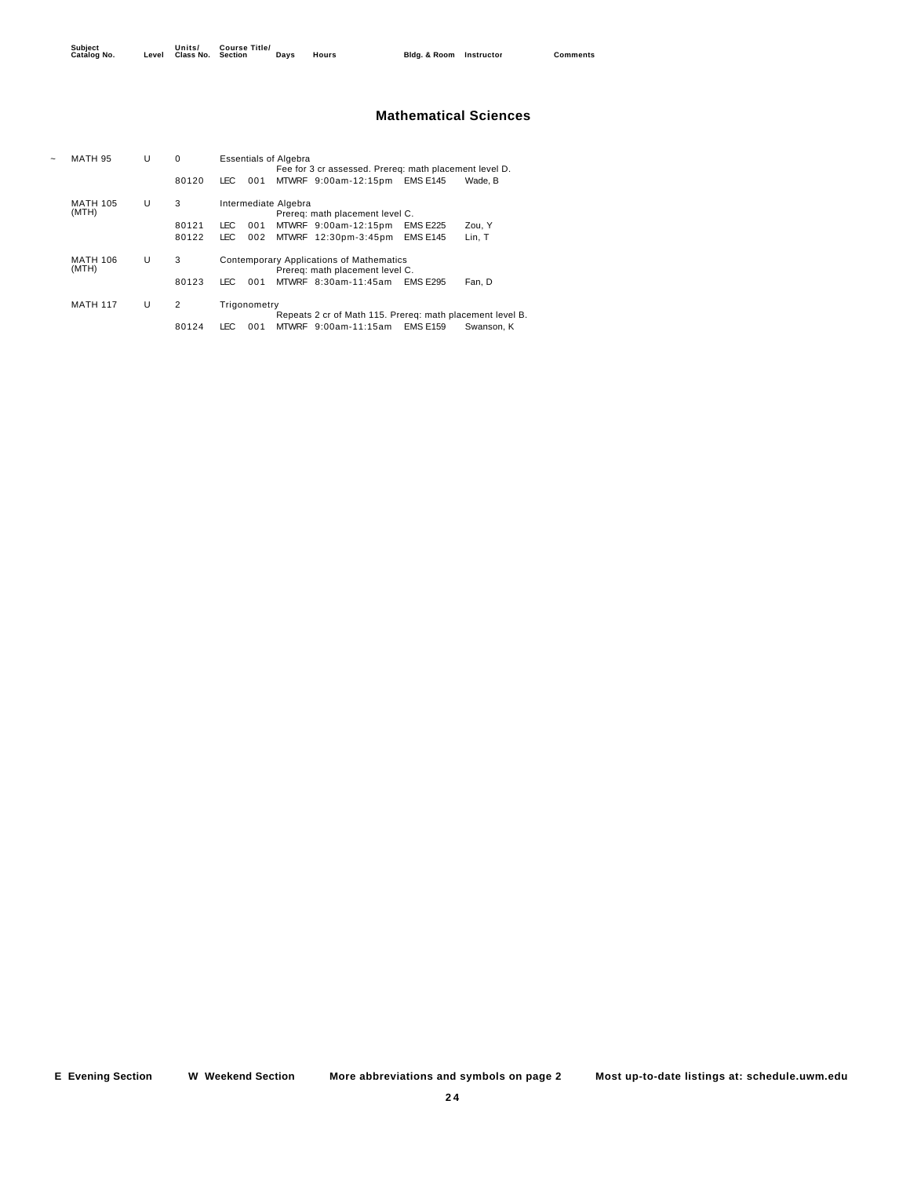| | Subject Catalog No. | Level | Units/ Class No. | Course Title/ Section | | Days | Hours | Bldg. & Room | Instructor | Comments |
|---|---|---|---|---|---|---|---|---|---|---|

## Mathematical Sciences

| | Subject Catalog No. | Level | Units/ Class No. | Course Title/ Section | | Days | Hours | Bldg. & Room | Instructor | Comments |
|---|---|---|---|---|---|---|---|---|---|---|
| ~ | MATH 95 | U | 0 | Essentials of Algebra | | | | | | |
| | | | | | | Fee for 3 cr assessed. Prereq: math placement level D. | | | | |
| | | | 80120 | LEC | 001 | MTWRF | 9:00am-12:15pm | EMS E145 | Wade, B | |
| | MATH 105 (MTH) | U | 3 | Intermediate Algebra | | | | | | |
| | | | | | | Prereq: math placement level C. | | | | |
| | | | 80121 | LEC | 001 | MTWRF | 9:00am-12:15pm | EMS E225 | Zou, Y | |
| | | | 80122 | LEC | 002 | MTWRF | 12:30pm-3:45pm | EMS E145 | Lin, T | |
| | MATH 106 (MTH) | U | 3 | Contemporary Applications of Mathematics | | | | | | |
| | | | | | | Prereq: math placement level C. | | | | |
| | | | 80123 | LEC | 001 | MTWRF | 8:30am-11:45am | EMS E295 | Fan, D | |
| | MATH 117 | U | 2 | Trigonometry | | | | | | |
| | | | | | | Repeats 2 cr of Math 115. Prereq: math placement level B. | | | | |
| | | | 80124 | LEC | 001 | MTWRF | 9:00am-11:15am | EMS E159 | Swanson, K | |

**E Evening Section** **W Weekend Section** **More abbreviations and symbols on page 2** **Most up-to-date listings at: schedule.uwm.edu**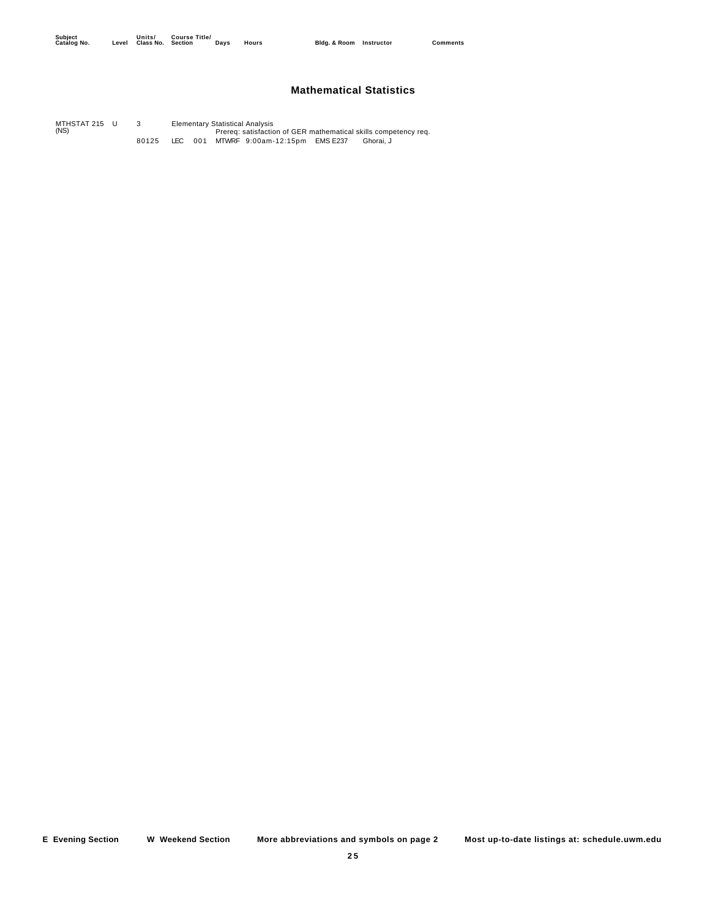| Subject Catalog No. | Level | Units/ Class No. | Course Title/ Section | Days | Hours | Bldg. & Room | Instructor | Comments |
|---|---|---|---|---|---|---|---|---|

## Mathematical Statistics

| Subject Catalog No. | Level | Units/ Class No. | Course Title/ Section | Days | Hours | Bldg. & Room | Instructor | Comments |
|---|---|---|---|---|---|---|---|---|
| MTHSTAT 215 (NS) | U | 3 | Elementary Statistical Analysis | | | | | |
| | | | Prereq: satisfaction of GER mathematical skills competency req. | | | | | |
| | | 80125 | LEC 001 | MTWRF | 9:00am-12:15pm | EMS E237 | Ghorai, J | |

E Evening Section W Weekend Section More abbreviations and symbols on page 2 Most up-to-date listings at: schedule.uwm.edu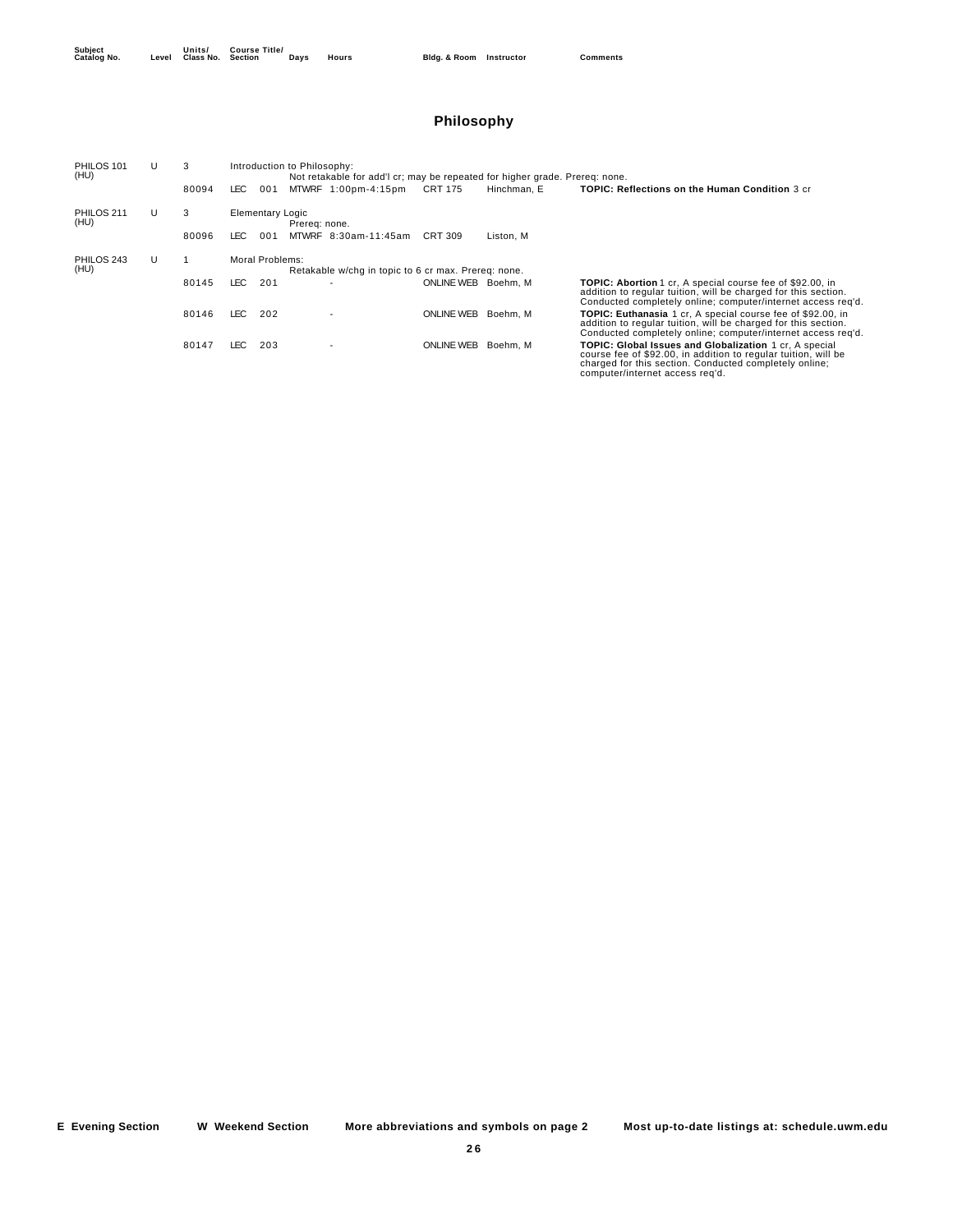## Philosophy

| Subject Catalog No. | Level | Units/ Class No. | Course Title/ Section | | Days | Hours | Bldg. & Room | Instructor | Comments |
|---|---|---|---|---|---|---|---|---|---|
| PHILOS 101 (HU) | U | 3 | Introduction to Philosophy: Not retakable for add'l cr; may be repeated for higher grade. Prereq: none. | | | | | | |
| | | 80094 | LEC | 001 | MTWRF | 1:00pm-4:15pm | CRT 175 | Hinchman, E | **TOPIC: Reflections on the Human Condition** 3 cr |
| PHILOS 211 (HU) | U | 3 | Elementary Logic Prereq: none. | | | | | | |
| | | 80096 | LEC | 001 | MTWRF | 8:30am-11:45am | CRT 309 | Liston, M | |
| PHILOS 243 (HU) | U | 1 | Moral Problems: Retakable w/chg in topic to 6 cr max. Prereq: none. | | | | | | |
| | | 80145 | LEC | 201 | | - | ONLINE WEB | Boehm, M | **TOPIC: Abortion** 1 cr, A special course fee of $92.00, in addition to regular tuition, will be charged for this section. Conducted completely online; computer/internet access req'd. |
| | | 80146 | LEC | 202 | | - | ONLINE WEB | Boehm, M | **TOPIC: Euthanasia** 1 cr, A special course fee of $92.00, in addition to regular tuition, will be charged for this section. Conducted completely online; computer/internet access req'd. |
| | | 80147 | LEC | 203 | | - | ONLINE WEB | Boehm, M | **TOPIC: Global Issues and Globalization** 1 cr, A special course fee of $92.00, in addition to regular tuition, will be charged for this section. Conducted completely online; computer/internet access req'd. |

**E** Evening Section **W** Weekend Section More abbreviations and symbols on page 2 Most up-to-date listings at: schedule.uwm.edu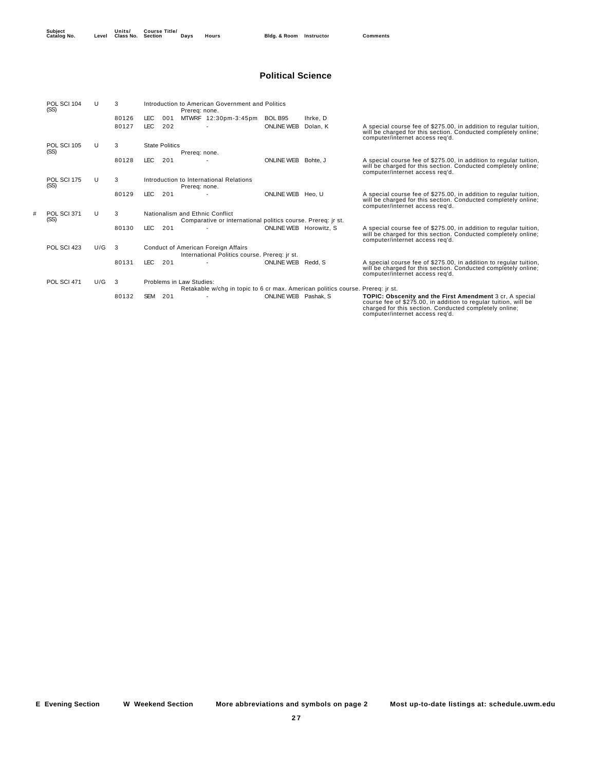## Political Science

| | Subject Catalog No. | Level | Units/ Class No. | Course Title/ Section | | Days | Hours | Bldg. & Room | Instructor | Comments |
|---|---|---|---|---|---|---|---|---|---|---|
| | POL SCI 104 (SS) | U | 3 | Introduction to American Government and Politics | | | | | | |
| | | | | | | Prereq: none. | | | | |
| | | | 80126 | LEC | 001 | MTWRF | 12:30pm-3:45pm | BOL B95 | Ihrke, D | |
| | | | 80127 | LEC | 202 | | - | ONLINE WEB | Dolan, K | A special course fee of $275.00, in addition to regular tuition, will be charged for this section. Conducted completely online; computer/internet access req'd. |
| | POL SCI 105 (SS) | U | 3 | State Politics | | | | | | |
| | | | | | | Prereq: none. | | | | |
| | | | 80128 | LEC | 201 | | - | ONLINE WEB | Bohte, J | A special course fee of $275.00, in addition to regular tuition, will be charged for this section. Conducted completely online; computer/internet access req'd. |
| | POL SCI 175 (SS) | U | 3 | Introduction to International Relations | | | | | | |
| | | | | | | Prereq: none. | | | | |
| | | | 80129 | LEC | 201 | | - | ONLINE WEB | Heo, U | A special course fee of $275.00, in addition to regular tuition, will be charged for this section. Conducted completely online; computer/internet access req'd. |
| # | POL SCI 371 (SS) | U | 3 | Nationalism and Ethnic Conflict | | | | | | |
| | | | | | | Comparative or international politics course. Prereq: jr st. | | | | |
| | | | 80130 | LEC | 201 | | - | ONLINE WEB | Horowitz, S | A special course fee of $275.00, in addition to regular tuition, will be charged for this section. Conducted completely online; computer/internet access req'd. |
| | POL SCI 423 | U/G | 3 | Conduct of American Foreign Affairs | | | | | | |
| | | | | | | International Politics course. Prereq: jr st. | | | | |
| | | | 80131 | LEC | 201 | | - | ONLINE WEB | Redd, S | A special course fee of $275.00, in addition to regular tuition, will be charged for this section. Conducted completely online; computer/internet access req'd. |
| | POL SCI 471 | U/G | 3 | Problems in Law Studies: | | | | | | |
| | | | | | | Retakable w/chg in topic to 6 cr max. American politics course. Prereq: jr st. | | | | |
| | | | 80132 | SEM | 201 | | - | ONLINE WEB | Pashak, S | **TOPIC: Obscenity and the First Amendment** 3 cr, A special course fee of $275.00, in addition to regular tuition, will be charged for this section. Conducted completely online; computer/internet access req'd. |

**E** Evening Section **W** Weekend Section More abbreviations and symbols on page 2 Most up-to-date listings at: schedule.uwm.edu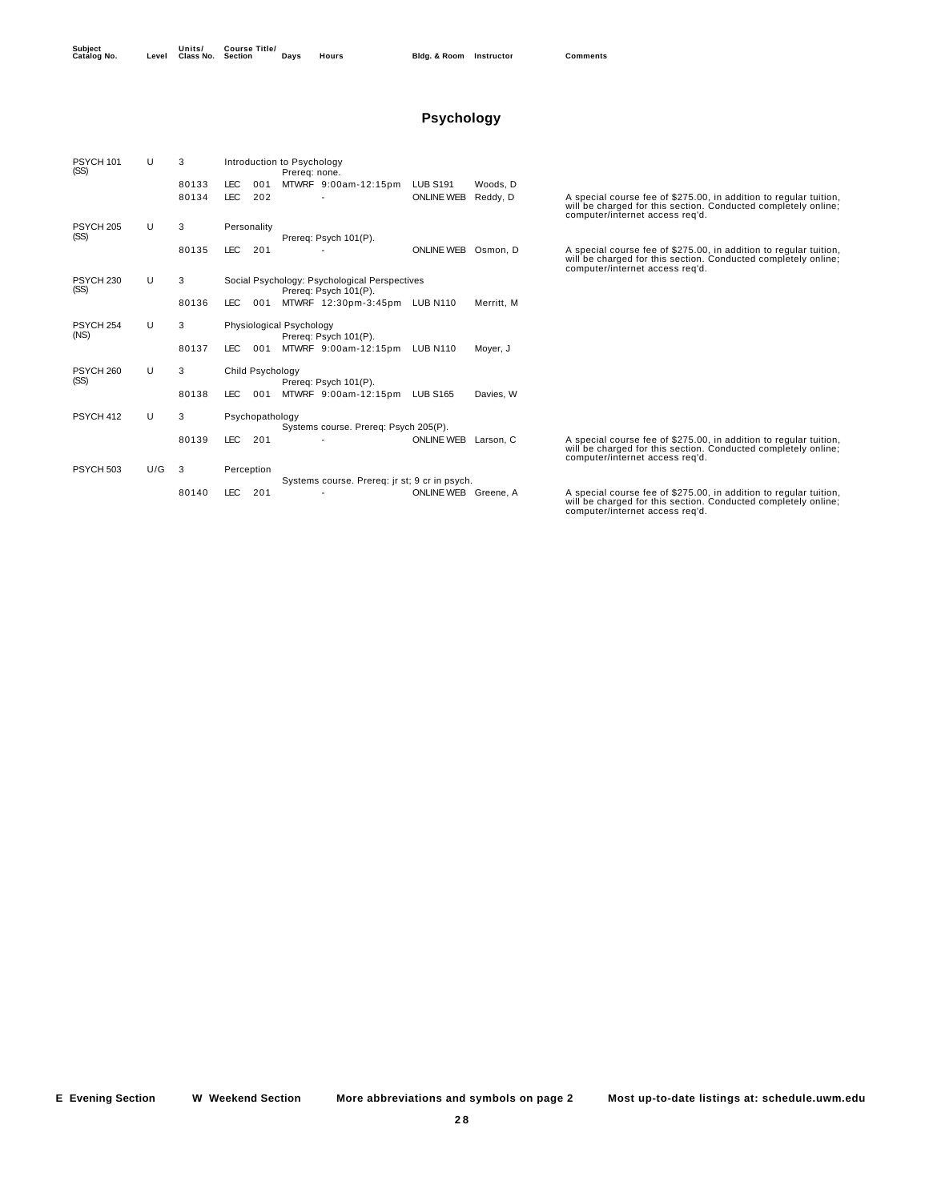# Psychology

| Subject Catalog No. | Level | Units/ Class No. | Course Title/ Section | | Days | Hours | Bldg. & Room | Instructor | Comments |
|---|---|---|---|---|---|---|---|---|---|
| PSYCH 101 (SS) | U | 3 | Introduction to Psychology | | Prereq: none. | | | | |
| | | 80133 | LEC | 001 | MTWRF | 9:00am-12:15pm | LUB S191 | Woods, D | |
| | | 80134 | LEC | 202 | | - | ONLINE WEB | Reddy, D | A special course fee of $275.00, in addition to regular tuition, will be charged for this section. Conducted completely online; computer/internet access req'd. |
| PSYCH 205 (SS) | U | 3 | Personality | | Prereq: Psych 101(P). | | | | |
| | | 80135 | LEC | 201 | | - | ONLINE WEB | Osmon, D | A special course fee of $275.00, in addition to regular tuition, will be charged for this section. Conducted completely online; computer/internet access req'd. |
| PSYCH 230 (SS) | U | 3 | Social Psychology: Psychological Perspectives | | Prereq: Psych 101(P). | | | | |
| | | 80136 | LEC | 001 | MTWRF | 12:30pm-3:45pm | LUB N110 | Merritt, M | |
| PSYCH 254 (NS) | U | 3 | Physiological Psychology | | Prereq: Psych 101(P). | | | | |
| | | 80137 | LEC | 001 | MTWRF | 9:00am-12:15pm | LUB N110 | Moyer, J | |
| PSYCH 260 (SS) | U | 3 | Child Psychology | | Prereq: Psych 101(P). | | | | |
| | | 80138 | LEC | 001 | MTWRF | 9:00am-12:15pm | LUB S165 | Davies, W | |
| PSYCH 412 | U | 3 | Psychopathology | | Systems course. Prereq: Psych 205(P). | | | | |
| | | 80139 | LEC | 201 | | - | ONLINE WEB | Larson, C | A special course fee of $275.00, in addition to regular tuition, will be charged for this section. Conducted completely online; computer/internet access req'd. |
| PSYCH 503 | U/G | 3 | Perception | | Systems course. Prereq: jr st; 9 cr in psych. | | | | |
| | | 80140 | LEC | 201 | | - | ONLINE WEB | Greene, A | A special course fee of $275.00, in addition to regular tuition, will be charged for this section. Conducted completely online; computer/internet access req'd. |

**E Evening Section** **W Weekend Section** **More abbreviations and symbols on page 2** **Most up-to-date listings at: schedule.uwm.edu**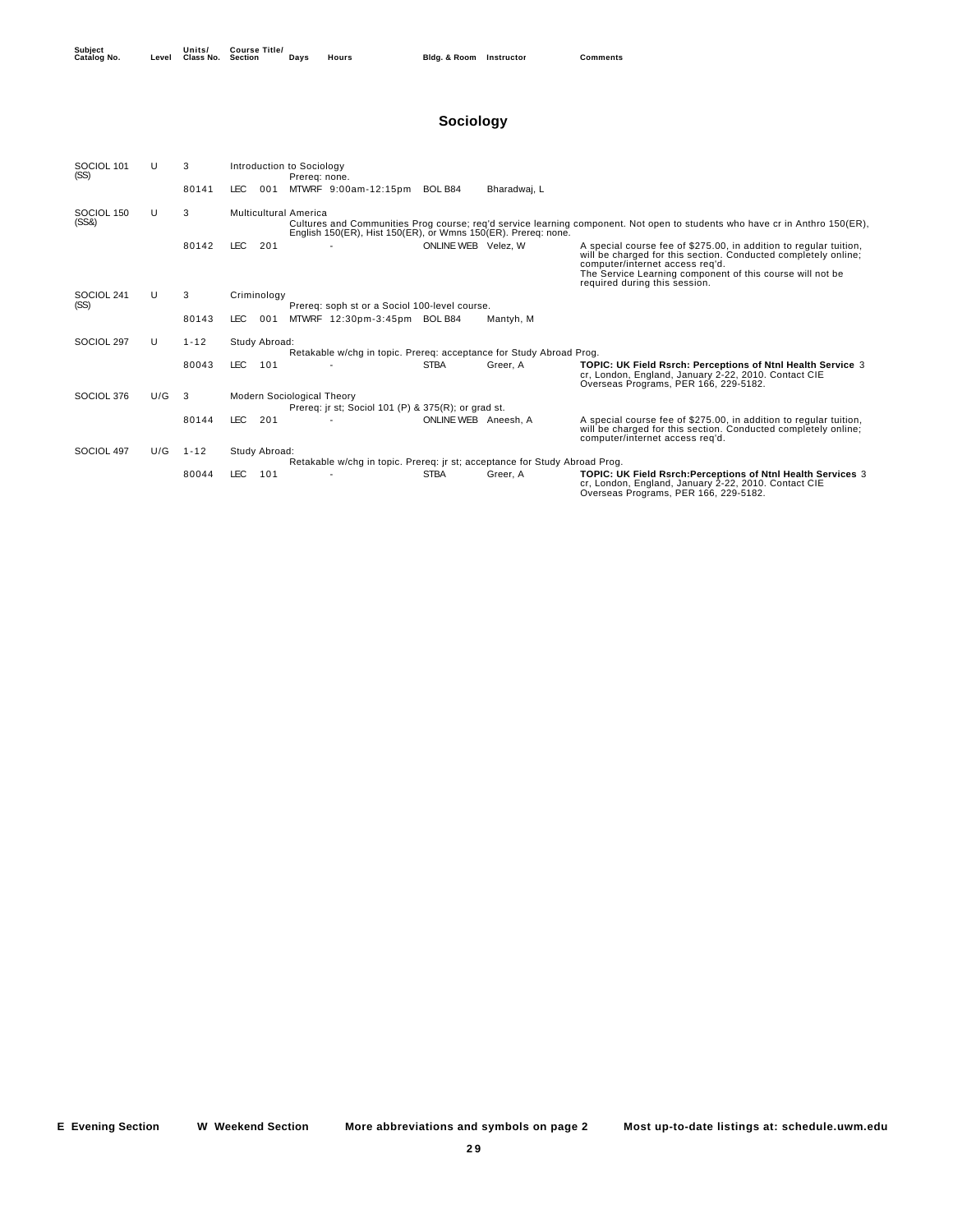| Subject Catalog No. | Level | Units/ Class No. | Course Title/ Section | | Days | Hours | Bldg. & Room | Instructor | Comments |
|---|---|---|---|---|---|---|---|---|---|

## Sociology

| Subject Catalog No. | Level | Units/ Class No. | Course Title/ Section | | Days | Hours | Bldg. & Room | Instructor | Comments |
|---|---|---|---|---|---|---|---|---|---|
| SOCIOL 101 (SS) | U | 3 | Introduction to Sociology | | | | | | |
| | | | Prereq: none. | | | | | | |
| | | 80141 | LEC | 001 | MTWRF | 9:00am-12:15pm | BOL B84 | Bharadwaj, L | |
| SOCIOL 150 (SS&) | U | 3 | Multicultural America | | | | | | |
| | | | Cultures and Communities Prog course; req'd service learning component. Not open to students who have cr in Anthro 150(ER), English 150(ER), Hist 150(ER), or Wmns 150(ER). Prereq: none. | | | | | | |
| | | 80142 | LEC | 201 | | - | ONLINE WEB | Velez, W | A special course fee of $275.00, in addition to regular tuition, will be charged for this section. Conducted completely online; computer/internet access req'd. The Service Learning component of this course will not be required during this session. |
| SOCIOL 241 (SS) | U | 3 | Criminology | | | | | | |
| | | | Prereq: soph st or a Sociol 100-level course. | | | | | | |
| | | 80143 | LEC | 001 | MTWRF | 12:30pm-3:45pm | BOL B84 | Mantyh, M | |
| SOCIOL 297 | U | 1-12 | Study Abroad: | | | | | | |
| | | | Retakable w/chg in topic. Prereq: acceptance for Study Abroad Prog. | | | | | | |
| | | 80043 | LEC | 101 | | - | STBA | Greer, A | **TOPIC: UK Field Rsrch: Perceptions of Ntnl Health Service** 3 cr, London, England, January 2-22, 2010. Contact CIE Overseas Programs, PER 166, 229-5182. |
| SOCIOL 376 | U/G | 3 | Modern Sociological Theory | | | | | | |
| | | | Prereq: jr st; Sociol 101 (P) & 375(R); or grad st. | | | | | | |
| | | 80144 | LEC | 201 | | - | ONLINE WEB | Aneesh, A | A special course fee of $275.00, in addition to regular tuition, will be charged for this section. Conducted completely online; computer/internet access req'd. |
| SOCIOL 497 | U/G | 1-12 | Study Abroad: | | | | | | |
| | | | Retakable w/chg in topic. Prereq: jr st; acceptance for Study Abroad Prog. | | | | | | |
| | | 80044 | LEC | 101 | | - | STBA | Greer, A | **TOPIC: UK Field Rsrch:Perceptions of Ntnl Health Services** 3 cr, London, England, January 2-22, 2010. Contact CIE Overseas Programs, PER 166, 229-5182. |

**E Evening Section** **W Weekend Section** **More abbreviations and symbols on page 2** **Most up-to-date listings at: schedule.uwm.edu**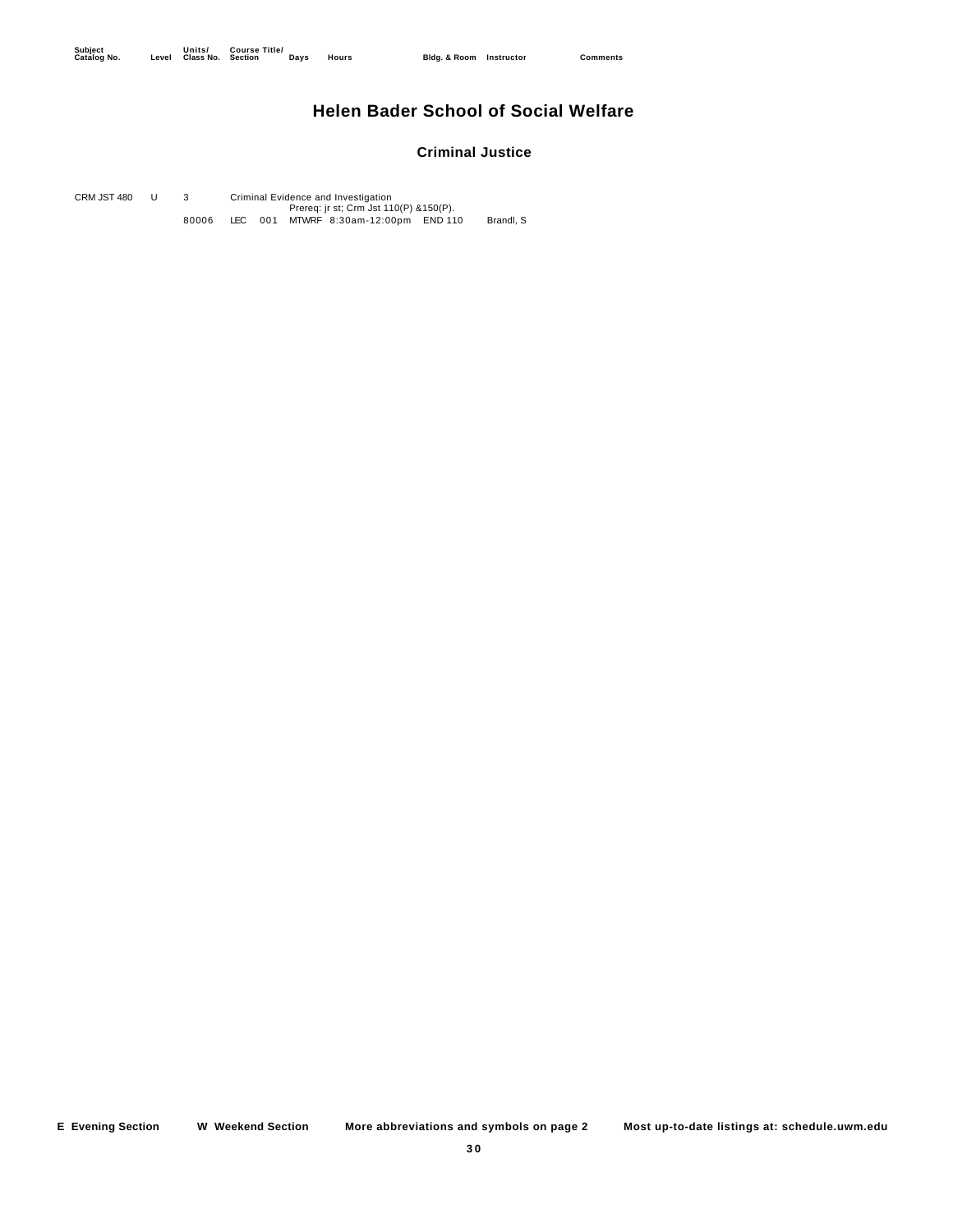| Subject Catalog No. | Level | Units/ Class No. | Course Title/ Section | Days | Hours | Bldg. & Room | Instructor | Comments |
|---|---|---|---|---|---|---|---|---|

# Helen Bader School of Social Welfare

## Criminal Justice

| Subject Catalog No. | Level | Units/ Class No. | Course Title/ Section | Days | Hours | Bldg. & Room | Instructor | Comments |
|---|---|---|---|---|---|---|---|---|
| CRM JST 480 | U | 3 | Criminal Evidence and Investigation | | | | | |
| | | | | Prereq: jr st; Crm Jst 110(P) &150(P). | | | | |
| | | 80006 | LEC 001 | MTWRF | 8:30am-12:00pm | END 110 | Brandl, S | |

E Evening Section W Weekend Section More abbreviations and symbols on page 2 Most up-to-date listings at: schedule.uwm.edu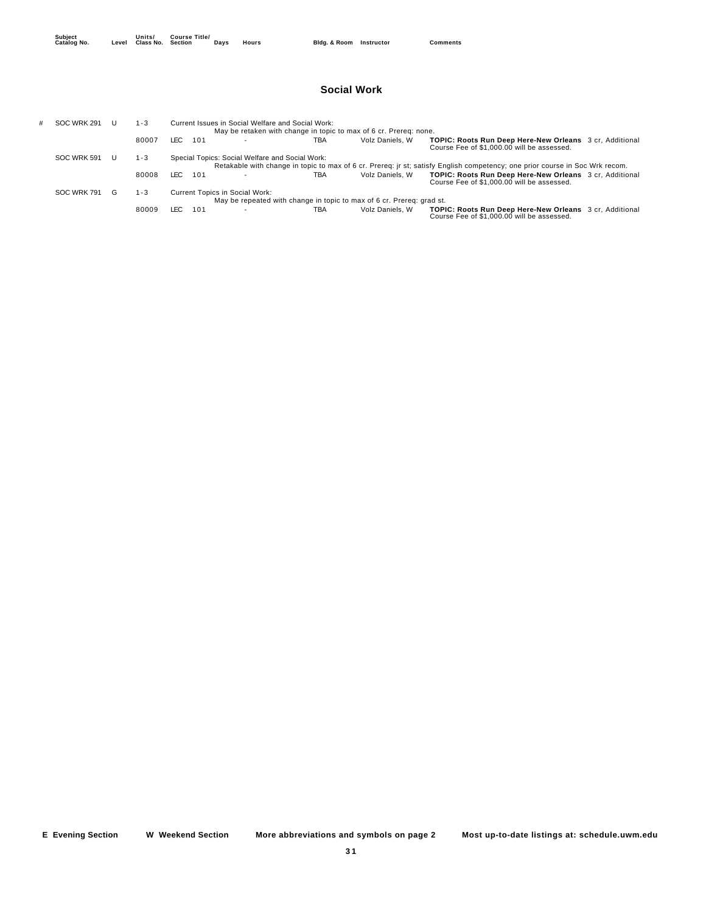| | Subject Catalog No. | Level | Units/ Class No. | Course Title/ Section | | Days | Hours | Bldg. & Room | Instructor | Comments |
|---|---|---|---|---|---|---|---|---|---|---|

## Social Work

| | Subject Catalog No. | Level | Units/ Class No. | Course Title/ Section | | Days | Hours | Bldg. & Room | Instructor | Comments |
|---|---|---|---|---|---|---|---|---|---|---|
| # | SOC WRK 291 | U | 1-3 | Current Issues in Social Welfare and Social Work: May be retaken with change in topic to max of 6 cr. Prereq: none. | | | | | | |
| | | | 80007 | LEC | 101 | | - | TBA | Volz Daniels, W | **TOPIC: Roots Run Deep Here-New Orleans** 3 cr, Additional Course Fee of $1,000.00 will be assessed. |
| | SOC WRK 591 | U | 1-3 | Special Topics: Social Welfare and Social Work: Retakable with change in topic to max of 6 cr. Prereq: jr st; satisfy English competency; one prior course in Soc Wrk recom. | | | | | | |
| | | | 80008 | LEC | 101 | | - | TBA | Volz Daniels, W | **TOPIC: Roots Run Deep Here-New Orleans** 3 cr, Additional Course Fee of $1,000.00 will be assessed. |
| | SOC WRK 791 | G | 1-3 | Current Topics in Social Work: May be repeated with change in topic to max of 6 cr. Prereq: grad st. | | | | | | |
| | | | 80009 | LEC | 101 | | - | TBA | Volz Daniels, W | **TOPIC: Roots Run Deep Here-New Orleans** 3 cr, Additional Course Fee of $1,000.00 will be assessed. |

**E Evening Section** **W Weekend Section** **More abbreviations and symbols on page 2** **Most up-to-date listings at: schedule.uwm.edu**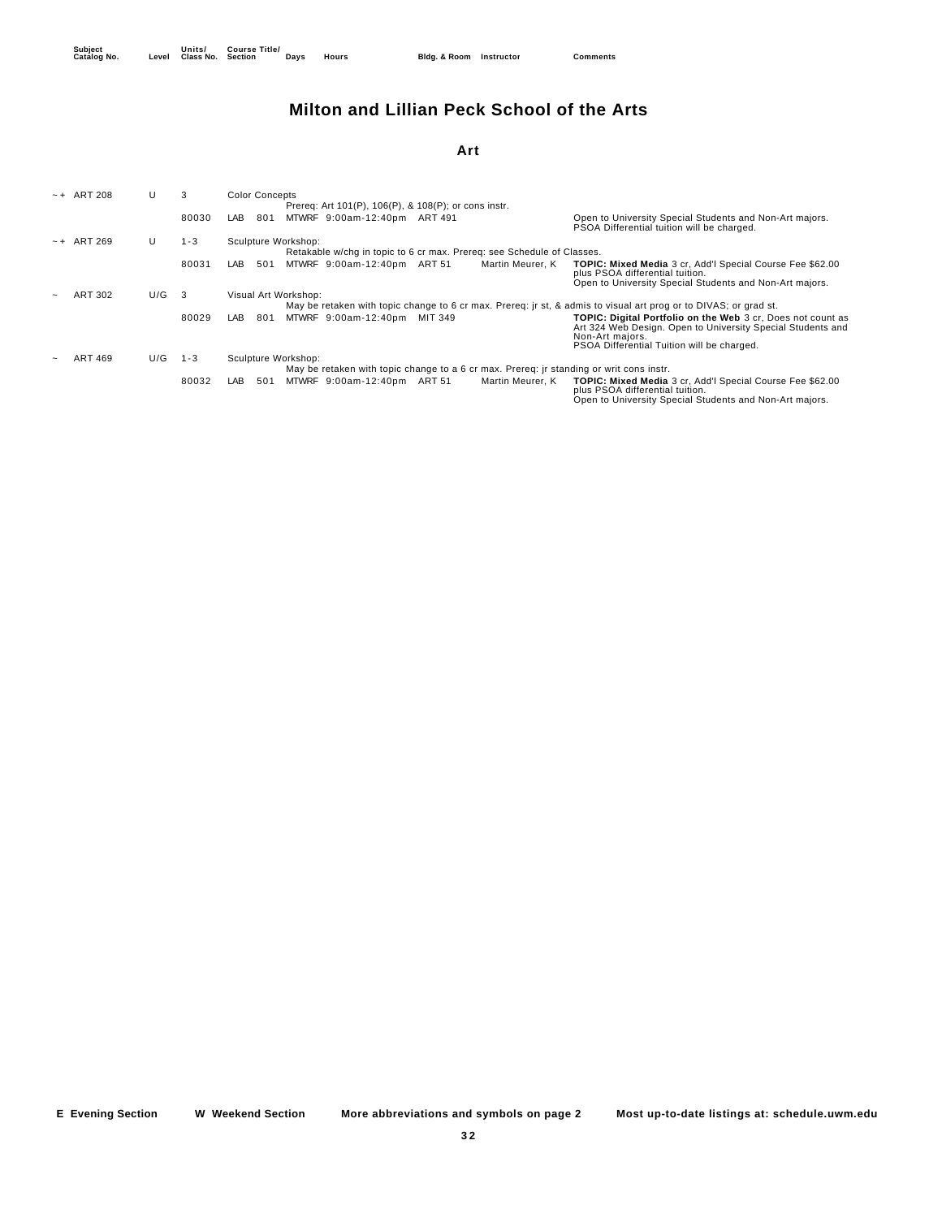| Subject Catalog No. | Level | Units/ Class No. | Course Title/ Section | Days | Hours | Bldg. & Room | Instructor | Comments |
|---|---|---|---|---|---|---|---|---|

# Milton and Lillian Peck School of the Arts

## Art

| Subject Catalog No. | Level | Units/ Class No. | Course Title/ Section | Days | Hours | Bldg. & Room | Instructor | Comments |
|---|---|---|---|---|---|---|---|---|
| ~ + ART 208 | U | 3 | Color Concepts | | | | | |
| | | | Prereq: Art 101(P), 106(P), & 108(P); or cons instr. | | | | | |
| | | 80030 | LAB 801 | MTWRF | 9:00am-12:40pm | ART 491 | | Open to University Special Students and Non-Art majors. PSOA Differential tuition will be charged. |
| ~ + ART 269 | U | 1 - 3 | Sculpture Workshop: | | | | | |
| | | | Retakable w/chg in topic to 6 cr max. Prereq: see Schedule of Classes. | | | | | |
| | | 80031 | LAB 501 | MTWRF | 9:00am-12:40pm | ART 51 | Martin Meurer, K | **TOPIC: Mixed Media** 3 cr, Add'l Special Course Fee $62.00 plus PSOA differential tuition. Open to University Special Students and Non-Art majors. |
| ~ ART 302 | U/G | 3 | Visual Art Workshop: | | | | | |
| | | | May be retaken with topic change to 6 cr max. Prereq: jr st, & admis to visual art prog or to DIVAS; or grad st. | | | | | |
| | | 80029 | LAB 801 | MTWRF | 9:00am-12:40pm | MIT 349 | | **TOPIC: Digital Portfolio on the Web** 3 cr, Does not count as Art 324 Web Design. Open to University Special Students and Non-Art majors. PSOA Differential Tuition will be charged. |
| ~ ART 469 | U/G | 1 - 3 | Sculpture Workshop: | | | | | |
| | | | May be retaken with topic change to a 6 cr max. Prereq: jr standing or writ cons instr. | | | | | |
| | | 80032 | LAB 501 | MTWRF | 9:00am-12:40pm | ART 51 | Martin Meurer, K | **TOPIC: Mixed Media** 3 cr, Add'l Special Course Fee $62.00 plus PSOA differential tuition. Open to University Special Students and Non-Art majors. |

**E Evening Section** **W Weekend Section** **More abbreviations and symbols on page 2** **Most up-to-date listings at: schedule.uwm.edu**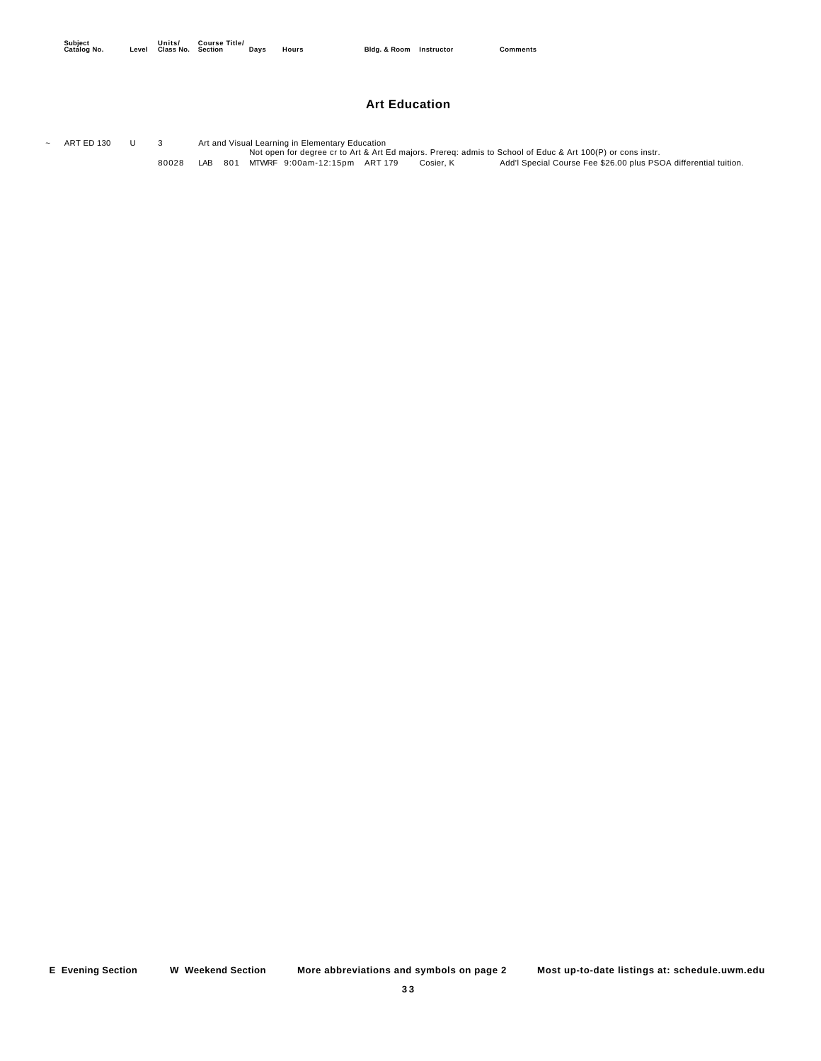| | Subject Catalog No. | Level | Units/ Class No. | Course Title/ Section | | Days | Hours | Bldg. & Room | Instructor | Comments |
|---|---|---|---|---|---|---|---|---|---|---|

## Art Education

| | Subject Catalog No. | Level | Units/ Class No. | Course Title/ Section | | Days | Hours | Bldg. & Room | Instructor | Comments |
|---|---|---|---|---|---|---|---|---|---|---|
| ~ | ART ED 130 | U | 3 | Art and Visual Learning in Elementary Education | | | | | | |
| | | | | Not open for degree cr to Art & Art Ed majors. Prereq: admis to School of Educ & Art 100(P) or cons instr. | | | | | | |
| | | | 80028 | LAB | 801 | MTWRF | 9:00am-12:15pm | ART 179 | Cosier, K | Add'l Special Course Fee $26.00 plus PSOA differential tuition. |

**E** Evening Section **W** Weekend Section **More abbreviations and symbols on page 2** **Most up-to-date listings at: schedule.uwm.edu**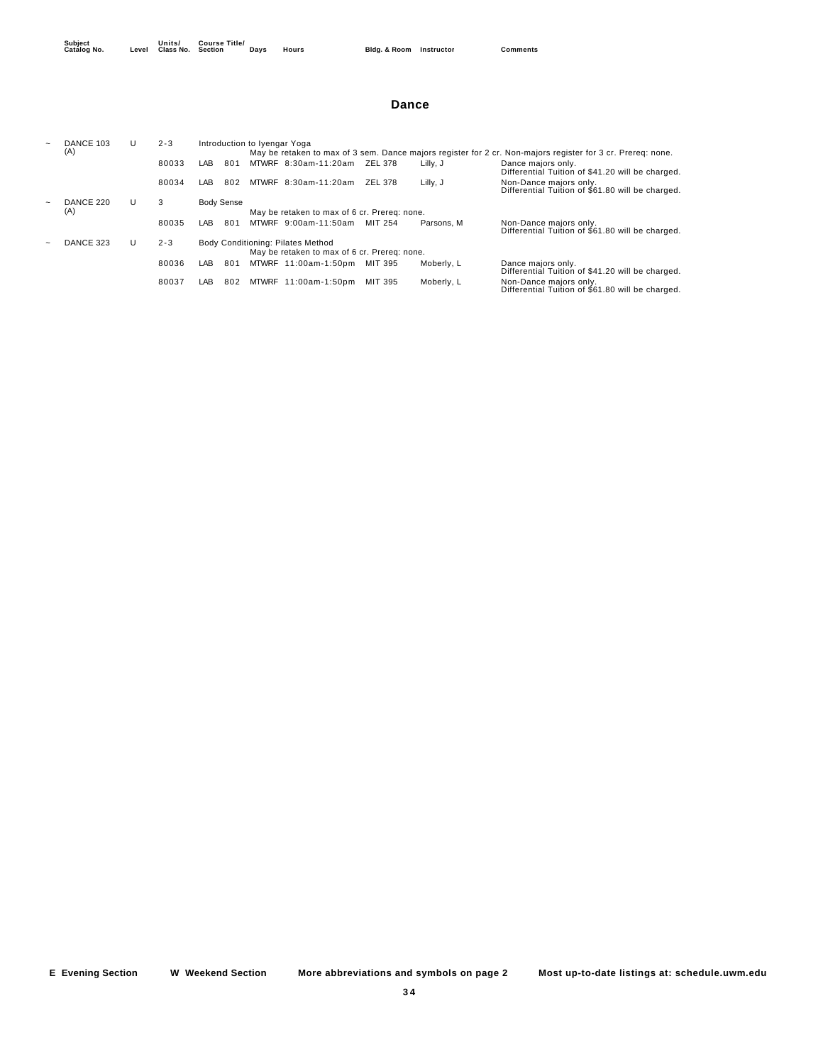## Dance

| | Subject Catalog No. | Level | Units/ Class No. | Course Title/ Section | | Days | Hours | Bldg. & Room | Instructor | Comments |
|---|---|---|---|---|---|---|---|---|---|---|
| ~ | DANCE 103 (A) | U | 2-3 | Introduction to Iyengar Yoga | | | | | | |
| | | | | May be retaken to max of 3 sem. Dance majors register for 2 cr. Non-majors register for 3 cr. Prereq: none. | | | | | | |
| | | | 80033 | LAB | 801 | MTWRF | 8:30am-11:20am | ZEL 378 | Lilly, J | Dance majors only. Differential Tuition of $41.20 will be charged. |
| | | | 80034 | LAB | 802 | MTWRF | 8:30am-11:20am | ZEL 378 | Lilly, J | Non-Dance majors only. Differential Tuition of $61.80 will be charged. |
| ~ | DANCE 220 (A) | U | 3 | Body Sense | | | | | | |
| | | | | May be retaken to max of 6 cr. Prereq: none. | | | | | | |
| | | | 80035 | LAB | 801 | MTWRF | 9:00am-11:50am | MIT 254 | Parsons, M | Non-Dance majors only. Differential Tuition of $61.80 will be charged. |
| ~ | DANCE 323 | U | 2-3 | Body Conditioning: Pilates Method | | | | | | |
| | | | | May be retaken to max of 6 cr. Prereq: none. | | | | | | |
| | | | 80036 | LAB | 801 | MTWRF | 11:00am-1:50pm | MIT 395 | Moberly, L | Dance majors only. Differential Tuition of $41.20 will be charged. |
| | | | 80037 | LAB | 802 | MTWRF | 11:00am-1:50pm | MIT 395 | Moberly, L | Non-Dance majors only. Differential Tuition of $61.80 will be charged. |

**E Evening Section** **W Weekend Section** **More abbreviations and symbols on page 2** **Most up-to-date listings at: schedule.uwm.edu**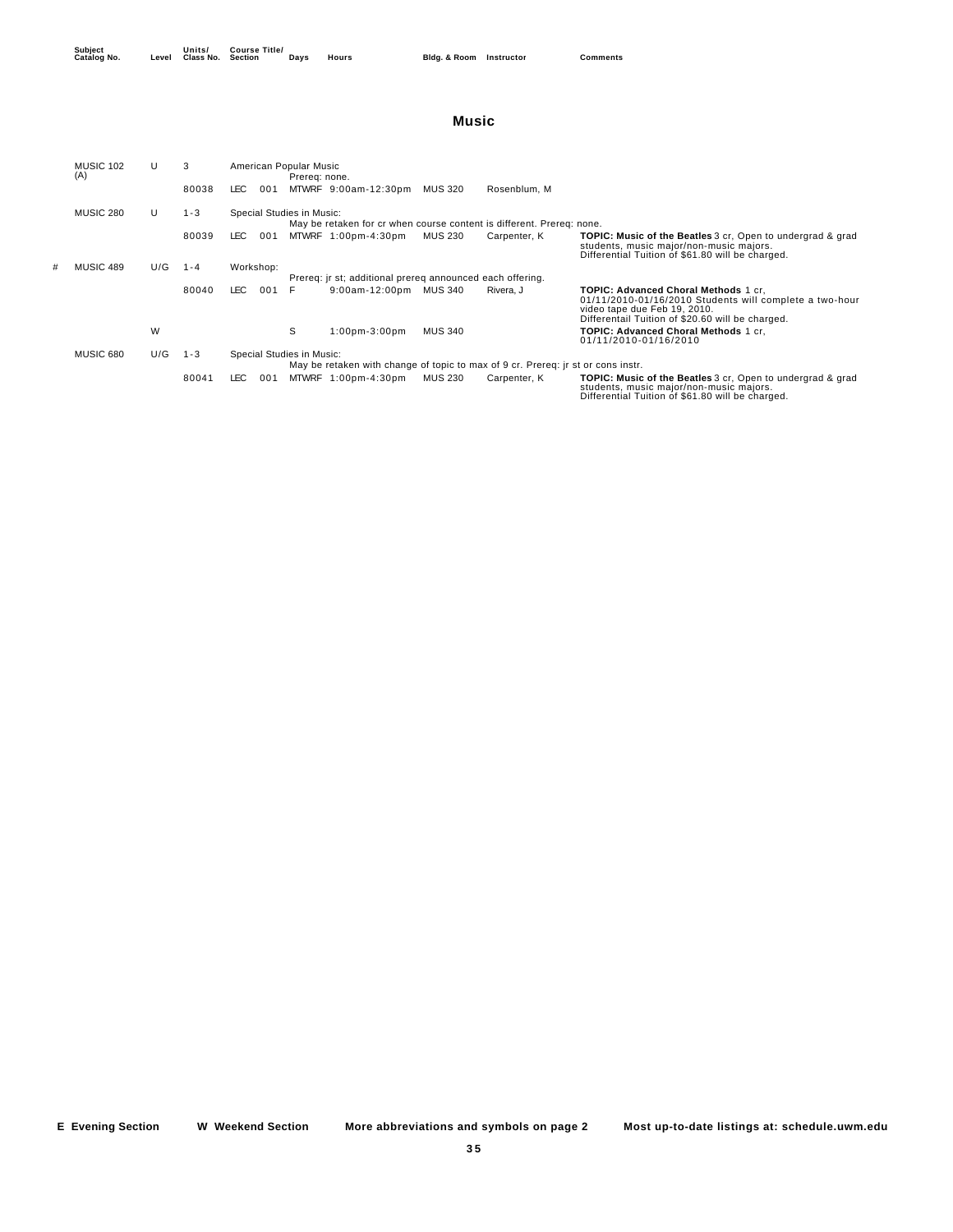## Music

| | Subject Catalog No. | Level | Units/ Class No. | Course Title/ Section | | Days | Hours | Bldg. & Room | Instructor | Comments |
|---|---|---|---|---|---|---|---|---|---|---|
| | MUSIC 102 (A) | U | 3 | American Popular Music | | | | | | |
| | | | | Prereq: none. | | | | | | |
| | | | 80038 | LEC | 001 | MTWRF | 9:00am-12:30pm | MUS 320 | Rosenblum, M | |
| | MUSIC 280 | U | 1 - 3 | Special Studies in Music: | | | | | | |
| | | | | May be retaken for cr when course content is different. Prereq: none. | | | | | | |
| | | | 80039 | LEC | 001 | MTWRF | 1:00pm-4:30pm | MUS 230 | Carpenter, K | **TOPIC: Music of the Beatles** 3 cr, Open to undergrad & grad students, music major/non-music majors. Differential Tuition of $61.80 will be charged. |
| # | MUSIC 489 | U/G | 1 - 4 | Workshop: | | | | | | |
| | | | | Prereq: jr st; additional prereq announced each offering. | | | | | | |
| | | | 80040 | LEC | 001 | F | 9:00am-12:00pm | MUS 340 | Rivera, J | **TOPIC: Advanced Choral Methods** 1 cr, 01/11/2010-01/16/2010 Students will complete a two-hour video tape due Feb 19, 2010. Differentail Tuition of $20.60 will be charged. |
| | | W | | | | S | 1:00pm-3:00pm | MUS 340 | | **TOPIC: Advanced Choral Methods** 1 cr, 01/11/2010-01/16/2010 |
| | MUSIC 680 | U/G | 1 - 3 | Special Studies in Music: | | | | | | |
| | | | | May be retaken with change of topic to max of 9 cr. Prereq: jr st or cons instr. | | | | | | |
| | | | 80041 | LEC | 001 | MTWRF | 1:00pm-4:30pm | MUS 230 | Carpenter, K | **TOPIC: Music of the Beatles** 3 cr, Open to undergrad & grad students, music major/non-music majors. Differential Tuition of $61.80 will be charged. |

**E** Evening Section **W** Weekend Section More abbreviations and symbols on page 2 Most up-to-date listings at: schedule.uwm.edu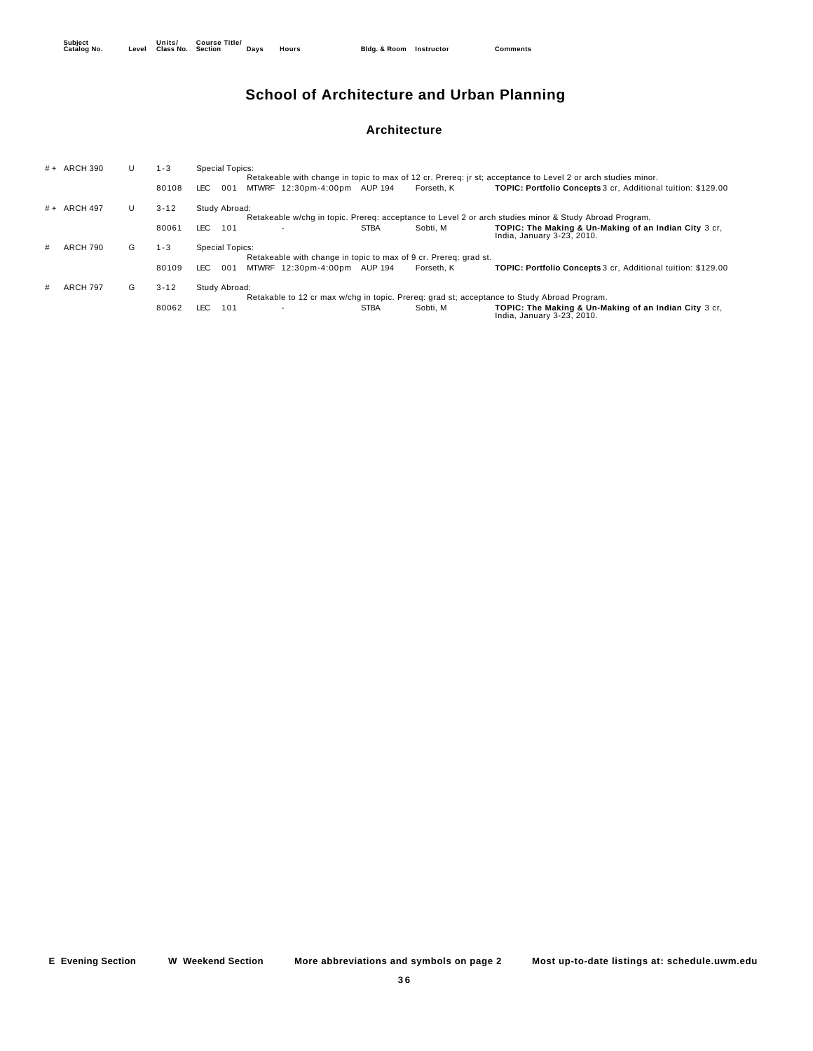| | Subject Catalog No. | Level | Units/ Class No. | Course Title/ Section | | Days | Hours | Bldg. & Room | Instructor | Comments |
|---|---|---|---|---|---|---|---|---|---|---|

# School of Architecture and Urban Planning

## Architecture

| | Subject Catalog No. | Level | Units/ Class No. | Course Title/ Section | | Days | Hours | Bldg. & Room | Instructor | Comments |
|---|---|---|---|---|---|---|---|---|---|---|
| # + | ARCH 390 | U | 1-3 | Special Topics: | | | | | | |
| | | | | Retakeable with change in topic to max of 12 cr. Prereq: jr st; acceptance to Level 2 or arch studies minor. | | | | | | |
| | | | 80108 | LEC | 001 | MTWRF | 12:30pm-4:00pm | AUP 194 | Forseth, K | **TOPIC: Portfolio Concepts** 3 cr, Additional tuition: $129.00 |
| # + | ARCH 497 | U | 3-12 | Study Abroad: | | | | | | |
| | | | | Retakeable w/chg in topic. Prereq: acceptance to Level 2 or arch studies minor & Study Abroad Program. | | | | | | |
| | | | 80061 | LEC | 101 | | - | STBA | Sobti, M | **TOPIC: The Making & Un-Making of an Indian City** 3 cr, India, January 3-23, 2010. |
| # | ARCH 790 | G | 1-3 | Special Topics: | | | | | | |
| | | | | Retakeable with change in topic to max of 9 cr. Prereq: grad st. | | | | | | |
| | | | 80109 | LEC | 001 | MTWRF | 12:30pm-4:00pm | AUP 194 | Forseth, K | **TOPIC: Portfolio Concepts** 3 cr, Additional tuition: $129.00 |
| # | ARCH 797 | G | 3-12 | Study Abroad: | | | | | | |
| | | | | Retakable to 12 cr max w/chg in topic. Prereq: grad st; acceptance to Study Abroad Program. | | | | | | |
| | | | 80062 | LEC | 101 | | - | STBA | Sobti, M | **TOPIC: The Making & Un-Making of an Indian City** 3 cr, India, January 3-23, 2010. |

**E Evening Section** **W Weekend Section** **More abbreviations and symbols on page 2** **Most up-to-date listings at: schedule.uwm.edu**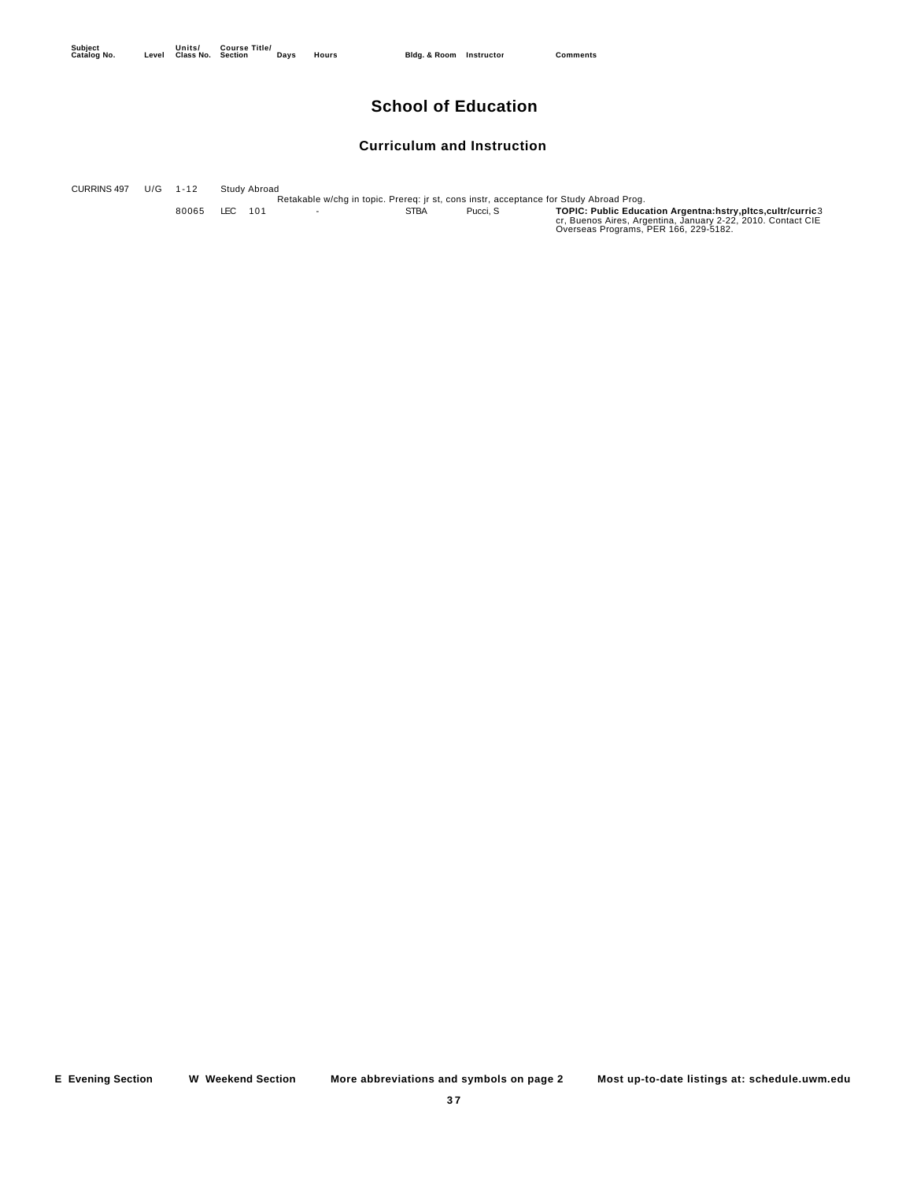| Subject Catalog No. | Level | Units/ Class No. | Course Title/ Section | Days | Hours | Bldg. & Room | Instructor | Comments |
|---|---|---|---|---|---|---|---|---|

# School of Education

## Curriculum and Instruction

| Subject Catalog No. | Level | Units/ Class No. | Course Title/ Section | Days | Hours | Bldg. & Room | Instructor | Comments |
|---|---|---|---|---|---|---|---|---|
| CURRINS 497 | U/G | 1-12 | Study Abroad | | | | | |
| | | | Retakable w/chg in topic. Prereq: jr st, cons instr, acceptance for Study Abroad Prog. | | | | | |
| | | 80065 | LEC 101 | | - | STBA | Pucci, S | **TOPIC: Public Education Argentna:hstry,pltcs,cultr/curric** 3 cr, Buenos Aires, Argentina, January 2-22, 2010. Contact CIE Overseas Programs, PER 166, 229-5182. |

**E** Evening Section **W** Weekend Section More abbreviations and symbols on page 2 Most up-to-date listings at: schedule.uwm.edu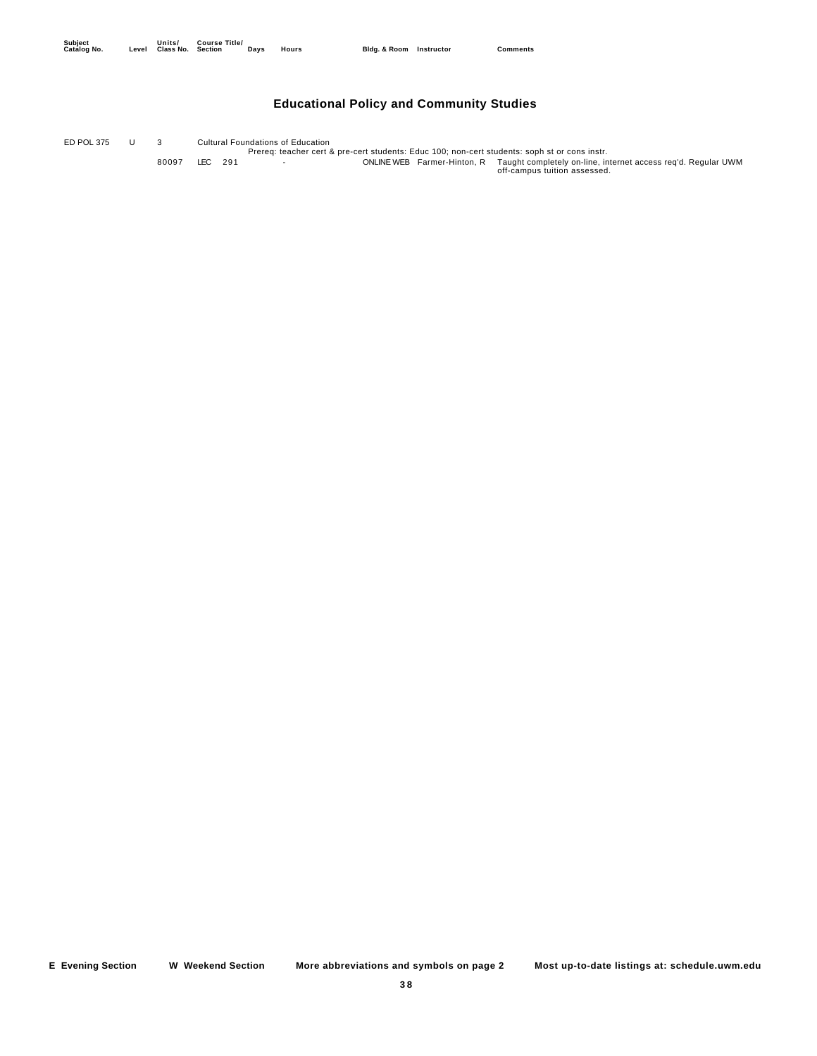| Subject Catalog No. | Level | Units/ Class No. | Course Title/ Section | Days | Hours | Bldg. & Room | Instructor | Comments |
|---|---|---|---|---|---|---|---|---|

## Educational Policy and Community Studies

| Subject Catalog No. | Level | Units/ Class No. | Course Title/ Section | Days | Hours | Bldg. & Room | Instructor | Comments |
|---|---|---|---|---|---|---|---|---|
| ED POL 375 | U | 3 | Cultural Foundations of Education | | | | | |
| | | | Prereq: teacher cert & pre-cert students: Educ 100; non-cert students: soph st or cons instr. | | | | | |
| | | 80097 | LEC 291 | | - | ONLINE WEB | Farmer-Hinton, R | Taught completely on-line, internet access req'd. Regular UWM off-campus tuition assessed. |

**E** Evening Section **W** Weekend Section More abbreviations and symbols on page 2 Most up-to-date listings at: schedule.uwm.edu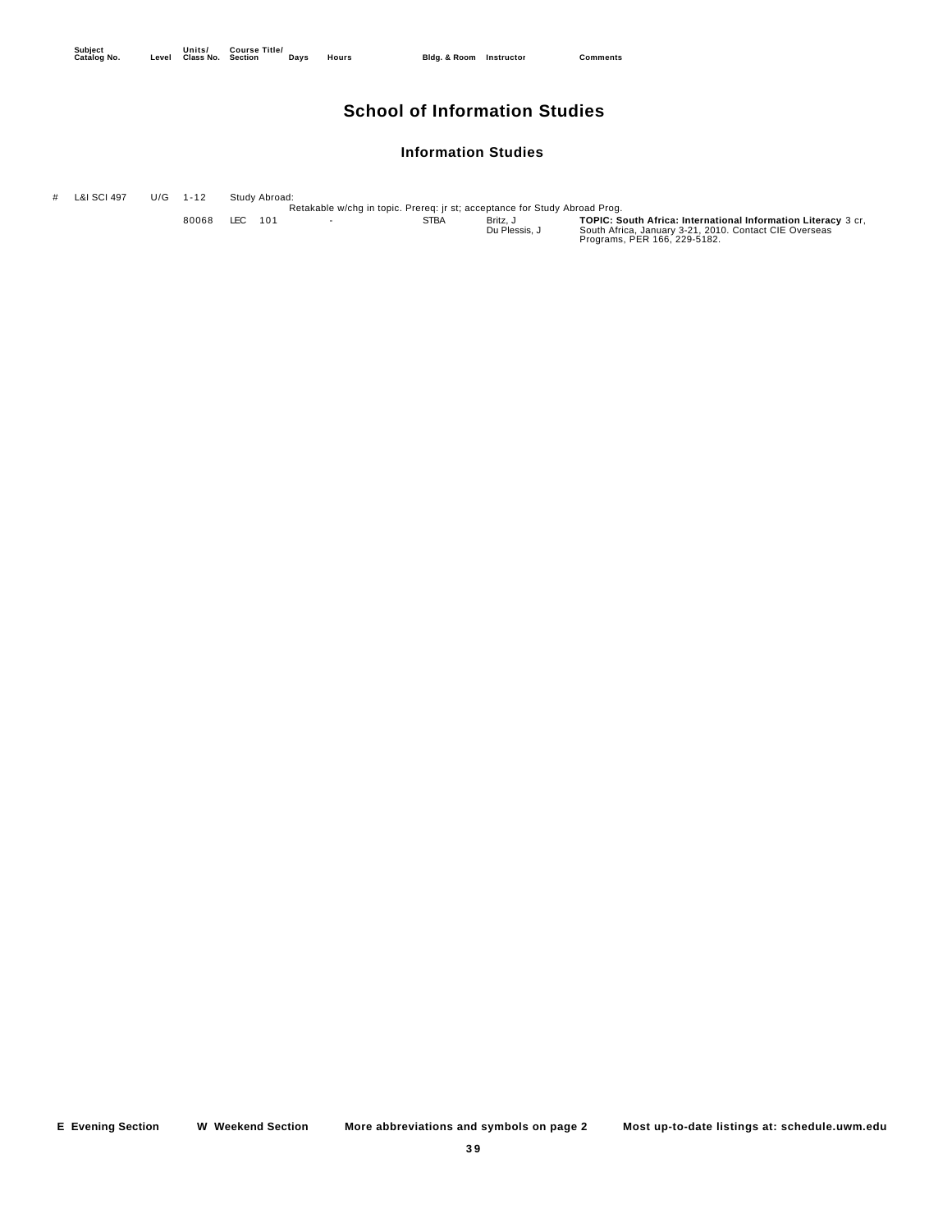| | Subject Catalog No. | Level | Units/ Class No. | Course Title/ Section | Days | Hours | Bldg. & Room | Instructor | Comments |
|---|---|---|---|---|---|---|---|---|---|

## School of Information Studies

### Information Studies

| | Subject Catalog No. | Level | Units/ Class No. | Course Title/ Section | Days | Hours | Bldg. & Room | Instructor | Comments |
|---|---|---|---|---|---|---|---|---|---|
| # | L&I SCI 497 | U/G | 1-12 | Study Abroad: | | | | | |
| | | | | Retakable w/chg in topic. Prereq: jr st; acceptance for Study Abroad Prog. | | | | | |
| | | | 80068 | LEC 101 | | - | STBA | Britz, J<br>Du Plessis, J | **TOPIC: South Africa: International Information Literacy** 3 cr, South Africa, January 3-21, 2010. Contact CIE Overseas Programs, PER 166, 229-5182. |

**E** Evening Section **W** Weekend Section More abbreviations and symbols on page 2 Most up-to-date listings at: schedule.uwm.edu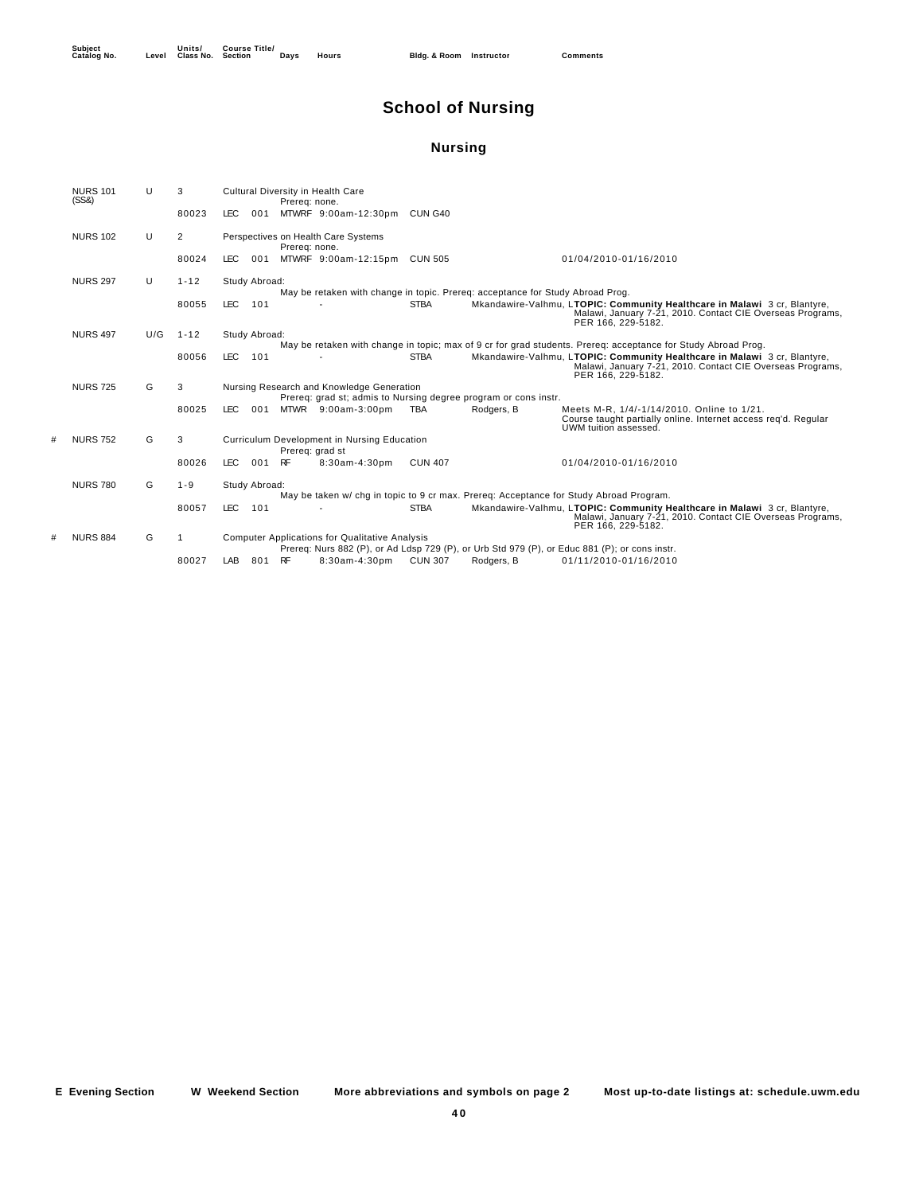# School of Nursing

## Nursing

| | Subject Catalog No. | Level | Units/ Class No. | Course Title/ Section | | Days | Hours | Bldg. & Room | Instructor | Comments |
|---|---|---|---|---|---|---|---|---|---|---|
| | NURS 101 (SS&) | U | 3 | Cultural Diversity in Health Care Prereq: none. | | | | | | |
| | | | 80023 | LEC | 001 | MTWRF | 9:00am-12:30pm | CUN G40 | | |
| | NURS 102 | U | 2 | Perspectives on Health Care Systems Prereq: none. | | | | | | |
| | | | 80024 | LEC | 001 | MTWRF | 9:00am-12:15pm | CUN 505 | | 01/04/2010-01/16/2010 |
| | NURS 297 | U | 1-12 | Study Abroad: May be retaken with change in topic. Prereq: acceptance for Study Abroad Prog. | | | | | | |
| | | | 80055 | LEC | 101 | | - | STBA | Mkandawire-Valhmu, L | **TOPIC: Community Healthcare in Malawi** 3 cr, Blantyre, Malawi, January 7-21, 2010. Contact CIE Overseas Programs, PER 166, 229-5182. |
| | NURS 497 | U/G | 1-12 | Study Abroad: May be retaken with change in topic; max of 9 cr for grad students. Prereq: acceptance for Study Abroad Prog. | | | | | | |
| | | | 80056 | LEC | 101 | | - | STBA | Mkandawire-Valhmu, L | **TOPIC: Community Healthcare in Malawi** 3 cr, Blantyre, Malawi, January 7-21, 2010. Contact CIE Overseas Programs, PER 166, 229-5182. |
| | NURS 725 | G | 3 | Nursing Research and Knowledge Generation Prereq: grad st; admis to Nursing degree program or cons instr. | | | | | | |
| | | | 80025 | LEC | 001 | MTWR | 9:00am-3:00pm | TBA | Rodgers, B | Meets M-R, 1/4/-1/14/2010. Online to 1/21. Course taught partially online. Internet access req'd. Regular UWM tuition assessed. |
| # | NURS 752 | G | 3 | Curriculum Development in Nursing Education Prereq: grad st | | | | | | |
| | | | 80026 | LEC | 001 | RF | 8:30am-4:30pm | CUN 407 | | 01/04/2010-01/16/2010 |
| | NURS 780 | G | 1-9 | Study Abroad: May be taken w/ chg in topic to 9 cr max. Prereq: Acceptance for Study Abroad Program. | | | | | | |
| | | | 80057 | LEC | 101 | | - | STBA | Mkandawire-Valhmu, L | **TOPIC: Community Healthcare in Malawi** 3 cr, Blantyre, Malawi, January 7-21, 2010. Contact CIE Overseas Programs, PER 166, 229-5182. |
| # | NURS 884 | G | 1 | Computer Applications for Qualitative Analysis Prereq: Nurs 882 (P), or Ad Ldsp 729 (P), or Urb Std 979 (P), or Educ 881 (P); or cons instr. | | | | | | |
| | | | 80027 | LAB | 801 | RF | 8:30am-4:30pm | CUN 307 | Rodgers, B | 01/11/2010-01/16/2010 |

**E** Evening Section **W** Weekend Section More abbreviations and symbols on page 2 Most up-to-date listings at: schedule.uwm.edu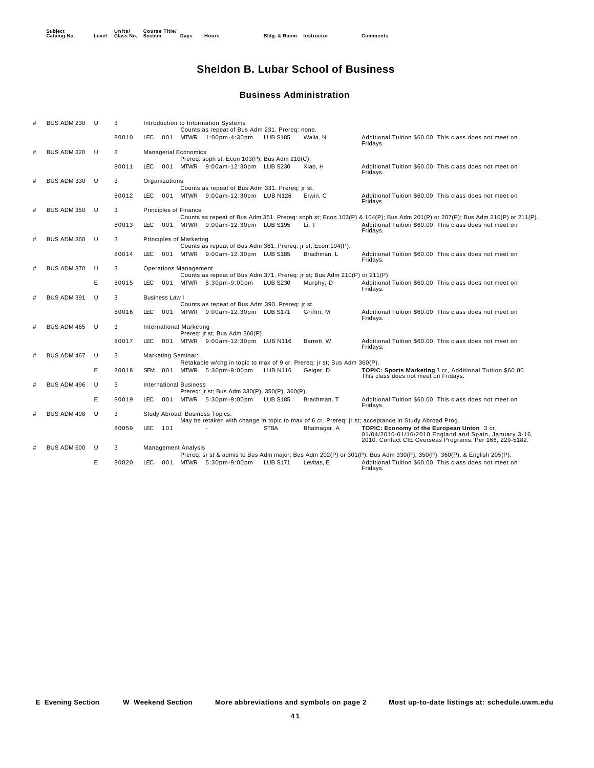| | Subject Catalog No. | Level | Units/ Class No. | Course Title/ Section | | Days | Hours | Bldg. & Room | Instructor | Comments |
|---|---|---|---|---|---|---|---|---|---|---|

# Sheldon B. Lubar School of Business

## Business Administration

| | Subject Catalog No. | Level | Units/ Class No. | Course Title/ Section | | Days | Hours | Bldg. & Room | Instructor | Comments |
|---|---|---|---|---|---|---|---|---|---|---|
| # | BUS ADM 230 | U | 3 | Introduction to Information Systems<br>Counts as repeat of Bus Adm 231. Prereq: none. | | | | | | |
| | | | 80010 | LEC | 001 | MTWR | 1:00pm-4:30pm | LUB S185 | Walia, N | Additional Tuition $60.00. This class does not meet on Fridays. |
| # | BUS ADM 320 | U | 3 | Managerial Economics<br>Prereq: soph st; Econ 103(P); Bus Adm 210(C). | | | | | | |
| | | | 80011 | LEC | 001 | MTWR | 9:00am-12:30pm | LUB S230 | Xiao, H | Additional Tuition $60.00. This class does not meet on Fridays. |
| # | BUS ADM 330 | U | 3 | Organizations<br>Counts as repeat of Bus Adm 331. Prereq: jr st. | | | | | | |
| | | | 80012 | LEC | 001 | MTWR | 9:00am-12:30pm | LUB N126 | Erwin, C | Additional Tuition $60.00. This class does not meet on Fridays. |
| # | BUS ADM 350 | U | 3 | Principles of Finance<br>Counts as repeat of Bus Adm 351. Prereq: soph st; Econ 103(P) & 104(P); Bus Adm 201(P) or 207(P); Bus Adm 210(P) or 211(P). | | | | | | |
| | | | 80013 | LEC | 001 | MTWR | 9:00am-12:30pm | LUB S195 | Li, T | Additional Tuition $60.00. This class does not meet on Fridays. |
| # | BUS ADM 360 | U | 3 | Principles of Marketing<br>Counts as repeat of Bus Adm 361. Prereq: jr st; Econ 104(P). | | | | | | |
| | | | 80014 | LEC | 001 | MTWR | 9:00am-12:30pm | LUB S185 | Brachman, L | Additional Tuition $60.00. This class does not meet on Fridays. |
| # | BUS ADM 370 | U | 3 | Operations Management<br>Counts as repeat of Bus Adm 371. Prereq: jr st; Bus Adm 210(P) or 211(P). | | | | | | |
| | | E | 80015 | LEC | 001 | MTWR | 5:30pm-9:00pm | LUB S230 | Murphy, D | Additional Tuition $60.00. This class does not meet on Fridays. |
| # | BUS ADM 391 | U | 3 | Business Law I<br>Counts as repeat of Bus Adm 390. Prereq: jr st. | | | | | | |
| | | | 80016 | LEC | 001 | MTWR | 9:00am-12:30pm | LUB S171 | Griffin, M | Additional Tuition $60.00. This class does not meet on Fridays. |
| # | BUS ADM 465 | U | 3 | International Marketing<br>Prereq: jr st, Bus Adm 360(P). | | | | | | |
| | | | 80017 | LEC | 001 | MTWR | 9:00am-12:30pm | LUB N116 | Barrett, W | Additional Tuition $60.00. This class does not meet on Fridays. |
| # | BUS ADM 467 | U | 3 | Marketing Seminar:<br>Retakable w/chg in topic to max of 9 cr. Prereq: jr st; Bus Adm 360(P). | | | | | | |
| | | E | 80018 | SEM | 001 | MTWR | 5:30pm-9:00pm | LUB N116 | Geiger, D | **TOPIC: Sports Marketing** 3 cr, Additional Tuition $60.00. This class does not meet on Fridays. |
| # | BUS ADM 496 | U | 3 | International Business<br>Prereq: jr st; Bus Adm 330(P), 350(P), 360(P). | | | | | | |
| | | E | 80019 | LEC | 001 | MTWR | 5:30pm-9:00pm | LUB S185 | Brachman, T | Additional Tuition $60.00. This class does not meet on Fridays. |
| # | BUS ADM 498 | U | 3 | Study Abroad: Business Topics:<br>May be retaken with change in topic to max of 6 cr. Prereq: jr st; acceptance in Study Abroad Prog. | | | | | | |
| | | | 80059 | LEC | 101 | | - | STBA | Bhatnagar, A | **TOPIC: Economy of the European Union** 3 cr, 01/04/2010-01/16/2010 England and Spain, January 3-16, 2010. Contact CIE Overseas Programs, Per 166, 229-5182. |
| # | BUS ADM 600 | U | 3 | Management Analysis<br>Prereq: sr st & admis to Bus Adm major; Bus Adm 202(P) or 301(P); Bus Adm 330(P), 350(P), 360(P), & English 205(P). | | | | | | |
| | | E | 80020 | LEC | 001 | MTWR | 5:30pm-9:00pm | LUB S171 | Levitas, E | Additional Tuition $60.00. This class does not meet on Fridays. |

**E** Evening Section **W** Weekend Section More abbreviations and symbols on page 2 Most up-to-date listings at: schedule.uwm.edu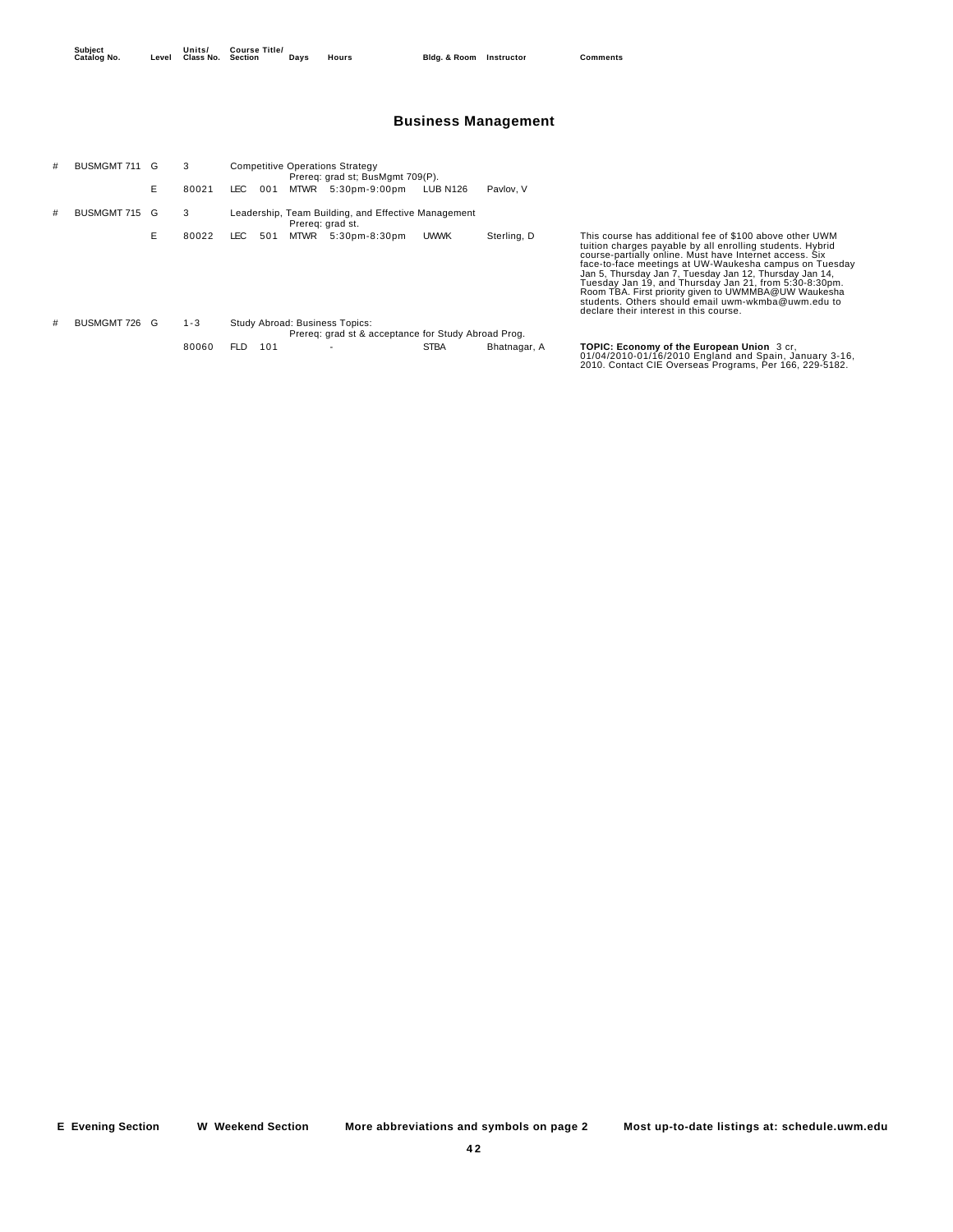| | Subject Catalog No. | Level | Units/ Class No. | Course Title/ Section | | Days | Hours | Bldg. & Room | Instructor | Comments |
|---|---|---|---|---|---|---|---|---|---|---|

## Business Management

| | Subject Catalog No. | Level | Units/ Class No. | Course Title/ Section | | Days | Hours | Bldg. & Room | Instructor | Comments |
|---|---|---|---|---|---|---|---|---|---|---|
| # | BUSMGMT 711 | G | 3 | Competitive Operations Strategy<br>Prereq: grad st; BusMgmt 709(P). | | | | | | |
| | | E | 80021 | LEC | 001 | MTWR | 5:30pm-9:00pm | LUB N126 | Pavlov, V | |
| # | BUSMGMT 715 | G | 3 | Leadership, Team Building, and Effective Management<br>Prereq: grad st. | | | | | | |
| | | E | 80022 | LEC | 501 | MTWR | 5:30pm-8:30pm | UWWK | Sterling, D | This course has additional fee of $100 above other UWM tuition charges payable by all enrolling students. Hybrid course-partially online. Must have Internet access. Six face-to-face meetings at UW-Waukesha campus on Tuesday Jan 5, Thursday Jan 7, Tuesday Jan 12, Thursday Jan 14, Tuesday Jan 19, and Thursday Jan 21, from 5:30-8:30pm. Room TBA. First priority given to UWMMBA@UW Waukesha students. Others should email uwm-wkmba@uwm.edu to declare their interest in this course. |
| # | BUSMGMT 726 | G | 1-3 | Study Abroad: Business Topics:<br>Prereq: grad st & acceptance for Study Abroad Prog. | | | | | | |
| | | | 80060 | FLD | 101 | | - | STBA | Bhatnagar, A | **TOPIC: Economy of the European Union** 3 cr, 01/04/2010-01/16/2010 England and Spain, January 3-16, 2010. Contact CIE Overseas Programs, Per 166, 229-5182. |

**E** Evening Section **W** Weekend Section **More abbreviations and symbols on page 2** **Most up-to-date listings at: schedule.uwm.edu**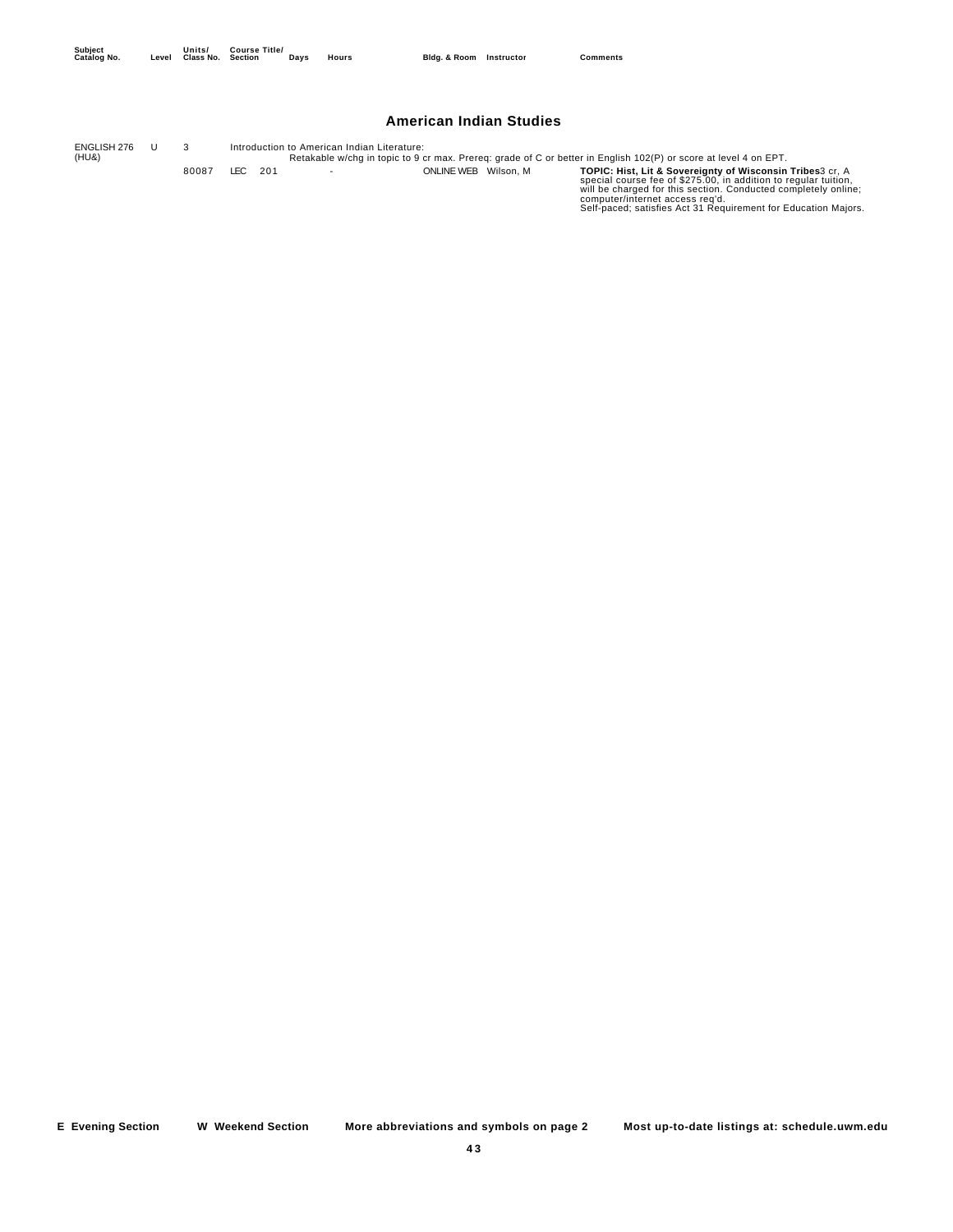| Subject Catalog No. | Level | Units/ Class No. | Course Title/ Section | Days | Hours | Bldg. & Room | Instructor | Comments |
|---|---|---|---|---|---|---|---|---|

## American Indian Studies

| Subject Catalog No. | Level | Units/ Class No. | Course Title/ Section | Days | Hours | Bldg. & Room | Instructor | Comments |
|---|---|---|---|---|---|---|---|---|
| ENGLISH 276 (HU&) | U | 3 | Introduction to American Indian Literature: Retakable w/chg in topic to 9 cr max. Prereq: grade of C or better in English 102(P) or score at level 4 on EPT. | | | | | |
| | | 80087 | LEC 201 | | - | ONLINE WEB | Wilson, M | **TOPIC: Hist, Lit & Sovereignty of Wisconsin Tribes**3 cr, A special course fee of $275.00, in addition to regular tuition, will be charged for this section. Conducted completely online; computer/internet access req'd. Self-paced; satisfies Act 31 Requirement for Education Majors. |

**E Evening Section** **W Weekend Section** **More abbreviations and symbols on page 2** **Most up-to-date listings at: schedule.uwm.edu**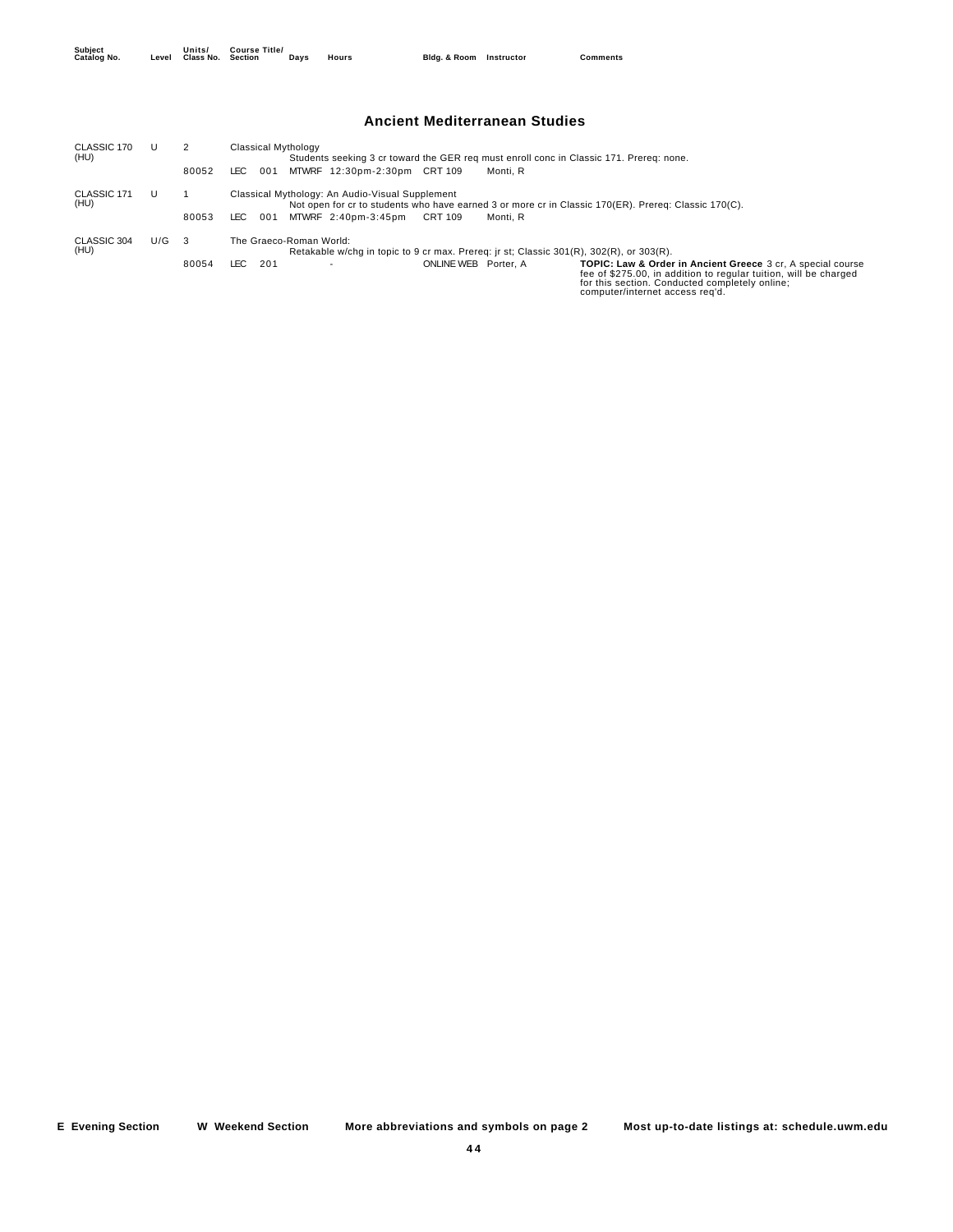| Subject Catalog No. | Level | Units/ Class No. | Course Title/ Section | | Days | Hours | Bldg. & Room | Instructor | Comments |
|---|---|---|---|---|---|---|---|---|---|

## Ancient Mediterranean Studies

| Subject Catalog No. | Level | Units/ Class No. | Course Title/ Section | | Days | Hours | Bldg. & Room | Instructor | Comments |
|---|---|---|---|---|---|---|---|---|---|
| CLASSIC 170 (HU) | U | 2 | Classical Mythology<br>Students seeking 3 cr toward the GER req must enroll conc in Classic 171. Prereq: none. | | | | | | |
| | | 80052 | LEC | 001 | MTWRF | 12:30pm-2:30pm | CRT 109 | Monti, R | |
| CLASSIC 171 (HU) | U | 1 | Classical Mythology: An Audio-Visual Supplement<br>Not open for cr to students who have earned 3 or more cr in Classic 170(ER). Prereq: Classic 170(C). | | | | | | |
| | | 80053 | LEC | 001 | MTWRF | 2:40pm-3:45pm | CRT 109 | Monti, R | |
| CLASSIC 304 (HU) | U/G | 3 | The Graeco-Roman World:<br>Retakable w/chg in topic to 9 cr max. Prereq: jr st; Classic 301(R), 302(R), or 303(R). | | | | | | |
| | | 80054 | LEC | 201 | | - | ONLINE WEB | Porter, A | **TOPIC: Law & Order in Ancient Greece** 3 cr, A special course fee of $275.00, in addition to regular tuition, will be charged for this section. Conducted completely online; computer/internet access req'd. |

**E** Evening Section **W** Weekend Section More abbreviations and symbols on page 2 Most up-to-date listings at: schedule.uwm.edu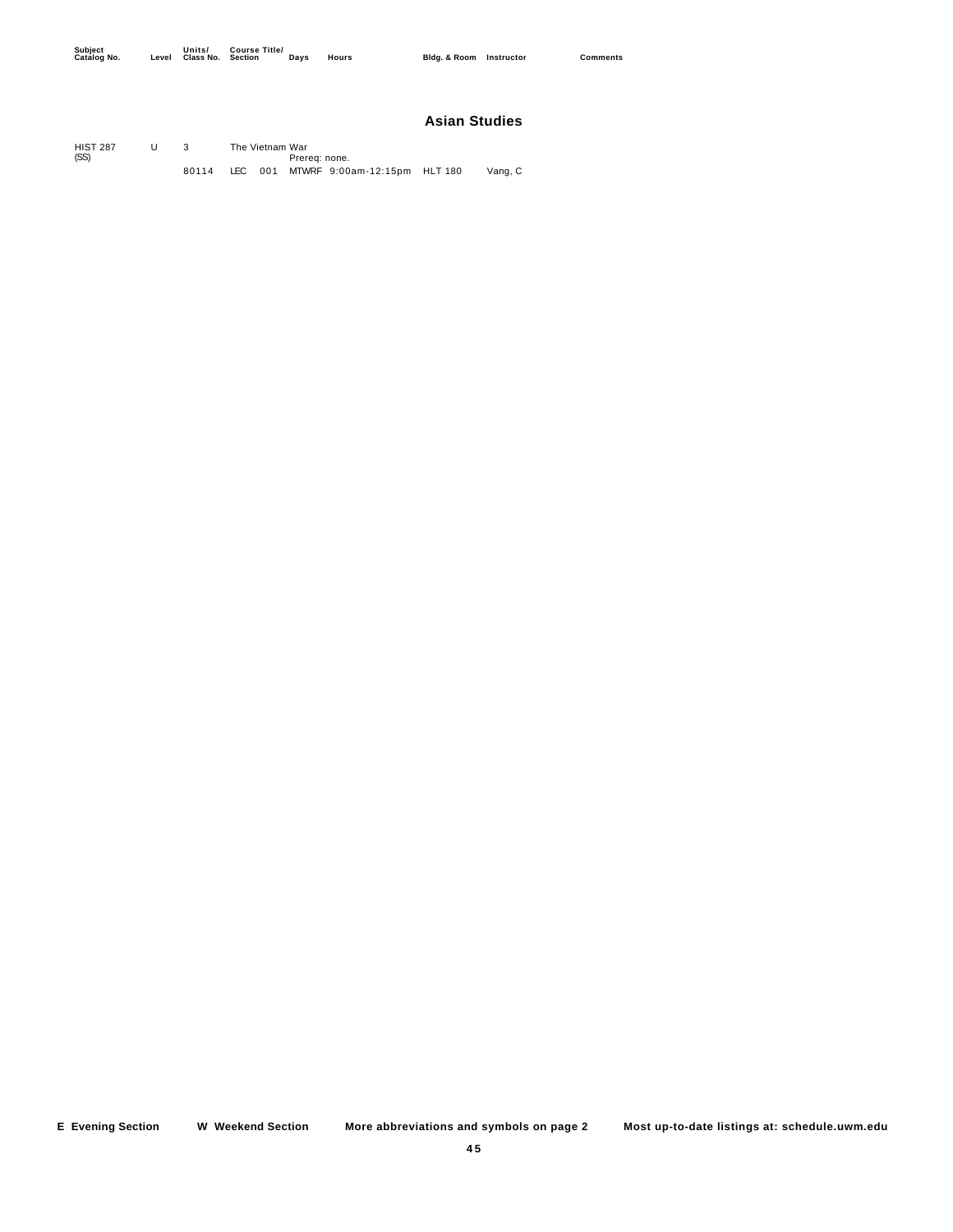| Subject Catalog No. | Level | Units/ Class No. | Course Title/ Section | | Days | Hours | Bldg. & Room | Instructor | Comments |
|---|---|---|---|---|---|---|---|---|---|

## Asian Studies

| Subject Catalog No. | Level | Units/ Class No. | Course Title/ Section | | Days | Hours | Bldg. & Room | Instructor | Comments |
|---|---|---|---|---|---|---|---|---|---|
| HIST 287 (SS) | U | 3 | The Vietnam War | | | | | | |
| | | | | | Prereq: none. | | | | |
| | | 80114 | LEC | 001 | MTWRF | 9:00am-12:15pm | HLT 180 | Vang, C | |

E Evening Section W Weekend Section More abbreviations and symbols on page 2 Most up-to-date listings at: schedule.uwm.edu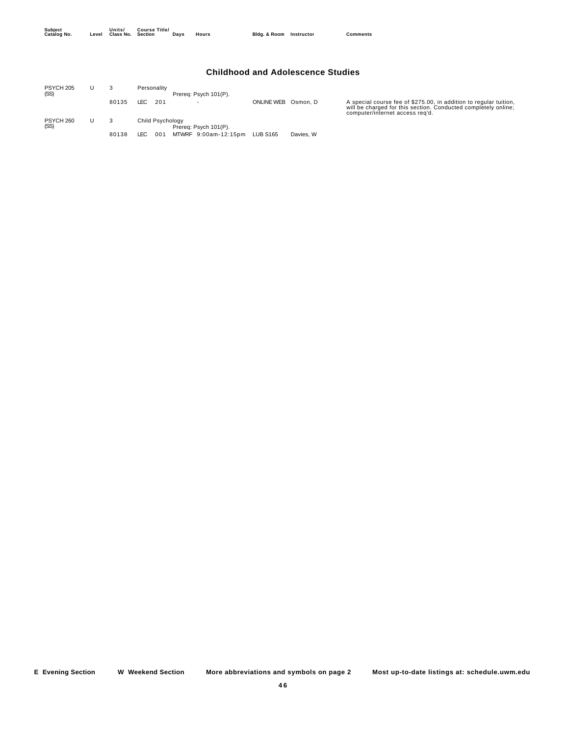| Subject Catalog No. | Level | Units/ Class No. | Course Title/ Section | Days | Hours | Bldg. & Room | Instructor | Comments |
|---|---|---|---|---|---|---|---|---|

## Childhood and Adolescence Studies

| Subject Catalog No. | Level | Units/ Class No. | Course Title/ Section | Days | Hours | Bldg. & Room | Instructor | Comments |
|---|---|---|---|---|---|---|---|---|
| PSYCH 205 (SS) | U | 3 | Personality | | Prereq: Psych 101(P). | | | |
| | | 80135 | LEC 201 | | - | ONLINE WEB | Osmon, D | A special course fee of $275.00, in addition to regular tuition, will be charged for this section. Conducted completely online; computer/internet access req'd. |
| PSYCH 260 (SS) | U | 3 | Child Psychology | | Prereq: Psych 101(P). | | | |
| | | 80138 | LEC 001 | MTWRF | 9:00am-12:15pm | LUB S165 | Davies, W | |

**E** Evening Section **W** Weekend Section **More abbreviations and symbols on page 2** **Most up-to-date listings at: schedule.uwm.edu**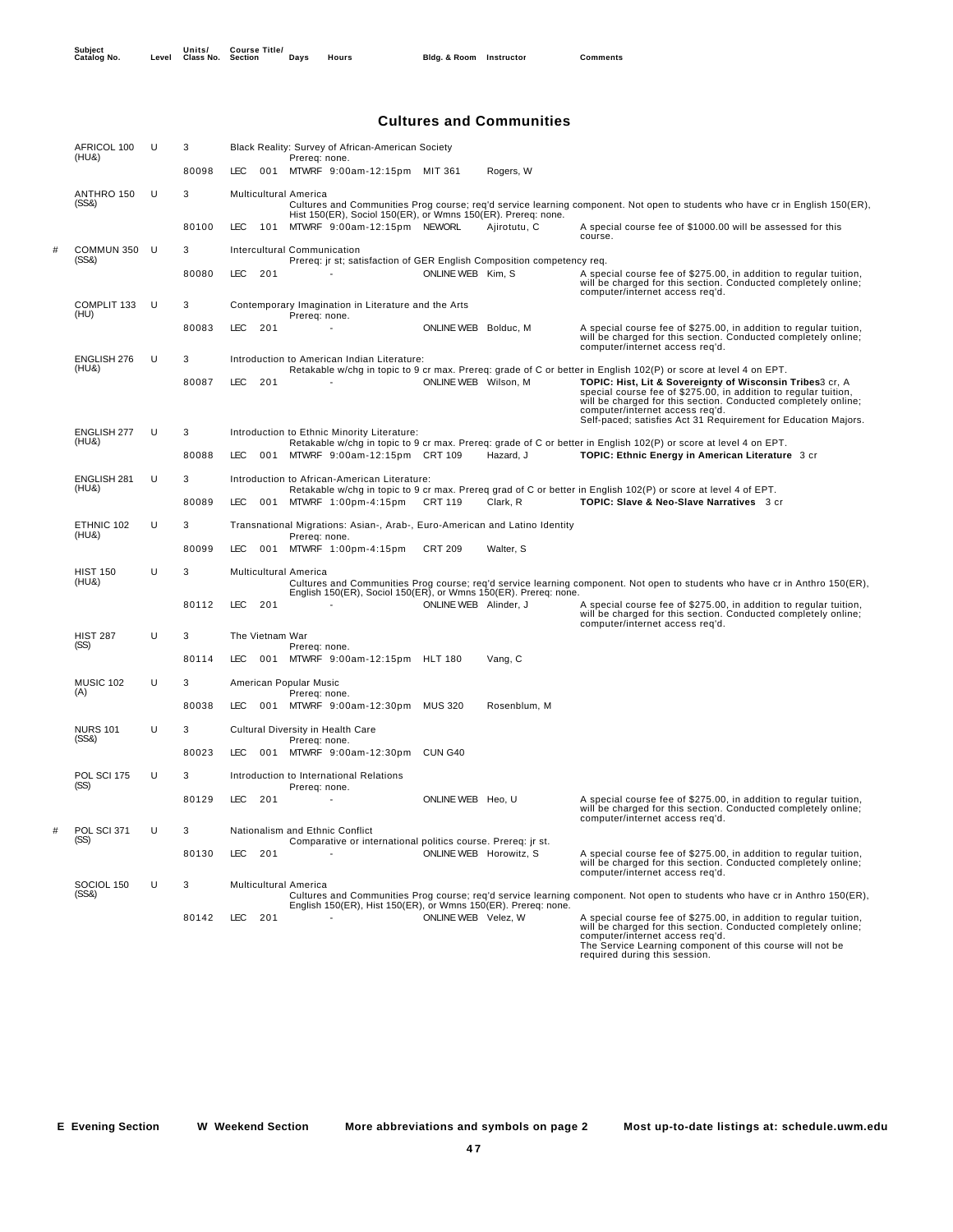| Subject Catalog No. | Level | Units/ Class No. | Course Title/ Section | Days | Hours | Bldg. & Room | Instructor | Comments |
|---|---|---|---|---|---|---|---|---|

## Cultures and Communities

| Subject Catalog No. | Level | Units/ Class No. | Course Title/ Section | Days | Hours | Bldg. & Room | Instructor | Comments |
|---|---|---|---|---|---|---|---|---|
| AFRICOL 100 (HU&) | U | 3 | Black Reality: Survey of African-American Society. Prereq: none. | | | | | |
| | | 80098 | LEC 001 | MTWRF | 9:00am-12:15pm | MIT 361 | Rogers, W | |
| ANTHRO 150 (SS&) | U | 3 | Multicultural America. Cultures and Communities Prog course; req'd service learning component. Not open to students who have cr in English 150(ER), Hist 150(ER), Sociol 150(ER), or Wmns 150(ER). Prereq: none. | | | | | |
| | | 80100 | LEC 101 | MTWRF | 9:00am-12:15pm | NEWORL | Ajirotutu, C | A special course fee of $1000.00 will be assessed for this course. |
| # COMMUN 350 (SS&) | U | 3 | Intercultural Communication. Prereq: jr st; satisfaction of GER English Composition competency req. | | | | | |
| | | 80080 | LEC 201 | | - | ONLINE WEB | Kim, S | A special course fee of $275.00, in addition to regular tuition, will be charged for this section. Conducted completely online; computer/internet access req'd. |
| COMPLIT 133 (HU) | U | 3 | Contemporary Imagination in Literature and the Arts. Prereq: none. | | | | | |
| | | 80083 | LEC 201 | | - | ONLINE WEB | Bolduc, M | A special course fee of $275.00, in addition to regular tuition, will be charged for this section. Conducted completely online; computer/internet access req'd. |
| ENGLISH 276 (HU&) | U | 3 | Introduction to American Indian Literature: Retakable w/chg in topic to 9 cr max. Prereq: grade of C or better in English 102(P) or score at level 4 on EPT. | | | | | |
| | | 80087 | LEC 201 | | - | ONLINE WEB | Wilson, M | **TOPIC: Hist, Lit & Sovereignty of Wisconsin Tribes** 3 cr, A special course fee of $275.00, in addition to regular tuition, will be charged for this section. Conducted completely online; computer/internet access req'd. Self-paced; satisfies Act 31 Requirement for Education Majors. |
| ENGLISH 277 (HU&) | U | 3 | Introduction to Ethnic Minority Literature: Retakable w/chg in topic to 9 cr max. Prereq: grade of C or better in English 102(P) or score at level 4 on EPT. | | | | | |
| | | 80088 | LEC 001 | MTWRF | 9:00am-12:15pm | CRT 109 | Hazard, J | **TOPIC: Ethnic Energy in American Literature** 3 cr |
| ENGLISH 281 (HU&) | U | 3 | Introduction to African-American Literature: Retakable w/chg in topic to 9 cr max. Prereq grad of C or better in English 102(P) or score at level 4 of EPT. | | | | | |
| | | 80089 | LEC 001 | MTWRF | 1:00pm-4:15pm | CRT 119 | Clark, R | **TOPIC: Slave & Neo-Slave Narratives** 3 cr |
| ETHNIC 102 (HU&) | U | 3 | Transnational Migrations: Asian-, Arab-, Euro-American and Latino Identity. Prereq: none. | | | | | |
| | | 80099 | LEC 001 | MTWRF | 1:00pm-4:15pm | CRT 209 | Walter, S | |
| HIST 150 (HU&) | U | 3 | Multicultural America. Cultures and Communities Prog course; req'd service learning component. Not open to students who have cr in Anthro 150(ER), English 150(ER), Sociol 150(ER), or Wmns 150(ER). Prereq: none. | | | | | |
| | | 80112 | LEC 201 | | - | ONLINE WEB | Alinder, J | A special course fee of $275.00, in addition to regular tuition, will be charged for this section. Conducted completely online; computer/internet access req'd. |
| HIST 287 (SS) | U | 3 | The Vietnam War. Prereq: none. | | | | | |
| | | 80114 | LEC 001 | MTWRF | 9:00am-12:15pm | HLT 180 | Vang, C | |
| MUSIC 102 (A) | U | 3 | American Popular Music. Prereq: none. | | | | | |
| | | 80038 | LEC 001 | MTWRF | 9:00am-12:30pm | MUS 320 | Rosenblum, M | |
| NURS 101 (SS&) | U | 3 | Cultural Diversity in Health Care. Prereq: none. | | | | | |
| | | 80023 | LEC 001 | MTWRF | 9:00am-12:30pm | CUN G40 | | |
| POL SCI 175 (SS) | U | 3 | Introduction to International Relations. Prereq: none. | | | | | |
| | | 80129 | LEC 201 | | - | ONLINE WEB | Heo, U | A special course fee of $275.00, in addition to regular tuition, will be charged for this section. Conducted completely online; computer/internet access req'd. |
| # POL SCI 371 (SS) | U | 3 | Nationalism and Ethnic Conflict. Comparative or international politics course. Prereq: jr st. | | | | | |
| | | 80130 | LEC 201 | | - | ONLINE WEB | Horowitz, S | A special course fee of $275.00, in addition to regular tuition, will be charged for this section. Conducted completely online; computer/internet access req'd. |
| SOCIOL 150 (SS&) | U | 3 | Multicultural America. Cultures and Communities Prog course; req'd service learning component. Not open to students who have cr in Anthro 150(ER), English 150(ER), Hist 150(ER), or Wmns 150(ER). Prereq: none. | | | | | |
| | | 80142 | LEC 201 | | - | ONLINE WEB | Velez, W | A special course fee of $275.00, in addition to regular tuition, will be charged for this section. Conducted completely online; computer/internet access req'd. The Service Learning component of this course will not be required during this session. |

**E** Evening Section **W** Weekend Section More abbreviations and symbols on page 2 Most up-to-date listings at: schedule.uwm.edu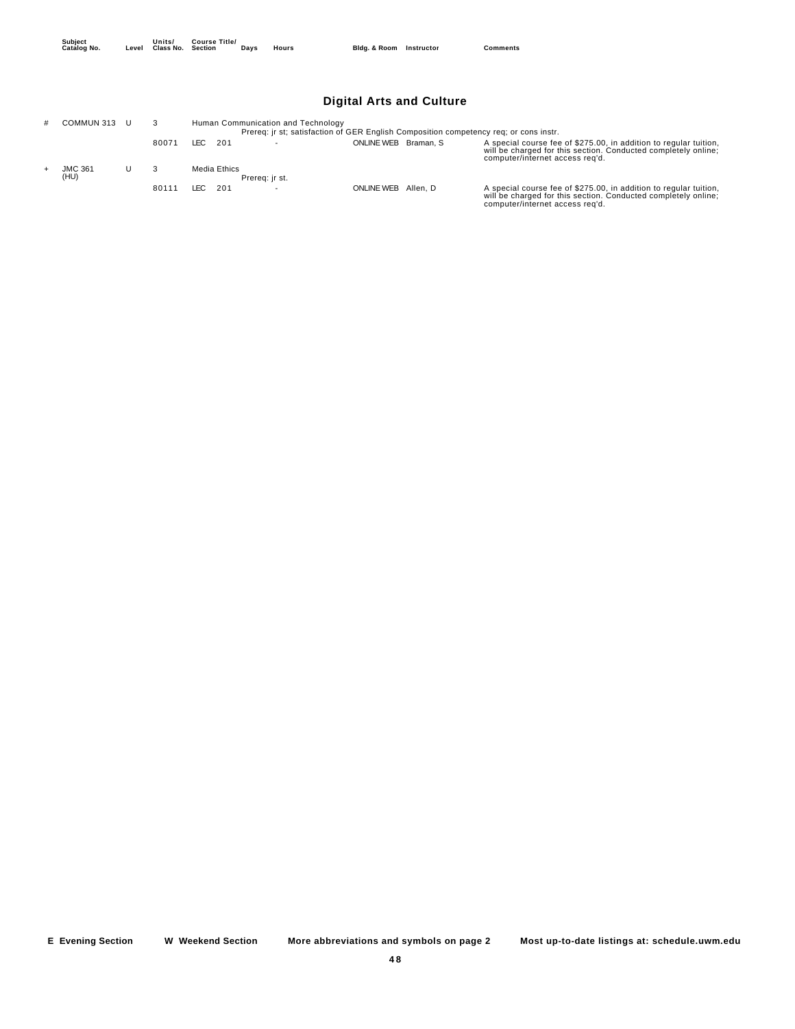| | Subject Catalog No. | Level | Units/ Class No. | Course Title/ Section | Days | Hours | Bldg. & Room | Instructor | Comments |
|---|---|---|---|---|---|---|---|---|---|

## Digital Arts and Culture

| | Subject Catalog No. | Level | Units/ Class No. | Course Title/ Section | Days | Hours | Bldg. & Room | Instructor | Comments |
|---|---|---|---|---|---|---|---|---|---|
| # | COMMUN 313 | U | 3 | Human Communication and Technology | | | | | |
| | | | | Prereq: jr st; satisfaction of GER English Composition competency req; or cons instr. | | | | | |
| | | | 80071 | LEC 201 | | - | ONLINE WEB | Braman, S | A special course fee of $275.00, in addition to regular tuition, will be charged for this section. Conducted completely online; computer/internet access req'd. |
| + | JMC 361 (HU) | U | 3 | Media Ethics | | | | | |
| | | | | Prereq: jr st. | | | | | |
| | | | 80111 | LEC 201 | | - | ONLINE WEB | Allen, D | A special course fee of $275.00, in addition to regular tuition, will be charged for this section. Conducted completely online; computer/internet access req'd. |

**E** Evening Section **W** Weekend Section More abbreviations and symbols on page 2 Most up-to-date listings at: schedule.uwm.edu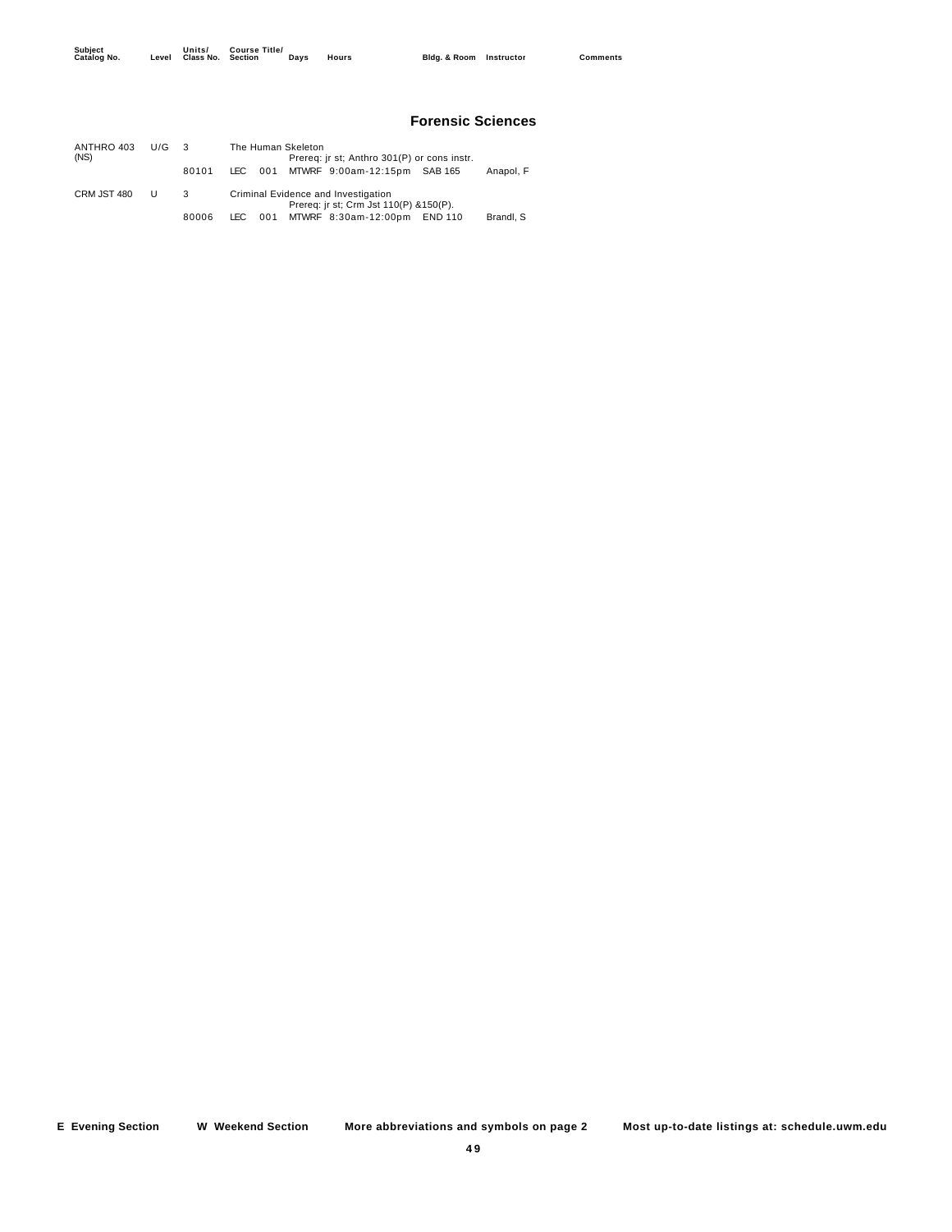| Subject Catalog No. | Level | Units/ Class No. | Course Title/ Section | | Days | Hours | Bldg. & Room | Instructor | Comments |
|---|---|---|---|---|---|---|---|---|---|

## Forensic Sciences

| Subject Catalog No. | Level | Units/ Class No. | Course Title/ Section | | Days | Hours | Bldg. & Room | Instructor | Comments |
|---|---|---|---|---|---|---|---|---|---|
| ANTHRO 403 (NS) | U/G | 3 | The Human Skeleton | | | | | | |
| | | | Prereq: jr st; Anthro 301(P) or cons instr. | | | | | | |
| | | 80101 | LEC | 001 | MTWRF | 9:00am-12:15pm | SAB 165 | Anapol, F | |
| CRM JST 480 | U | 3 | Criminal Evidence and Investigation | | | | | | |
| | | | Prereq: jr st; Crm Jst 110(P) &150(P). | | | | | | |
| | | 80006 | LEC | 001 | MTWRF | 8:30am-12:00pm | END 110 | Brandl, S | |

E Evening Section W Weekend Section More abbreviations and symbols on page 2 Most up-to-date listings at: schedule.uwm.edu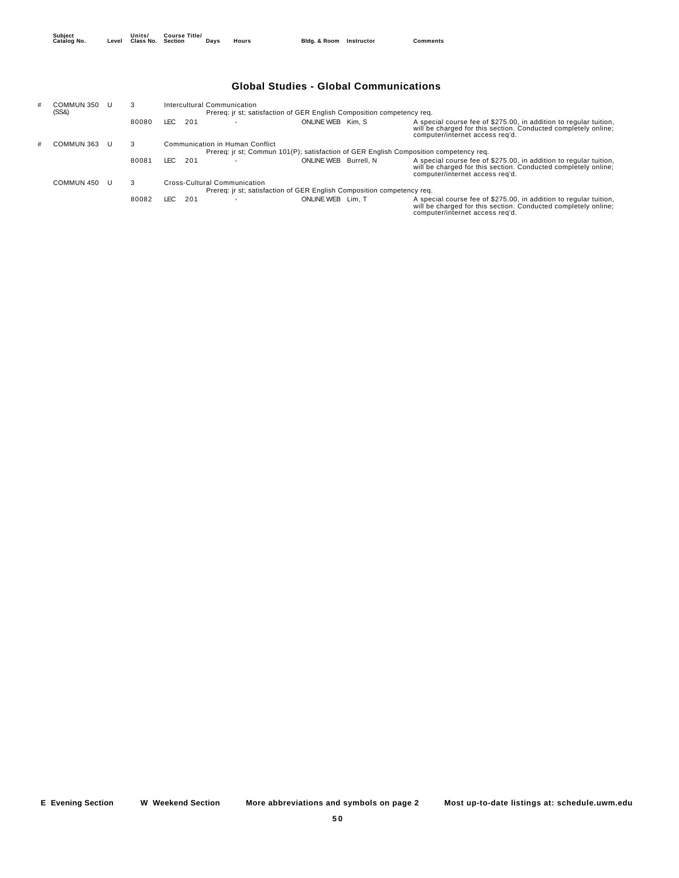| | Subject Catalog No. | Level | Units/ Class No. | Course Title/ Section | | Days | Hours | Bldg. & Room | Instructor | Comments |
|---|---|---|---|---|---|---|---|---|---|---|

## Global Studies - Global Communications

| | Subject Catalog No. | Level | Units/ Class No. | Course Title/ Section | | Days | Hours | Bldg. & Room | Instructor | Comments |
|---|---|---|---|---|---|---|---|---|---|---|
| # | COMMUN 350 (SS&) | U | 3 | Intercultural Communication<br>Prereq: jr st; satisfaction of GER English Composition competency req. | | | | | | |
| | | | 80080 | LEC | 201 | | - | ONLINE WEB | Kim, S | A special course fee of $275.00, in addition to regular tuition, will be charged for this section. Conducted completely online; computer/internet access req'd. |
| # | COMMUN 363 | U | 3 | Communication in Human Conflict<br>Prereq: jr st; Commun 101(P); satisfaction of GER English Composition competency req. | | | | | | |
| | | | 80081 | LEC | 201 | | - | ONLINE WEB | Burrell, N | A special course fee of $275.00, in addition to regular tuition, will be charged for this section. Conducted completely online; computer/internet access req'd. |
| | COMMUN 450 | U | 3 | Cross-Cultural Communication<br>Prereq: jr st; satisfaction of GER English Composition competency req. | | | | | | |
| | | | 80082 | LEC | 201 | | - | ONLINE WEB | Lim, T | A special course fee of $275.00, in addition to regular tuition, will be charged for this section. Conducted completely online; computer/internet access req'd. |

**E** Evening Section **W** Weekend Section More abbreviations and symbols on page 2 Most up-to-date listings at: schedule.uwm.edu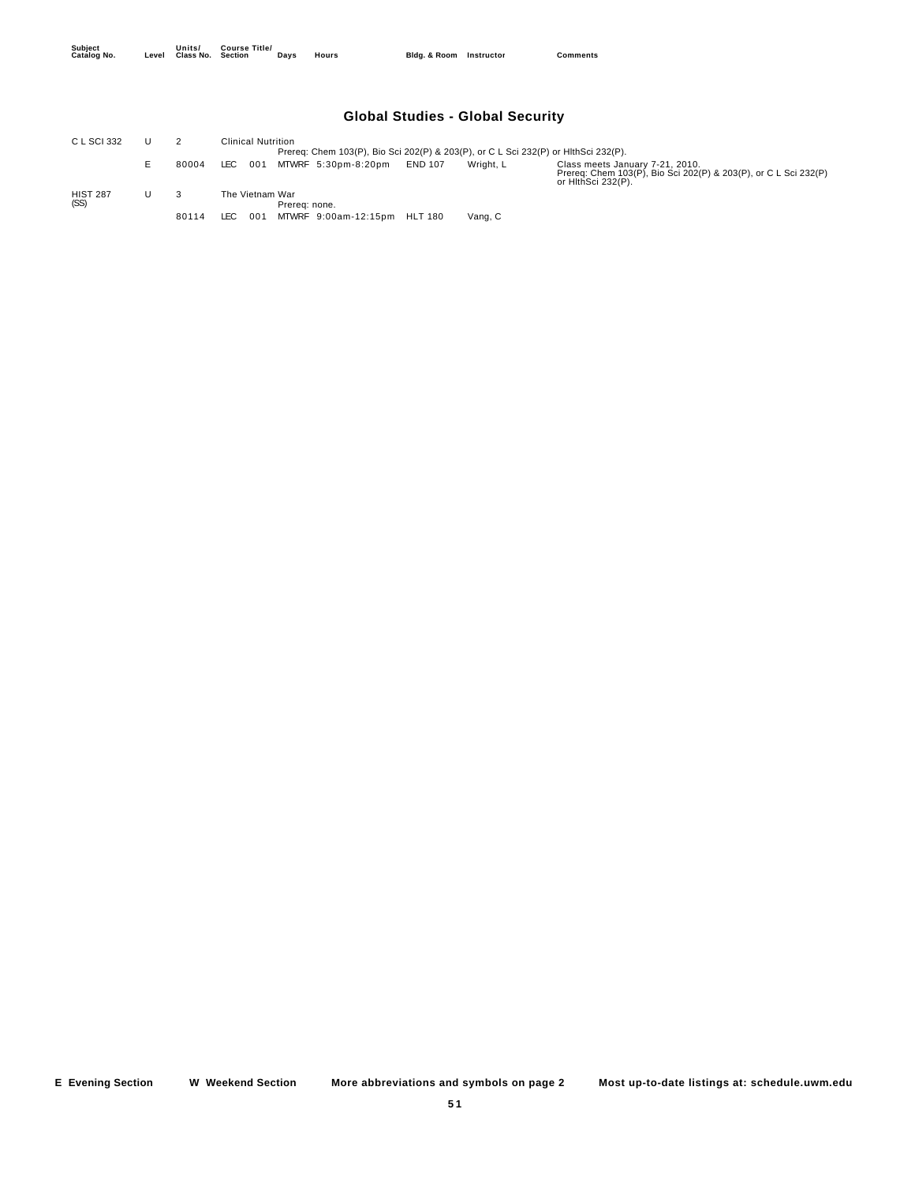| Subject Catalog No. | Level | Units/ Class No. | Course Title/ Section | Days | Hours | Bldg. & Room | Instructor | Comments |
|---|---|---|---|---|---|---|---|---|

## Global Studies - Global Security

| Subject Catalog No. | Level | Units/ Class No. | Course Title/ Section | Days | Hours | Bldg. & Room | Instructor | Comments |
|---|---|---|---|---|---|---|---|---|
| C L SCI 332 | U | 2 | Clinical Nutrition | | | | | |
| | | | Prereq: Chem 103(P), Bio Sci 202(P) & 203(P), or C L Sci 232(P) or HlthSci 232(P). | | | | | |
| | E | 80004 | LEC 001 | MTWRF | 5:30pm-8:20pm | END 107 | Wright, L | Class meets January 7-21, 2010. Prereq: Chem 103(P), Bio Sci 202(P) & 203(P), or C L Sci 232(P) or HlthSci 232(P). |
| HIST 287 (SS) | U | 3 | The Vietnam War | | | | | |
| | | | Prereq: none. | | | | | |
| | | 80114 | LEC 001 | MTWRF | 9:00am-12:15pm | HLT 180 | Vang, C | |

**E** Evening Section **W** Weekend Section More abbreviations and symbols on page 2 Most up-to-date listings at: schedule.uwm.edu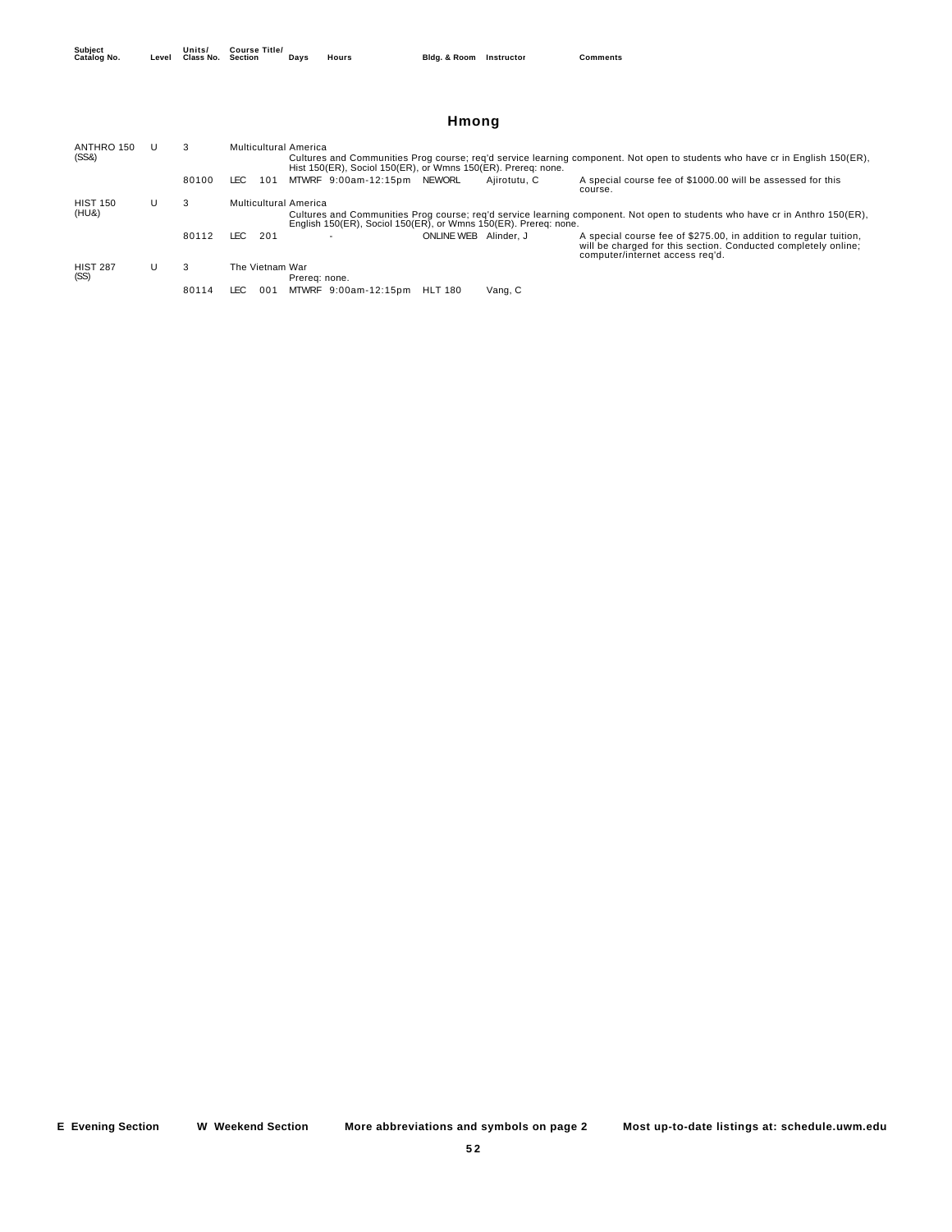| Subject Catalog No. | Level | Units/ Class No. | Course Title/ Section | | Days | Hours | Bldg. & Room | Instructor | Comments |
|---|---|---|---|---|---|---|---|---|---|

## Hmong

| Subject Catalog No. | Level | Units/ Class No. | Course Title/ Section | | Days | Hours | Bldg. & Room | Instructor | Comments |
|---|---|---|---|---|---|---|---|---|---|
| ANTHRO 150 (SS&) | U | 3 | Multicultural America | | | | | | |
| | | | Cultures and Communities Prog course; req'd service learning component. Not open to students who have cr in English 150(ER), Hist 150(ER), Sociol 150(ER), or Wmns 150(ER). Prereq: none. | | | | | | |
| | | 80100 | LEC | 101 | MTWRF | 9:00am-12:15pm | NEWORL | Ajirotutu, C | A special course fee of $1000.00 will be assessed for this course. |
| HIST 150 (HU&) | U | 3 | Multicultural America | | | | | | |
| | | | Cultures and Communities Prog course; req'd service learning component. Not open to students who have cr in Anthro 150(ER), English 150(ER), Sociol 150(ER), or Wmns 150(ER). Prereq: none. | | | | | | |
| | | 80112 | LEC | 201 | | - | ONLINE WEB | Alinder, J | A special course fee of $275.00, in addition to regular tuition, will be charged for this section. Conducted completely online; computer/internet access req'd. |
| HIST 287 (SS) | U | 3 | The Vietnam War | | | | | | |
| | | | Prereq: none. | | | | | | |
| | | 80114 | LEC | 001 | MTWRF | 9:00am-12:15pm | HLT 180 | Vang, C | |

**E** Evening Section **W** Weekend Section More abbreviations and symbols on page 2 Most up-to-date listings at: schedule.uwm.edu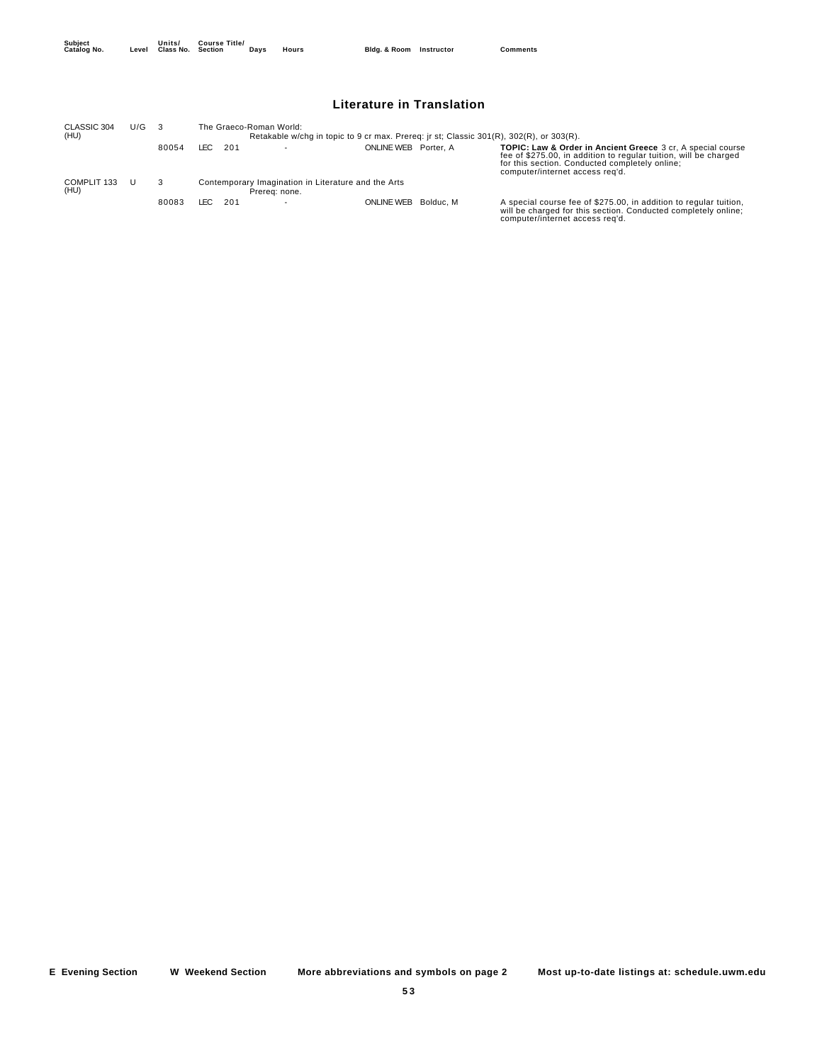| Subject Catalog No. | Level | Units/ Class No. | Course Title/ Section | Days | Hours | Bldg. & Room | Instructor | Comments |
|---|---|---|---|---|---|---|---|---|

## Literature in Translation

| Subject Catalog No. | Level | Units/ Class No. | Course Title/ Section | Days | Hours | Bldg. & Room | Instructor | Comments |
|---|---|---|---|---|---|---|---|---|
| CLASSIC 304 (HU) | U/G | 3 | The Graeco-Roman World: Retakable w/chg in topic to 9 cr max. Prereq: jr st; Classic 301(R), 302(R), or 303(R). | | | | | |
| | | 80054 | LEC 201 | | - | ONLINE WEB | Porter, A | **TOPIC: Law & Order in Ancient Greece** 3 cr, A special course fee of $275.00, in addition to regular tuition, will be charged for this section. Conducted completely online; computer/internet access req'd. |
| COMPLIT 133 (HU) | U | 3 | Contemporary Imagination in Literature and the Arts Prereq: none. | | | | | |
| | | 80083 | LEC 201 | | - | ONLINE WEB | Bolduc, M | A special course fee of $275.00, in addition to regular tuition, will be charged for this section. Conducted completely online; computer/internet access req'd. |

**E** Evening Section **W** Weekend Section More abbreviations and symbols on page 2 Most up-to-date listings at: schedule.uwm.edu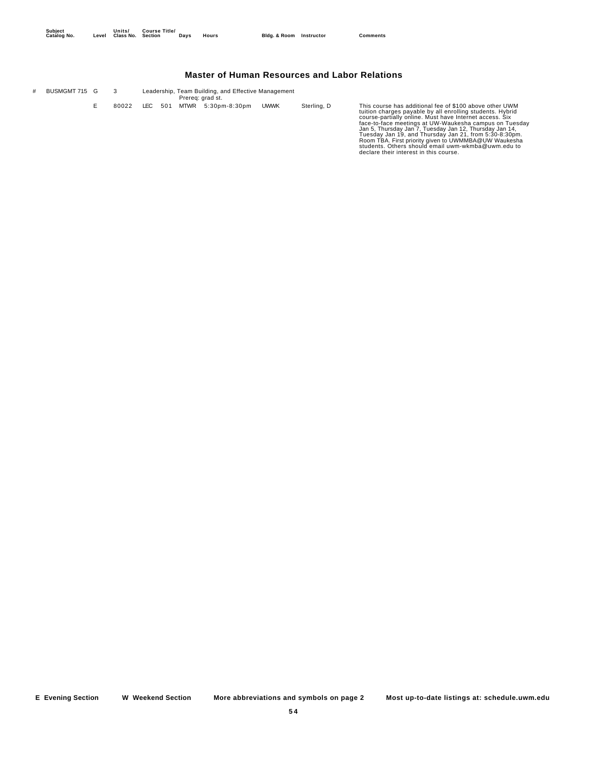| | Subject Catalog No. | Level | Units/ Class No. | Course Title/ Section | | Days | Hours | Bldg. & Room | Instructor | Comments |
|---|---|---|---|---|---|---|---|---|---|---|

## Master of Human Resources and Labor Relations

| | Subject Catalog No. | Level | Units/ Class No. | Course Title/ Section | | Days | Hours | Bldg. & Room | Instructor | Comments |
|---|---|---|---|---|---|---|---|---|---|---|
| # | BUSMGMT 715 | G | 3 | Leadership, Team Building, and Effective Management Prereq: grad st. | | | | | | |
| | | E | 80022 | LEC | 501 | MTWR | 5:30pm-8:30pm | UWWK | Sterling, D | This course has additional fee of $100 above other UWM tuition charges payable by all enrolling students. Hybrid course-partially online. Must have Internet access. Six face-to-face meetings at UW-Waukesha campus on Tuesday Jan 5, Thursday Jan 7, Tuesday Jan 12, Thursday Jan 14, Tuesday Jan 19, and Thursday Jan 21, from 5:30-8:30pm. Room TBA. First priority given to UWMMBA@UW Waukesha students. Others should email uwm-wkmba@uwm.edu to declare their interest in this course. |

**E** Evening Section **W** Weekend Section More abbreviations and symbols on page 2 Most up-to-date listings at: schedule.uwm.edu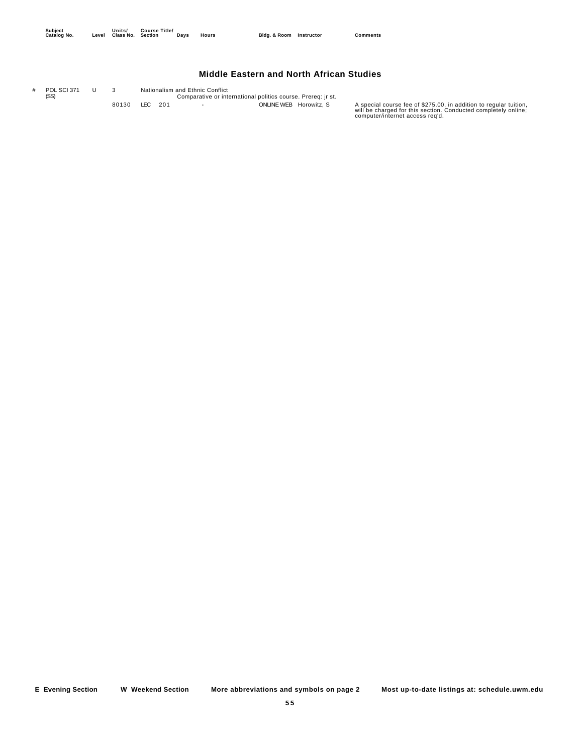| | Subject Catalog No. | Level | Units/ Class No. | Course Title/ Section | Days | Hours | Bldg. & Room | Instructor | Comments |
|---|---|---|---|---|---|---|---|---|---|

## Middle Eastern and North African Studies

| | Subject Catalog No. | Level | Units/ Class No. | Course Title/ Section | Days | Hours | Bldg. & Room | Instructor | Comments |
|---|---|---|---|---|---|---|---|---|---|
| # | POL SCI 371 (SS) | U | 3 | Nationalism and Ethnic Conflict<br>Comparative or international politics course. Prereq: jr st. | | | | | |
| | | | 80130 | LEC 201 | | - | ONLINE WEB | Horowitz, S | A special course fee of $275.00, in addition to regular tuition, will be charged for this section. Conducted completely online; computer/internet access req'd. |

**E** Evening Section **W** Weekend Section More abbreviations and symbols on page 2 Most up-to-date listings at: schedule.uwm.edu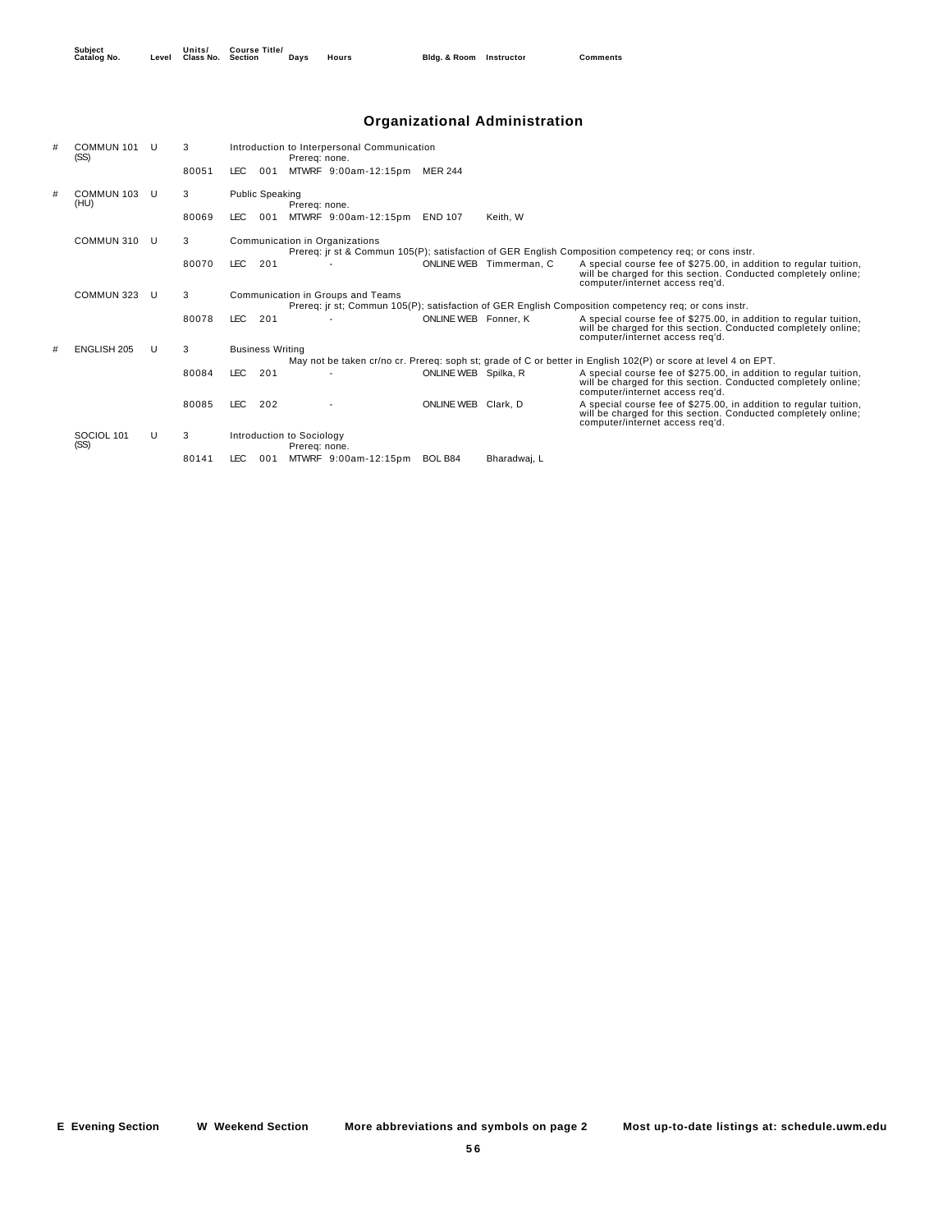## Organizational Administration

| | Subject Catalog No. | Level | Units/ Class No. | Course Title/ Section | | Days | Hours | Bldg. & Room | Instructor | Comments |
|---|---|---|---|---|---|---|---|---|---|---|
| # | COMMUN 101 (SS) | U | 3 | Introduction to Interpersonal Communication | | | | | | |
| | | | | Prereq: none. | | | | | | |
| | | | 80051 | LEC | 001 | MTWRF | 9:00am-12:15pm | MER 244 | | |
| # | COMMUN 103 (HU) | U | 3 | Public Speaking | | | | | | |
| | | | | Prereq: none. | | | | | | |
| | | | 80069 | LEC | 001 | MTWRF | 9:00am-12:15pm | END 107 | Keith, W | |
| | COMMUN 310 | U | 3 | Communication in Organizations | | | | | | |
| | | | | Prereq: jr st & Commun 105(P); satisfaction of GER English Composition competency req; or cons instr. | | | | | | |
| | | | 80070 | LEC | 201 | | - | ONLINE WEB | Timmerman, C | A special course fee of $275.00, in addition to regular tuition, will be charged for this section. Conducted completely online; computer/internet access req'd. |
| | COMMUN 323 | U | 3 | Communication in Groups and Teams | | | | | | |
| | | | | Prereq: jr st; Commun 105(P); satisfaction of GER English Composition competency req; or cons instr. | | | | | | |
| | | | 80078 | LEC | 201 | | - | ONLINE WEB | Fonner, K | A special course fee of $275.00, in addition to regular tuition, will be charged for this section. Conducted completely online; computer/internet access req'd. |
| # | ENGLISH 205 | U | 3 | Business Writing | | | | | | |
| | | | | May not be taken cr/no cr. Prereq: soph st; grade of C or better in English 102(P) or score at level 4 on EPT. | | | | | | |
| | | | 80084 | LEC | 201 | | - | ONLINE WEB | Spilka, R | A special course fee of $275.00, in addition to regular tuition, will be charged for this section. Conducted completely online; computer/internet access req'd. |
| | | | 80085 | LEC | 202 | | - | ONLINE WEB | Clark, D | A special course fee of $275.00, in addition to regular tuition, will be charged for this section. Conducted completely online; computer/internet access req'd. |
| | SOCIOL 101 (SS) | U | 3 | Introduction to Sociology | | | | | | |
| | | | | Prereq: none. | | | | | | |
| | | | 80141 | LEC | 001 | MTWRF | 9:00am-12:15pm | BOL B84 | Bharadwaj, L | |

**E Evening Section** **W Weekend Section** **More abbreviations and symbols on page 2** **Most up-to-date listings at: schedule.uwm.edu**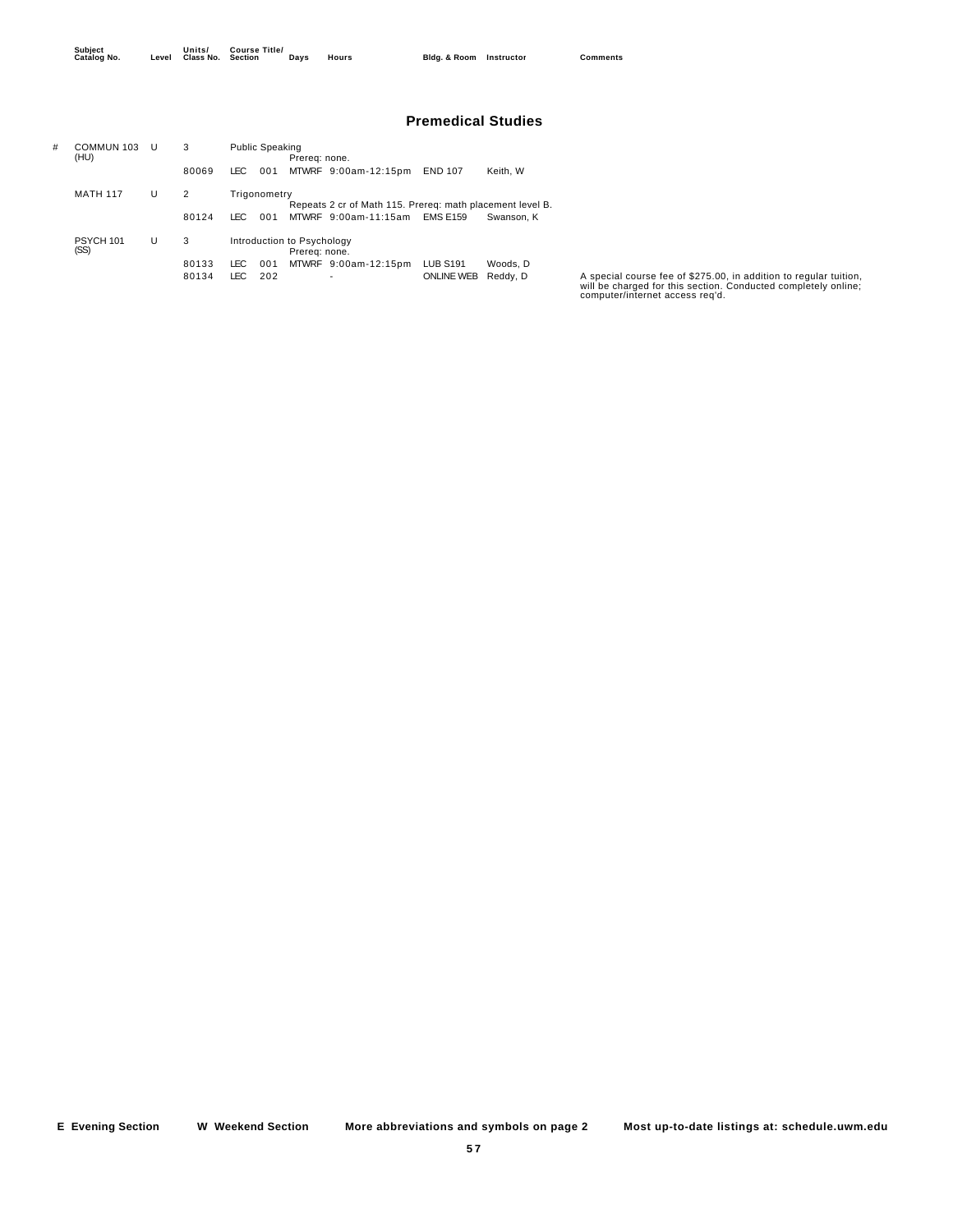## Premedical Studies

| | Subject Catalog No. | Level | Units/ Class No. | Course Title/ Section | | Days | Hours | Bldg. & Room | Instructor | Comments |
|---|---|---|---|---|---|---|---|---|---|---|
| # | COMMUN 103 (HU) | U | 3 | Public Speaking | | | | | | |
| | | | | | | Prereq: none. | | | | |
| | | | 80069 | LEC | 001 | MTWRF | 9:00am-12:15pm | END 107 | Keith, W | |
| | MATH 117 | U | 2 | Trigonometry | | | | | | |
| | | | | | | Repeats 2 cr of Math 115. Prereq: math placement level B. | | | | |
| | | | 80124 | LEC | 001 | MTWRF | 9:00am-11:15am | EMS E159 | Swanson, K | |
| | PSYCH 101 (SS) | U | 3 | Introduction to Psychology | | | | | | |
| | | | | | | Prereq: none. | | | | |
| | | | 80133 | LEC | 001 | MTWRF | 9:00am-12:15pm | LUB S191 | Woods, D | |
| | | | 80134 | LEC | 202 | | - | ONLINE WEB | Reddy, D | A special course fee of $275.00, in addition to regular tuition, will be charged for this section. Conducted completely online; computer/internet access req'd. |

**E** Evening Section **W** Weekend Section More abbreviations and symbols on page 2 Most up-to-date listings at: schedule.uwm.edu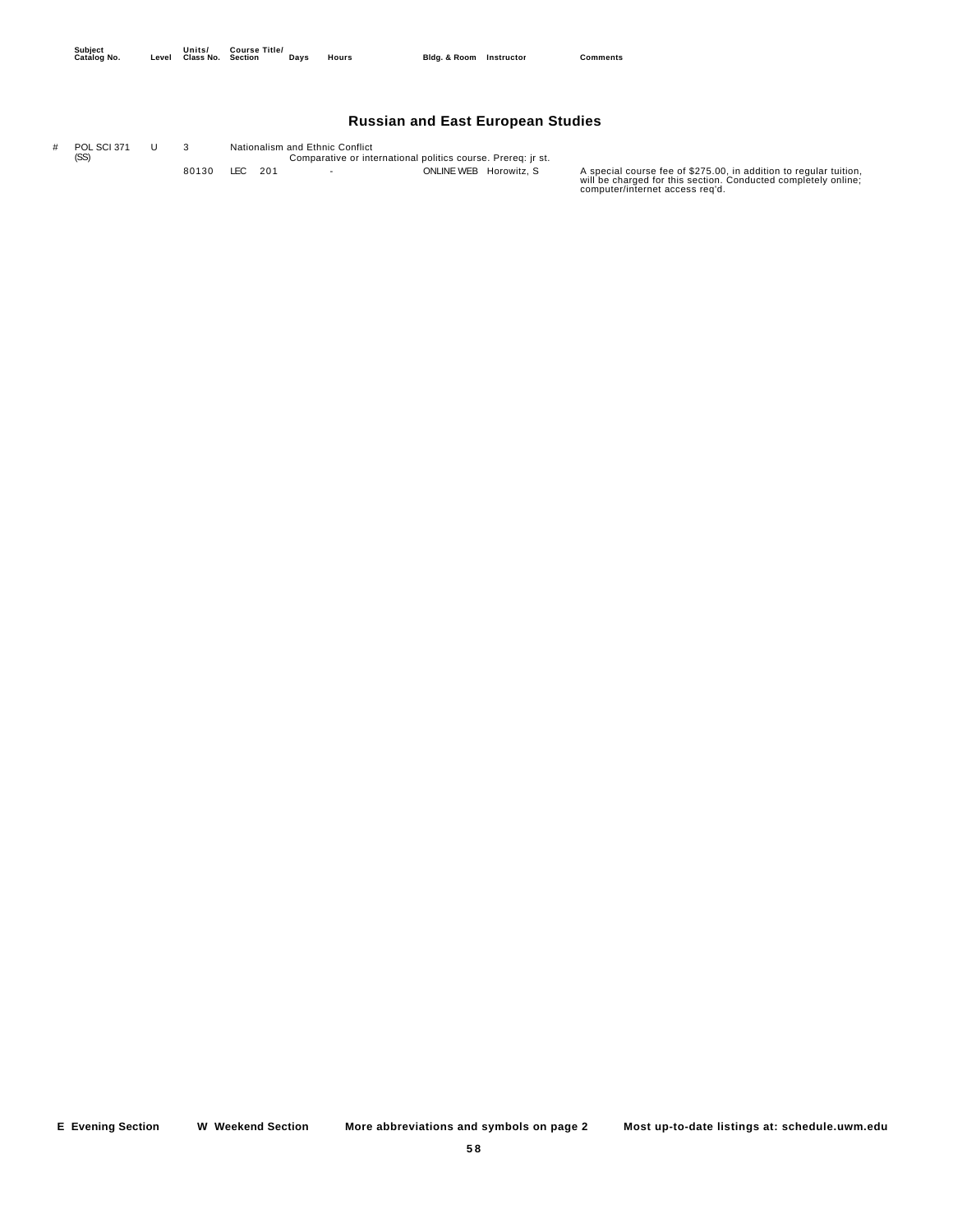| | Subject Catalog No. | Level | Units/ Class No. | Course Title/ Section | | Days | Hours | Bldg. & Room | Instructor | Comments |
|---|---|---|---|---|---|---|---|---|---|---|

## Russian and East European Studies

| | Subject Catalog No. | Level | Units/ Class No. | Course Title/ Section | | Days | Hours | Bldg. & Room | Instructor | Comments |
|---|---|---|---|---|---|---|---|---|---|---|
| # | POL SCI 371 (SS) | U | 3 | Nationalism and Ethnic Conflict | | | | | | |
| | | | | Comparative or international politics course. Prereq: jr st. | | | | | | |
| | | | 80130 | LEC | 201 | | - | ONLINE WEB | Horowitz, S | A special course fee of $275.00, in addition to regular tuition, will be charged for this section. Conducted completely online; computer/internet access req'd. |

**E** Evening Section **W** Weekend Section More abbreviations and symbols on page 2 Most up-to-date listings at: schedule.uwm.edu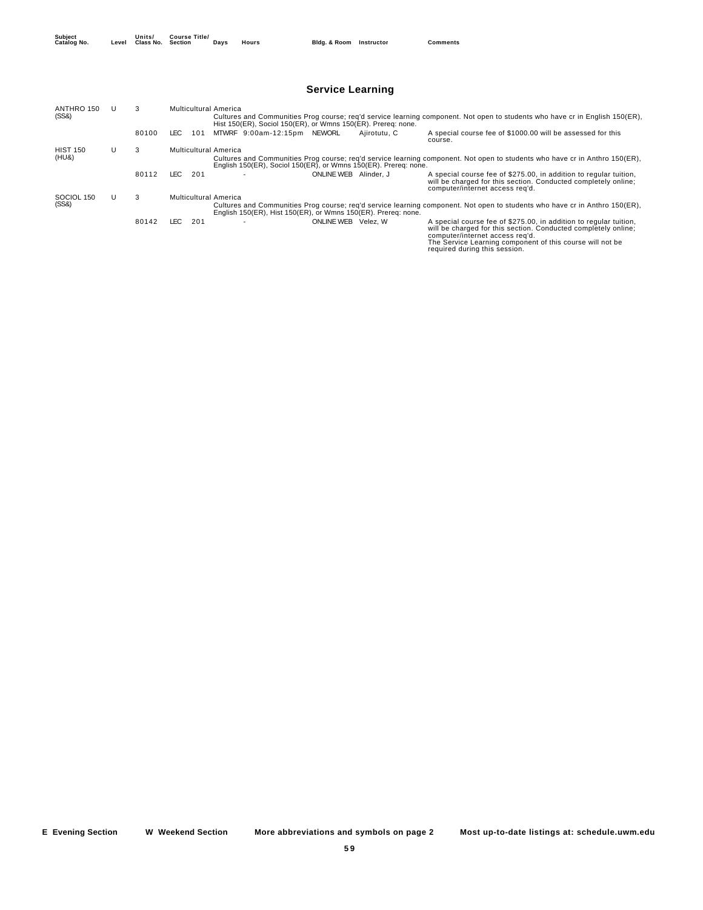| Subject Catalog No. | Level | Units/ Class No. | Course Title/ Section | | Days | Hours | Bldg. & Room | Instructor | Comments |
|---|---|---|---|---|---|---|---|---|---|

## Service Learning

| Subject Catalog No. | Level | Units/ Class No. | Course Title/ Section | | Days | Hours | Bldg. & Room | Instructor | Comments |
|---|---|---|---|---|---|---|---|---|---|
| ANTHRO 150 (SS&) | U | 3 | Multicultural America<br>Cultures and Communities Prog course; req'd service learning component. Not open to students who have cr in English 150(ER), Hist 150(ER), Sociol 150(ER), or Wmns 150(ER). Prereq: none. | | | | | | |
| | | 80100 | LEC | 101 | MTWRF | 9:00am-12:15pm | NEWORL | Ajirotutu, C | A special course fee of $1000.00 will be assessed for this course. |
| HIST 150 (HU&) | U | 3 | Multicultural America<br>Cultures and Communities Prog course; req'd service learning component. Not open to students who have cr in Anthro 150(ER), English 150(ER), Sociol 150(ER), or Wmns 150(ER). Prereq: none. | | | | | | |
| | | 80112 | LEC | 201 | | - | ONLINE WEB | Alinder, J | A special course fee of $275.00, in addition to regular tuition, will be charged for this section. Conducted completely online; computer/internet access req'd. |
| SOCIOL 150 (SS&) | U | 3 | Multicultural America<br>Cultures and Communities Prog course; req'd service learning component. Not open to students who have cr in Anthro 150(ER), English 150(ER), Hist 150(ER), or Wmns 150(ER). Prereq: none. | | | | | | |
| | | 80142 | LEC | 201 | | - | ONLINE WEB | Velez, W | A special course fee of $275.00, in addition to regular tuition, will be charged for this section. Conducted completely online; computer/internet access req'd.<br>The Service Learning component of this course will not be required during this session. |

**E** Evening Section **W** Weekend Section More abbreviations and symbols on page 2 Most up-to-date listings at: schedule.uwm.edu